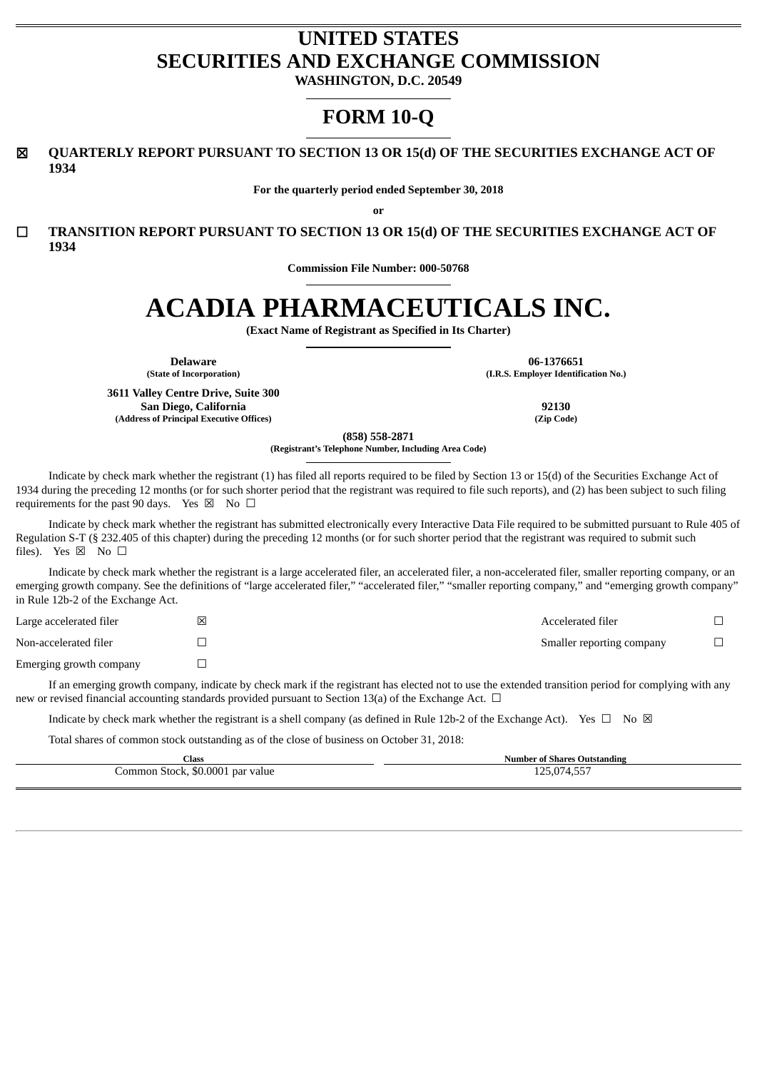# UNITED STATES
# SECURITIES AND EXCHANGE COMMISSION

**WASHINGTON, D.C. 20549**

# FORM 10-Q

☒ **QUARTERLY REPORT PURSUANT TO SECTION 13 OR 15(d) OF THE SECURITIES EXCHANGE ACT OF 1934**

**For the quarterly period ended September 30, 2018**

**or**

☐ **TRANSITION REPORT PURSUANT TO SECTION 13 OR 15(d) OF THE SECURITIES EXCHANGE ACT OF 1934**

**Commission File Number: 000-50768**

# ACADIA PHARMACEUTICALS INC.

**(Exact Name of Registrant as Specified in Its Charter)**

| | |
|---|---|
| **Delaware** | **06-1376651** |
| **(State of Incorporation)** | **(I.R.S. Employer Identification No.)** |
| **3611 Valley Centre Drive, Suite 300** | |
| **San Diego, California** | **92130** |
| **(Address of Principal Executive Offices)** | **(Zip Code)** |

**(858) 558-2871**
**(Registrant's Telephone Number, Including Area Code)**

Indicate by check mark whether the registrant (1) has filed all reports required to be filed by Section 13 or 15(d) of the Securities Exchange Act of 1934 during the preceding 12 months (or for such shorter period that the registrant was required to file such reports), and (2) has been subject to such filing requirements for the past 90 days. Yes ☒ No ☐

Indicate by check mark whether the registrant has submitted electronically every Interactive Data File required to be submitted pursuant to Rule 405 of Regulation S-T (§ 232.405 of this chapter) during the preceding 12 months (or for such shorter period that the registrant was required to submit such files). Yes ☒ No ☐

Indicate by check mark whether the registrant is a large accelerated filer, an accelerated filer, a non-accelerated filer, smaller reporting company, or an emerging growth company. See the definitions of "large accelerated filer," "accelerated filer," "smaller reporting company," and "emerging growth company" in Rule 12b-2 of the Exchange Act.

| | | | |
|---|---|---|---|
| Large accelerated filer | ☒ | Accelerated filer | ☐ |
| Non-accelerated filer | ☐ | Smaller reporting company | ☐ |
| Emerging growth company | ☐ | | |

If an emerging growth company, indicate by check mark if the registrant has elected not to use the extended transition period for complying with any new or revised financial accounting standards provided pursuant to Section 13(a) of the Exchange Act. ☐

Indicate by check mark whether the registrant is a shell company (as defined in Rule 12b-2 of the Exchange Act). Yes ☐ No ☒

Total shares of common stock outstanding as of the close of business on October 31, 2018:

| Class | Number of Shares Outstanding |
|---|---|
| Common Stock, $0.0001 par value | 125,074,557 |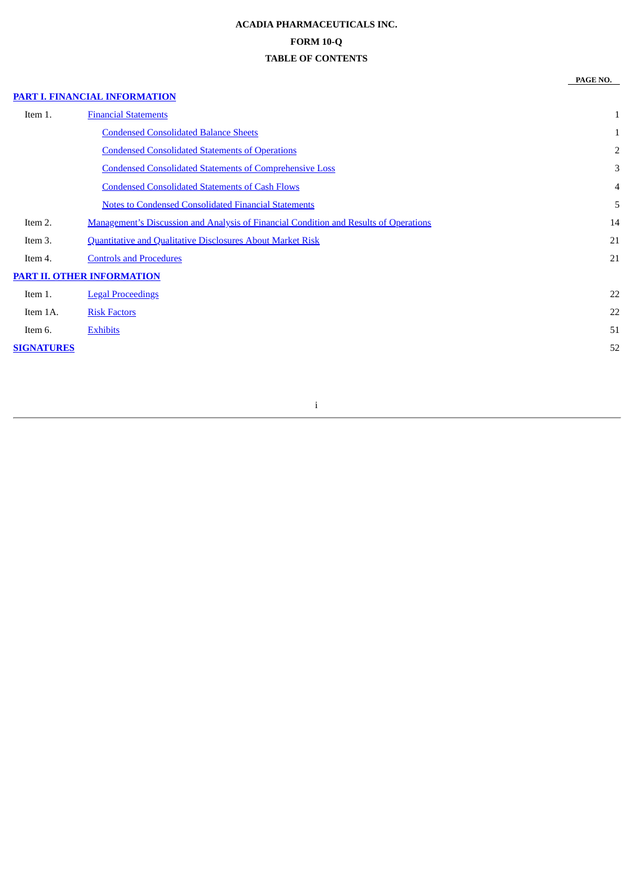**ACADIA PHARMACEUTICALS INC.**

**FORM 10-Q**

**TABLE OF CONTENTS**

| | | PAGE NO. |
|---|---|---|
| **PART I. FINANCIAL INFORMATION** | | |
| Item 1. | Financial Statements | 1 |
| | Condensed Consolidated Balance Sheets | 1 |
| | Condensed Consolidated Statements of Operations | 2 |
| | Condensed Consolidated Statements of Comprehensive Loss | 3 |
| | Condensed Consolidated Statements of Cash Flows | 4 |
| | Notes to Condensed Consolidated Financial Statements | 5 |
| Item 2. | Management's Discussion and Analysis of Financial Condition and Results of Operations | 14 |
| Item 3. | Quantitative and Qualitative Disclosures About Market Risk | 21 |
| Item 4. | Controls and Procedures | 21 |
| **PART II. OTHER INFORMATION** | | |
| Item 1. | Legal Proceedings | 22 |
| Item 1A. | Risk Factors | 22 |
| Item 6. | Exhibits | 51 |
| **SIGNATURES** | | 52 |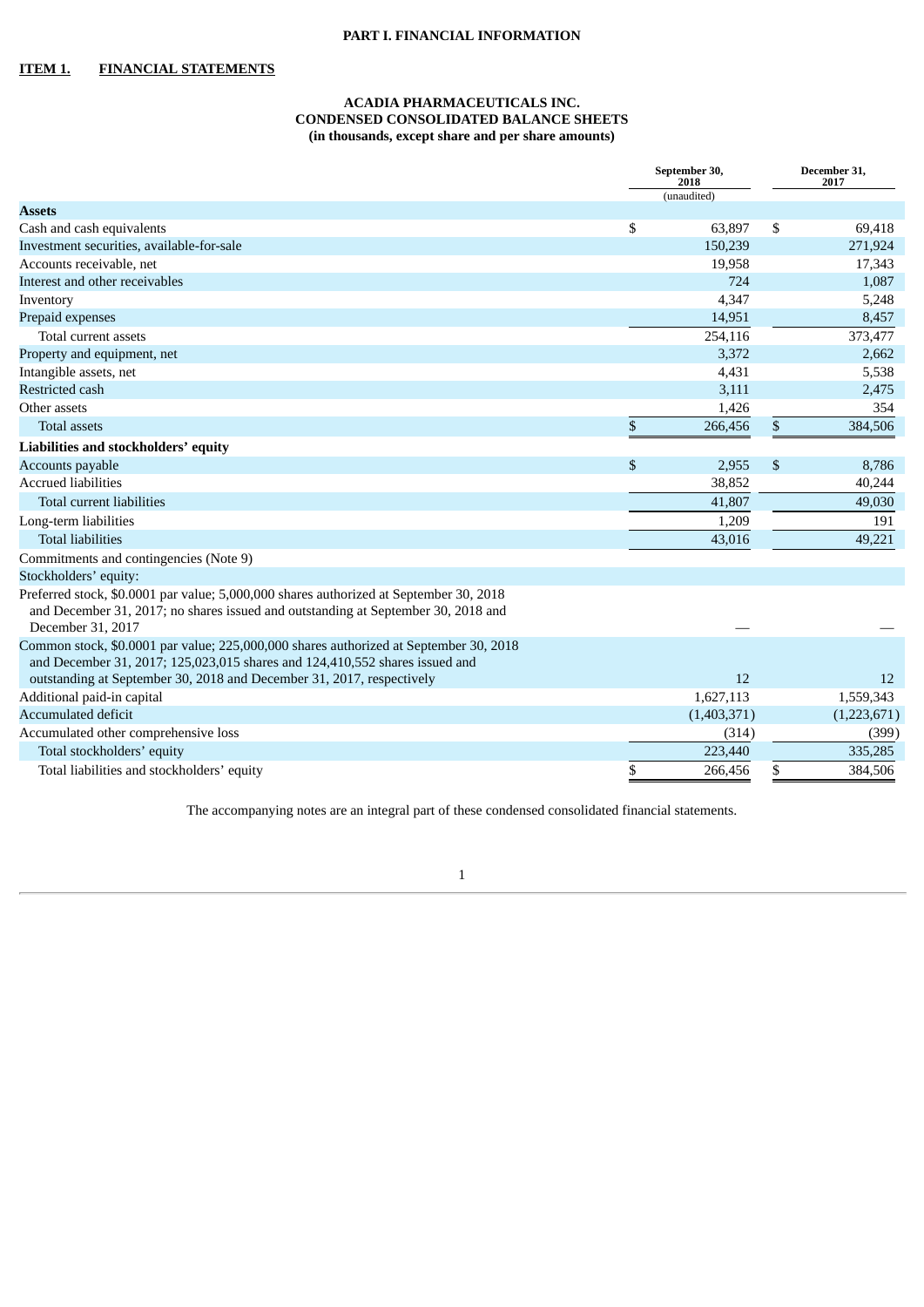## PART I. FINANCIAL INFORMATION

## ITEM 1. FINANCIAL STATEMENTS

### ACADIA PHARMACEUTICALS INC.
### CONDENSED CONSOLIDATED BALANCE SHEETS
### (in thousands, except share and per share amounts)

| | September 30, 2018 (unaudited) | December 31, 2017 |
|---|---|---|
| **Assets** | | |
| Cash and cash equivalents | $ 63,897 | $ 69,418 |
| Investment securities, available-for-sale | 150,239 | 271,924 |
| Accounts receivable, net | 19,958 | 17,343 |
| Interest and other receivables | 724 | 1,087 |
| Inventory | 4,347 | 5,248 |
| Prepaid expenses | 14,951 | 8,457 |
| Total current assets | 254,116 | 373,477 |
| Property and equipment, net | 3,372 | 2,662 |
| Intangible assets, net | 4,431 | 5,538 |
| Restricted cash | 3,111 | 2,475 |
| Other assets | 1,426 | 354 |
| Total assets | $ 266,456 | $ 384,506 |
| **Liabilities and stockholders' equity** | | |
| Accounts payable | $ 2,955 | $ 8,786 |
| Accrued liabilities | 38,852 | 40,244 |
| Total current liabilities | 41,807 | 49,030 |
| Long-term liabilities | 1,209 | 191 |
| Total liabilities | 43,016 | 49,221 |
| Commitments and contingencies (Note 9) | | |
| Stockholders' equity: | | |
| Preferred stock, $0.0001 par value; 5,000,000 shares authorized at September 30, 2018 and December 31, 2017; no shares issued and outstanding at September 30, 2018 and December 31, 2017 | — | — |
| Common stock, $0.0001 par value; 225,000,000 shares authorized at September 30, 2018 and December 31, 2017; 125,023,015 shares and 124,410,552 shares issued and outstanding at September 30, 2018 and December 31, 2017, respectively | 12 | 12 |
| Additional paid-in capital | 1,627,113 | 1,559,343 |
| Accumulated deficit | (1,403,371) | (1,223,671) |
| Accumulated other comprehensive loss | (314) | (399) |
| Total stockholders' equity | 223,440 | 335,285 |
| Total liabilities and stockholders' equity | $ 266,456 | $ 384,506 |

The accompanying notes are an integral part of these condensed consolidated financial statements.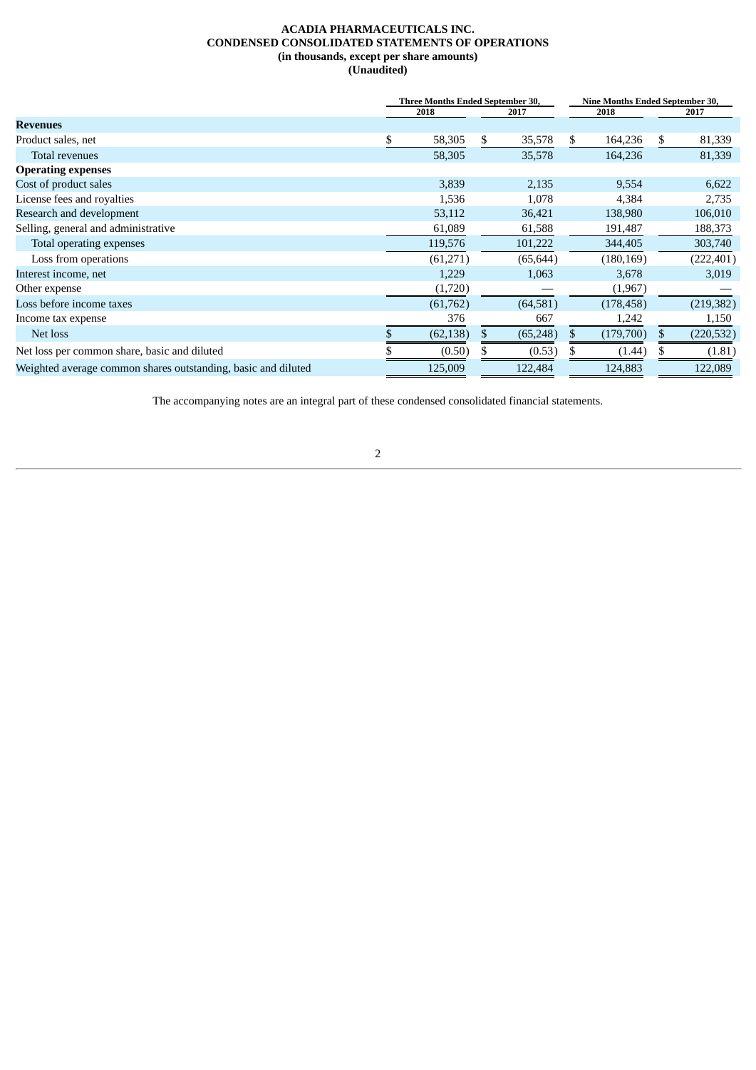**ACADIA PHARMACEUTICALS INC.**
**CONDENSED CONSOLIDATED STATEMENTS OF OPERATIONS**
**(in thousands, except per share amounts)**
**(Unaudited)**

| | Three Months Ended September 30, | | Nine Months Ended September 30, | |
|---|---|---|---|---|
| | 2018 | 2017 | 2018 | 2017 |
| **Revenues** | | | | |
| Product sales, net | $ 58,305 | $ 35,578 | $ 164,236 | $ 81,339 |
| Total revenues | 58,305 | 35,578 | 164,236 | 81,339 |
| **Operating expenses** | | | | |
| Cost of product sales | 3,839 | 2,135 | 9,554 | 6,622 |
| License fees and royalties | 1,536 | 1,078 | 4,384 | 2,735 |
| Research and development | 53,112 | 36,421 | 138,980 | 106,010 |
| Selling, general and administrative | 61,089 | 61,588 | 191,487 | 188,373 |
| Total operating expenses | 119,576 | 101,222 | 344,405 | 303,740 |
| Loss from operations | (61,271) | (65,644) | (180,169) | (222,401) |
| Interest income, net | 1,229 | 1,063 | 3,678 | 3,019 |
| Other expense | (1,720) | — | (1,967) | — |
| Loss before income taxes | (61,762) | (64,581) | (178,458) | (219,382) |
| Income tax expense | 376 | 667 | 1,242 | 1,150 |
| Net loss | $ (62,138) | $ (65,248) | $ (179,700) | $ (220,532) |
| Net loss per common share, basic and diluted | $ (0.50) | $ (0.53) | $ (1.44) | $ (1.81) |
| Weighted average common shares outstanding, basic and diluted | 125,009 | 122,484 | 124,883 | 122,089 |

The accompanying notes are an integral part of these condensed consolidated financial statements.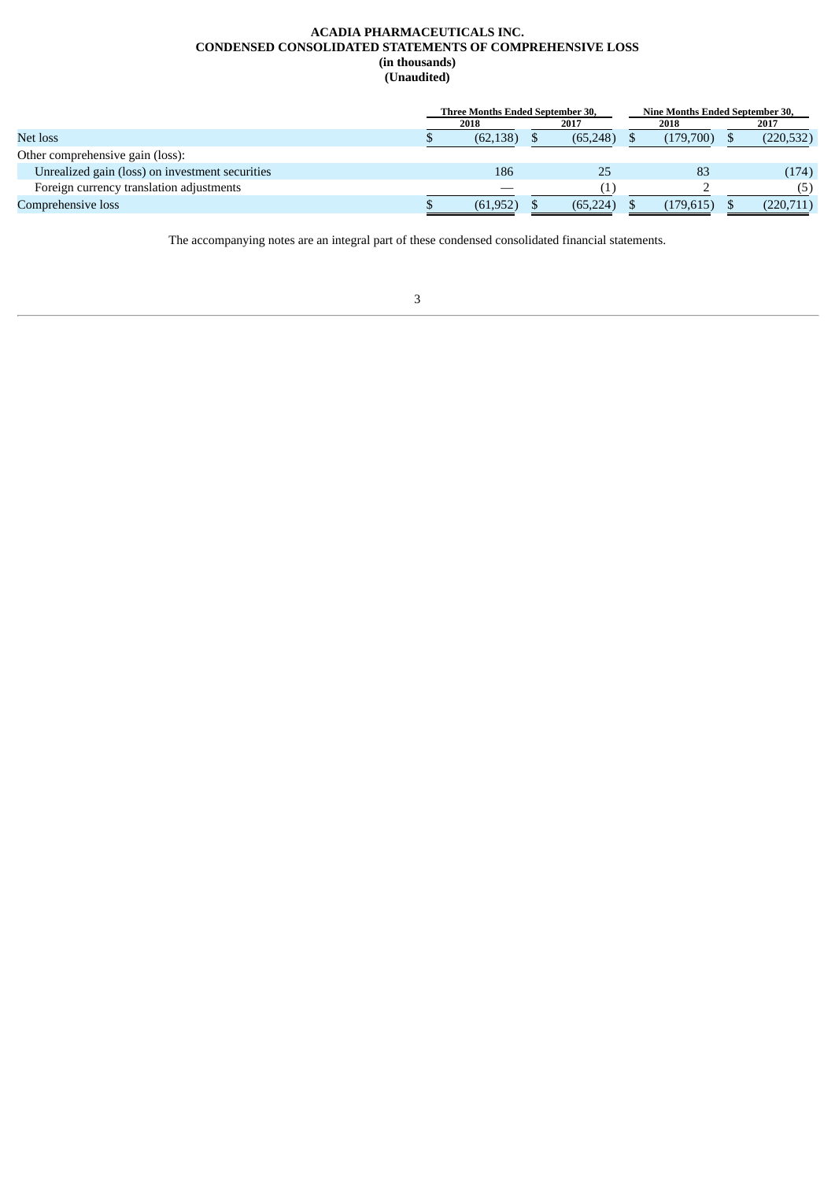**ACADIA PHARMACEUTICALS INC.**
**CONDENSED CONSOLIDATED STATEMENTS OF COMPREHENSIVE LOSS**
**(in thousands)**
**(Unaudited)**

| | Three Months Ended September 30, | | Nine Months Ended September 30, | |
|---|---|---|---|---|
| | 2018 | 2017 | 2018 | 2017 |
| Net loss | $ (62,138) | $ (65,248) | $ (179,700) | $ (220,532) |
| Other comprehensive gain (loss): | | | | |
| Unrealized gain (loss) on investment securities | 186 | 25 | 83 | (174) |
| Foreign currency translation adjustments | — | (1) | 2 | (5) |
| Comprehensive loss | $ (61,952) | $ (65,224) | $ (179,615) | $ (220,711) |

The accompanying notes are an integral part of these condensed consolidated financial statements.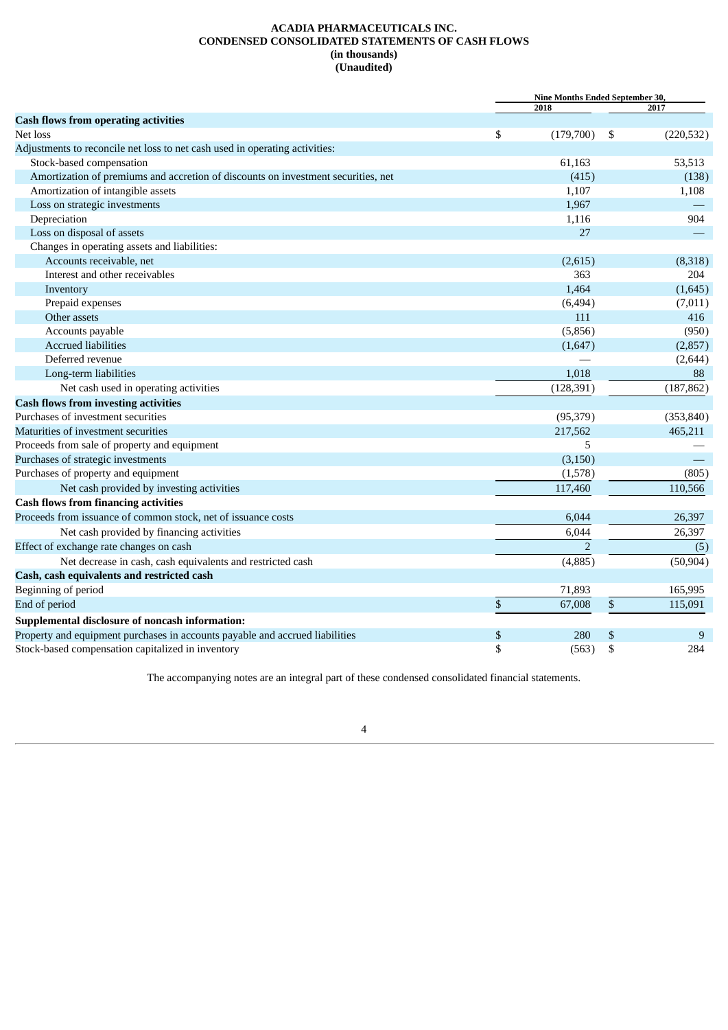**ACADIA PHARMACEUTICALS INC.**
**CONDENSED CONSOLIDATED STATEMENTS OF CASH FLOWS**
**(in thousands)**
**(Unaudited)**

| | Nine Months Ended September 30, | |
|---|---|---|
| | 2018 | 2017 |
| **Cash flows from operating activities** | | |
| Net loss | $ (179,700) | $ (220,532) |
| Adjustments to reconcile net loss to net cash used in operating activities: | | |
| Stock-based compensation | 61,163 | 53,513 |
| Amortization of premiums and accretion of discounts on investment securities, net | (415) | (138) |
| Amortization of intangible assets | 1,107 | 1,108 |
| Loss on strategic investments | 1,967 | — |
| Depreciation | 1,116 | 904 |
| Loss on disposal of assets | 27 | — |
| Changes in operating assets and liabilities: | | |
| Accounts receivable, net | (2,615) | (8,318) |
| Interest and other receivables | 363 | 204 |
| Inventory | 1,464 | (1,645) |
| Prepaid expenses | (6,494) | (7,011) |
| Other assets | 111 | 416 |
| Accounts payable | (5,856) | (950) |
| Accrued liabilities | (1,647) | (2,857) |
| Deferred revenue | — | (2,644) |
| Long-term liabilities | 1,018 | 88 |
| Net cash used in operating activities | (128,391) | (187,862) |
| **Cash flows from investing activities** | | |
| Purchases of investment securities | (95,379) | (353,840) |
| Maturities of investment securities | 217,562 | 465,211 |
| Proceeds from sale of property and equipment | 5 | — |
| Purchases of strategic investments | (3,150) | — |
| Purchases of property and equipment | (1,578) | (805) |
| Net cash provided by investing activities | 117,460 | 110,566 |
| **Cash flows from financing activities** | | |
| Proceeds from issuance of common stock, net of issuance costs | 6,044 | 26,397 |
| Net cash provided by financing activities | 6,044 | 26,397 |
| Effect of exchange rate changes on cash | 2 | (5) |
| Net decrease in cash, cash equivalents and restricted cash | (4,885) | (50,904) |
| **Cash, cash equivalents and restricted cash** | | |
| Beginning of period | 71,893 | 165,995 |
| End of period | $ 67,008 | $ 115,091 |
| **Supplemental disclosure of noncash information:** | | |
| Property and equipment purchases in accounts payable and accrued liabilities | $ 280 | $ 9 |
| Stock-based compensation capitalized in inventory | $ (563) | $ 284 |

The accompanying notes are an integral part of these condensed consolidated financial statements.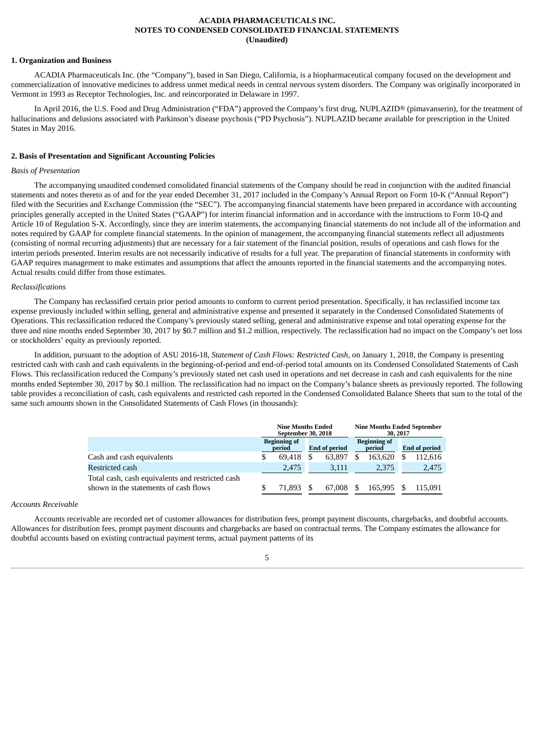**ACADIA PHARMACEUTICALS INC.**
**NOTES TO CONDENSED CONSOLIDATED FINANCIAL STATEMENTS**
**(Unaudited)**

## 1. Organization and Business

ACADIA Pharmaceuticals Inc. (the "Company"), based in San Diego, California, is a biopharmaceutical company focused on the development and commercialization of innovative medicines to address unmet medical needs in central nervous system disorders. The Company was originally incorporated in Vermont in 1993 as Receptor Technologies, Inc. and reincorporated in Delaware in 1997.

In April 2016, the U.S. Food and Drug Administration ("FDA") approved the Company's first drug, NUPLAZID® (pimavanserin), for the treatment of hallucinations and delusions associated with Parkinson's disease psychosis ("PD Psychosis"). NUPLAZID became available for prescription in the United States in May 2016.

## 2. Basis of Presentation and Significant Accounting Policies

*Basis of Presentation*

The accompanying unaudited condensed consolidated financial statements of the Company should be read in conjunction with the audited financial statements and notes thereto as of and for the year ended December 31, 2017 included in the Company's Annual Report on Form 10-K ("Annual Report") filed with the Securities and Exchange Commission (the "SEC"). The accompanying financial statements have been prepared in accordance with accounting principles generally accepted in the United States ("GAAP") for interim financial information and in accordance with the instructions to Form 10-Q and Article 10 of Regulation S-X. Accordingly, since they are interim statements, the accompanying financial statements do not include all of the information and notes required by GAAP for complete financial statements. In the opinion of management, the accompanying financial statements reflect all adjustments (consisting of normal recurring adjustments) that are necessary for a fair statement of the financial position, results of operations and cash flows for the interim periods presented. Interim results are not necessarily indicative of results for a full year. The preparation of financial statements in conformity with GAAP requires management to make estimates and assumptions that affect the amounts reported in the financial statements and the accompanying notes. Actual results could differ from those estimates.

*Reclassifications*

The Company has reclassified certain prior period amounts to conform to current period presentation. Specifically, it has reclassified income tax expense previously included within selling, general and administrative expense and presented it separately in the Condensed Consolidated Statements of Operations. This reclassification reduced the Company's previously stated selling, general and administrative expense and total operating expense for the three and nine months ended September 30, 2017 by $0.7 million and $1.2 million, respectively. The reclassification had no impact on the Company's net loss or stockholders' equity as previously reported.

In addition, pursuant to the adoption of ASU 2016-18, *Statement of Cash Flows: Restricted Cash*, on January 1, 2018, the Company is presenting restricted cash with cash and cash equivalents in the beginning-of-period and end-of-period total amounts on its Condensed Consolidated Statements of Cash Flows. This reclassification reduced the Company's previously stated net cash used in operations and net decrease in cash and cash equivalents for the nine months ended September 30, 2017 by $0.1 million. The reclassification had no impact on the Company's balance sheets as previously reported. The following table provides a reconciliation of cash, cash equivalents and restricted cash reported in the Condensed Consolidated Balance Sheets that sum to the total of the same such amounts shown in the Consolidated Statements of Cash Flows (in thousands):

| | Nine Months Ended September 30, 2018 | | Nine Months Ended September 30, 2017 | |
|---|---|---|---|---|
| | Beginning of period | End of period | Beginning of period | End of period |
| Cash and cash equivalents | $ 69,418 | $ 63,897 | $ 163,620 | $ 112,616 |
| Restricted cash | 2,475 | 3,111 | 2,375 | 2,475 |
| Total cash, cash equivalents and restricted cash shown in the statements of cash flows | $ 71,893 | $ 67,008 | $ 165,995 | $ 115,091 |

*Accounts Receivable*

Accounts receivable are recorded net of customer allowances for distribution fees, prompt payment discounts, chargebacks, and doubtful accounts. Allowances for distribution fees, prompt payment discounts and chargebacks are based on contractual terms. The Company estimates the allowance for doubtful accounts based on existing contractual payment terms, actual payment patterns of its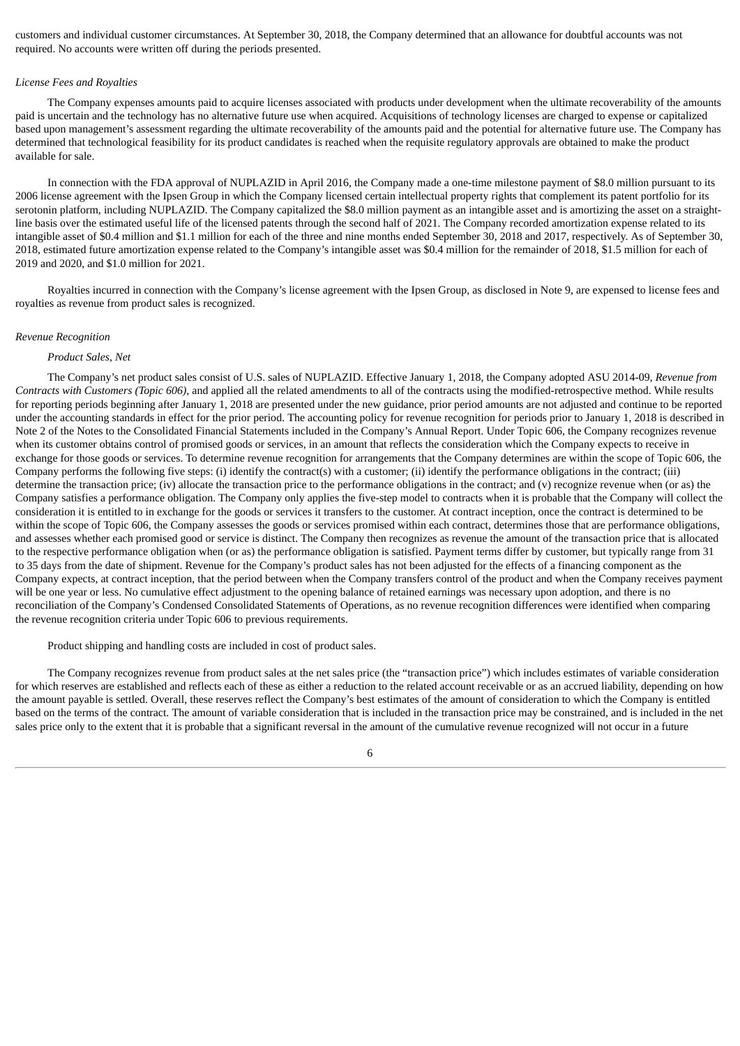customers and individual customer circumstances. At September 30, 2018, the Company determined that an allowance for doubtful accounts was not required. No accounts were written off during the periods presented.

*License Fees and Royalties*

The Company expenses amounts paid to acquire licenses associated with products under development when the ultimate recoverability of the amounts paid is uncertain and the technology has no alternative future use when acquired. Acquisitions of technology licenses are charged to expense or capitalized based upon management's assessment regarding the ultimate recoverability of the amounts paid and the potential for alternative future use. The Company has determined that technological feasibility for its product candidates is reached when the requisite regulatory approvals are obtained to make the product available for sale.

In connection with the FDA approval of NUPLAZID in April 2016, the Company made a one-time milestone payment of $8.0 million pursuant to its 2006 license agreement with the Ipsen Group in which the Company licensed certain intellectual property rights that complement its patent portfolio for its serotonin platform, including NUPLAZID. The Company capitalized the $8.0 million payment as an intangible asset and is amortizing the asset on a straight-line basis over the estimated useful life of the licensed patents through the second half of 2021. The Company recorded amortization expense related to its intangible asset of $0.4 million and $1.1 million for each of the three and nine months ended September 30, 2018 and 2017, respectively. As of September 30, 2018, estimated future amortization expense related to the Company's intangible asset was $0.4 million for the remainder of 2018, $1.5 million for each of 2019 and 2020, and $1.0 million for 2021.

Royalties incurred in connection with the Company's license agreement with the Ipsen Group, as disclosed in Note 9, are expensed to license fees and royalties as revenue from product sales is recognized.

*Revenue Recognition*

*Product Sales, Net*

The Company's net product sales consist of U.S. sales of NUPLAZID. Effective January 1, 2018, the Company adopted ASU 2014-09, *Revenue from Contracts with Customers (Topic 606),* and applied all the related amendments to all of the contracts using the modified-retrospective method. While results for reporting periods beginning after January 1, 2018 are presented under the new guidance, prior period amounts are not adjusted and continue to be reported under the accounting standards in effect for the prior period. The accounting policy for revenue recognition for periods prior to January 1, 2018 is described in Note 2 of the Notes to the Consolidated Financial Statements included in the Company's Annual Report. Under Topic 606, the Company recognizes revenue when its customer obtains control of promised goods or services, in an amount that reflects the consideration which the Company expects to receive in exchange for those goods or services. To determine revenue recognition for arrangements that the Company determines are within the scope of Topic 606, the Company performs the following five steps: (i) identify the contract(s) with a customer; (ii) identify the performance obligations in the contract; (iii) determine the transaction price; (iv) allocate the transaction price to the performance obligations in the contract; and (v) recognize revenue when (or as) the Company satisfies a performance obligation. The Company only applies the five-step model to contracts when it is probable that the Company will collect the consideration it is entitled to in exchange for the goods or services it transfers to the customer. At contract inception, once the contract is determined to be within the scope of Topic 606, the Company assesses the goods or services promised within each contract, determines those that are performance obligations, and assesses whether each promised good or service is distinct. The Company then recognizes as revenue the amount of the transaction price that is allocated to the respective performance obligation when (or as) the performance obligation is satisfied. Payment terms differ by customer, but typically range from 31 to 35 days from the date of shipment. Revenue for the Company's product sales has not been adjusted for the effects of a financing component as the Company expects, at contract inception, that the period between when the Company transfers control of the product and when the Company receives payment will be one year or less. No cumulative effect adjustment to the opening balance of retained earnings was necessary upon adoption, and there is no reconciliation of the Company's Condensed Consolidated Statements of Operations, as no revenue recognition differences were identified when comparing the revenue recognition criteria under Topic 606 to previous requirements.

Product shipping and handling costs are included in cost of product sales.

The Company recognizes revenue from product sales at the net sales price (the "transaction price") which includes estimates of variable consideration for which reserves are established and reflects each of these as either a reduction to the related account receivable or as an accrued liability, depending on how the amount payable is settled. Overall, these reserves reflect the Company's best estimates of the amount of consideration to which the Company is entitled based on the terms of the contract. The amount of variable consideration that is included in the transaction price may be constrained, and is included in the net sales price only to the extent that it is probable that a significant reversal in the amount of the cumulative revenue recognized will not occur in a future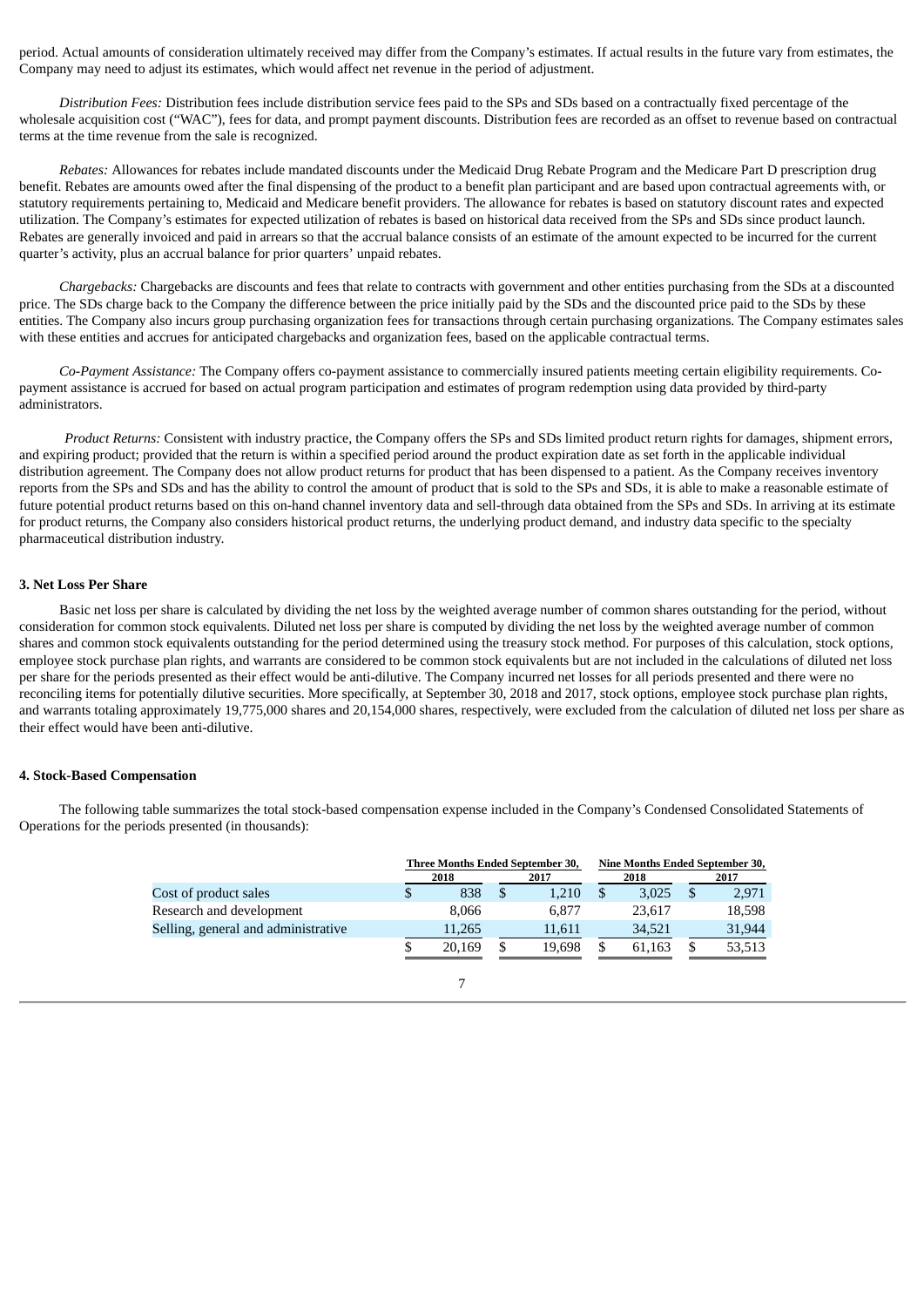period. Actual amounts of consideration ultimately received may differ from the Company's estimates. If actual results in the future vary from estimates, the Company may need to adjust its estimates, which would affect net revenue in the period of adjustment.

*Distribution Fees:* Distribution fees include distribution service fees paid to the SPs and SDs based on a contractually fixed percentage of the wholesale acquisition cost ("WAC"), fees for data, and prompt payment discounts. Distribution fees are recorded as an offset to revenue based on contractual terms at the time revenue from the sale is recognized.

*Rebates:* Allowances for rebates include mandated discounts under the Medicaid Drug Rebate Program and the Medicare Part D prescription drug benefit. Rebates are amounts owed after the final dispensing of the product to a benefit plan participant and are based upon contractual agreements with, or statutory requirements pertaining to, Medicaid and Medicare benefit providers. The allowance for rebates is based on statutory discount rates and expected utilization. The Company's estimates for expected utilization of rebates is based on historical data received from the SPs and SDs since product launch. Rebates are generally invoiced and paid in arrears so that the accrual balance consists of an estimate of the amount expected to be incurred for the current quarter's activity, plus an accrual balance for prior quarters' unpaid rebates.

*Chargebacks:* Chargebacks are discounts and fees that relate to contracts with government and other entities purchasing from the SDs at a discounted price. The SDs charge back to the Company the difference between the price initially paid by the SDs and the discounted price paid to the SDs by these entities. The Company also incurs group purchasing organization fees for transactions through certain purchasing organizations. The Company estimates sales with these entities and accrues for anticipated chargebacks and organization fees, based on the applicable contractual terms.

*Co-Payment Assistance:* The Company offers co-payment assistance to commercially insured patients meeting certain eligibility requirements. Co-payment assistance is accrued for based on actual program participation and estimates of program redemption using data provided by third-party administrators.

*Product Returns:* Consistent with industry practice, the Company offers the SPs and SDs limited product return rights for damages, shipment errors, and expiring product; provided that the return is within a specified period around the product expiration date as set forth in the applicable individual distribution agreement. The Company does not allow product returns for product that has been dispensed to a patient. As the Company receives inventory reports from the SPs and SDs and has the ability to control the amount of product that is sold to the SPs and SDs, it is able to make a reasonable estimate of future potential product returns based on this on-hand channel inventory data and sell-through data obtained from the SPs and SDs. In arriving at its estimate for product returns, the Company also considers historical product returns, the underlying product demand, and industry data specific to the specialty pharmaceutical distribution industry.

### 3. Net Loss Per Share

Basic net loss per share is calculated by dividing the net loss by the weighted average number of common shares outstanding for the period, without consideration for common stock equivalents. Diluted net loss per share is computed by dividing the net loss by the weighted average number of common shares and common stock equivalents outstanding for the period determined using the treasury stock method. For purposes of this calculation, stock options, employee stock purchase plan rights, and warrants are considered to be common stock equivalents but are not included in the calculations of diluted net loss per share for the periods presented as their effect would be anti-dilutive. The Company incurred net losses for all periods presented and there were no reconciling items for potentially dilutive securities. More specifically, at September 30, 2018 and 2017, stock options, employee stock purchase plan rights, and warrants totaling approximately 19,775,000 shares and 20,154,000 shares, respectively, were excluded from the calculation of diluted net loss per share as their effect would have been anti-dilutive.

### 4. Stock-Based Compensation

The following table summarizes the total stock-based compensation expense included in the Company's Condensed Consolidated Statements of Operations for the periods presented (in thousands):

| | Three Months Ended September 30, | | Nine Months Ended September 30, | |
|---|---|---|---|---|
| | 2018 | 2017 | 2018 | 2017 |
| Cost of product sales | $ 838 | $ 1,210 | $ 3,025 | $ 2,971 |
| Research and development | 8,066 | 6,877 | 23,617 | 18,598 |
| Selling, general and administrative | 11,265 | 11,611 | 34,521 | 31,944 |
| | $ 20,169 | $ 19,698 | $ 61,163 | $ 53,513 |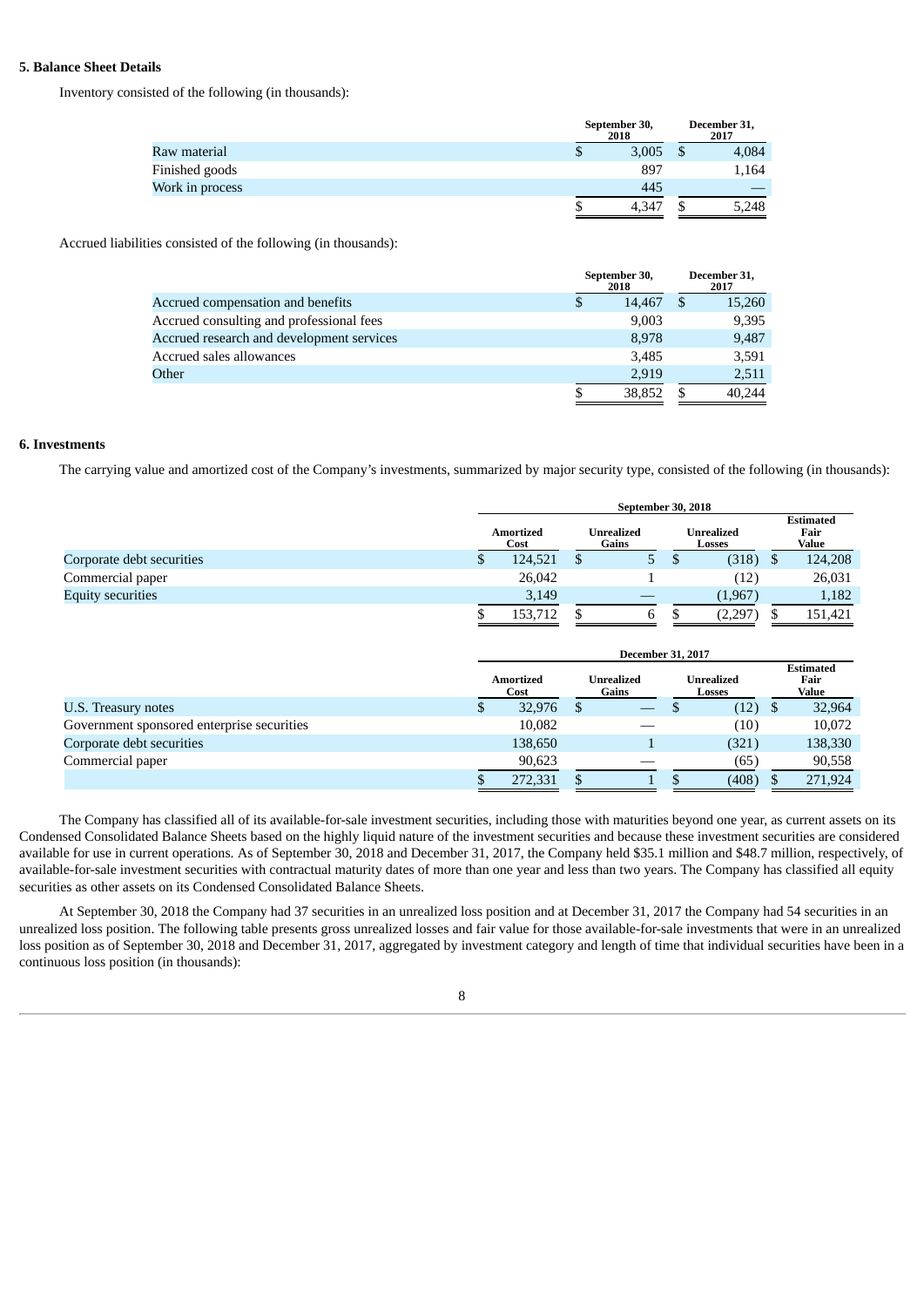### 5. Balance Sheet Details

Inventory consisted of the following (in thousands):

| | September 30, 2018 | December 31, 2017 |
|---|---|---|
| Raw material | $ 3,005 | $ 4,084 |
| Finished goods | 897 | 1,164 |
| Work in process | 445 | — |
| | $ 4,347 | $ 5,248 |

Accrued liabilities consisted of the following (in thousands):

| | September 30, 2018 | December 31, 2017 |
|---|---|---|
| Accrued compensation and benefits | $ 14,467 | $ 15,260 |
| Accrued consulting and professional fees | 9,003 | 9,395 |
| Accrued research and development services | 8,978 | 9,487 |
| Accrued sales allowances | 3,485 | 3,591 |
| Other | 2,919 | 2,511 |
| | $ 38,852 | $ 40,244 |

### 6. Investments

The carrying value and amortized cost of the Company's investments, summarized by major security type, consisted of the following (in thousands):

| | September 30, 2018 | | | |
|---|---|---|---|---|
| | Amortized Cost | Unrealized Gains | Unrealized Losses | Estimated Fair Value |
| Corporate debt securities | $ 124,521 | $ 5 | $ (318) | $ 124,208 |
| Commercial paper | 26,042 | 1 | (12) | 26,031 |
| Equity securities | 3,149 | — | (1,967) | 1,182 |
| | $ 153,712 | $ 6 | $ (2,297) | $ 151,421 |

| | December 31, 2017 | | | |
|---|---|---|---|---|
| | Amortized Cost | Unrealized Gains | Unrealized Losses | Estimated Fair Value |
| U.S. Treasury notes | $ 32,976 | $ — | $ (12) | $ 32,964 |
| Government sponsored enterprise securities | 10,082 | — | (10) | 10,072 |
| Corporate debt securities | 138,650 | 1 | (321) | 138,330 |
| Commercial paper | 90,623 | — | (65) | 90,558 |
| | $ 272,331 | $ 1 | $ (408) | $ 271,924 |

The Company has classified all of its available-for-sale investment securities, including those with maturities beyond one year, as current assets on its Condensed Consolidated Balance Sheets based on the highly liquid nature of the investment securities and because these investment securities are considered available for use in current operations. As of September 30, 2018 and December 31, 2017, the Company held $35.1 million and $48.7 million, respectively, of available-for-sale investment securities with contractual maturity dates of more than one year and less than two years. The Company has classified all equity securities as other assets on its Condensed Consolidated Balance Sheets.

At September 30, 2018 the Company had 37 securities in an unrealized loss position and at December 31, 2017 the Company had 54 securities in an unrealized loss position. The following table presents gross unrealized losses and fair value for those available-for-sale investments that were in an unrealized loss position as of September 30, 2018 and December 31, 2017, aggregated by investment category and length of time that individual securities have been in a continuous loss position (in thousands):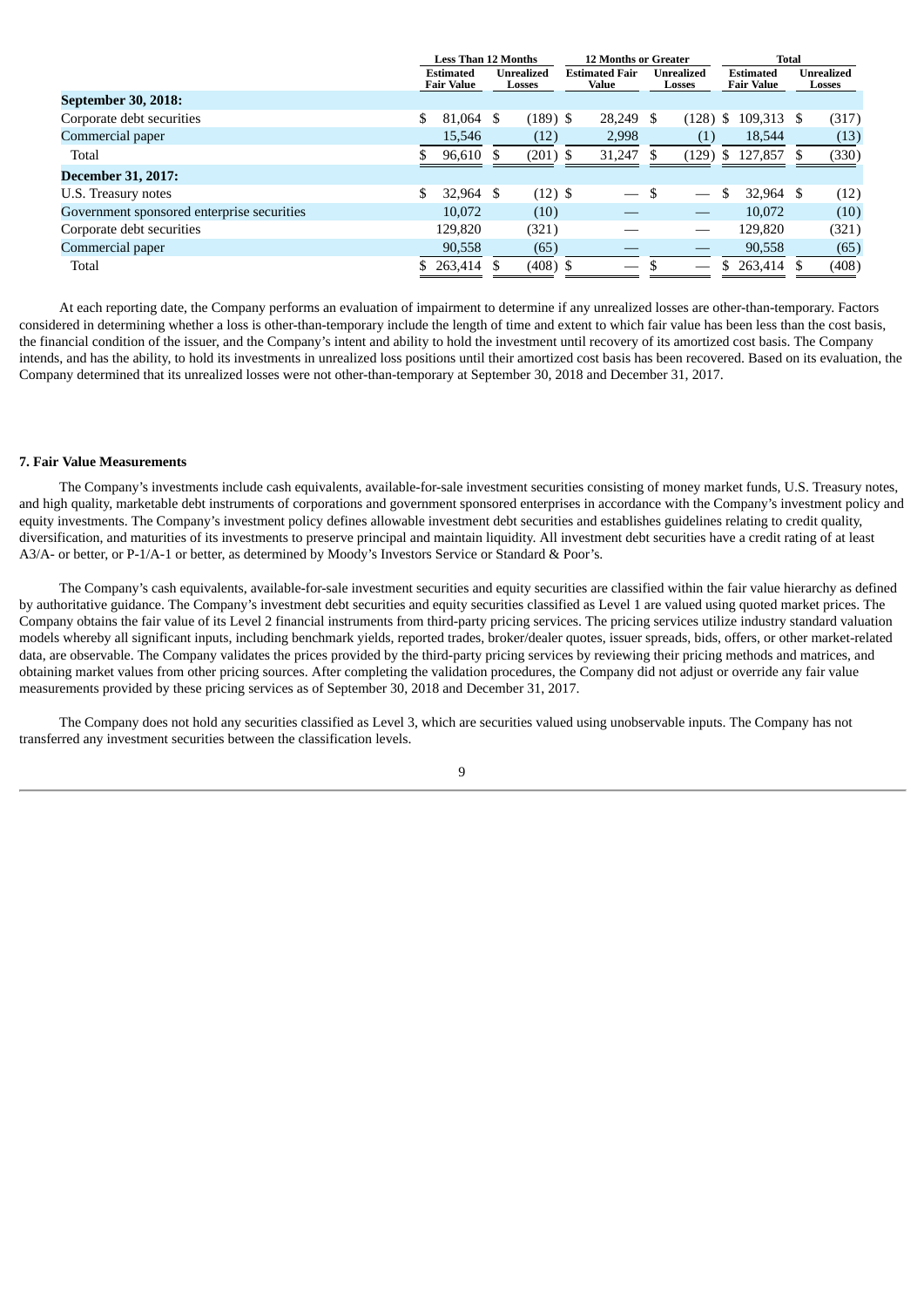| | Less Than 12 Months | | 12 Months or Greater | | Total | |
|---|---|---|---|---|---|---|
| | Estimated Fair Value | Unrealized Losses | Estimated Fair Value | Unrealized Losses | Estimated Fair Value | Unrealized Losses |
| **September 30, 2018:** | | | | | | |
| Corporate debt securities | $ 81,064 | $ (189) | $ 28,249 | $ (128) | $ 109,313 | $ (317) |
| Commercial paper | 15,546 | (12) | 2,998 | (1) | 18,544 | (13) |
| Total | $ 96,610 | $ (201) | $ 31,247 | $ (129) | $ 127,857 | $ (330) |
| **December 31, 2017:** | | | | | | |
| U.S. Treasury notes | $ 32,964 | $ (12) | $ — | $ — | $ 32,964 | $ (12) |
| Government sponsored enterprise securities | 10,072 | (10) | — | — | 10,072 | (10) |
| Corporate debt securities | 129,820 | (321) | — | — | 129,820 | (321) |
| Commercial paper | 90,558 | (65) | — | — | 90,558 | (65) |
| Total | $ 263,414 | $ (408) | $ — | $ — | $ 263,414 | $ (408) |

At each reporting date, the Company performs an evaluation of impairment to determine if any unrealized losses are other-than-temporary. Factors considered in determining whether a loss is other-than-temporary include the length of time and extent to which fair value has been less than the cost basis, the financial condition of the issuer, and the Company's intent and ability to hold the investment until recovery of its amortized cost basis. The Company intends, and has the ability, to hold its investments in unrealized loss positions until their amortized cost basis has been recovered. Based on its evaluation, the Company determined that its unrealized losses were not other-than-temporary at September 30, 2018 and December 31, 2017.

## 7. Fair Value Measurements

The Company's investments include cash equivalents, available-for-sale investment securities consisting of money market funds, U.S. Treasury notes, and high quality, marketable debt instruments of corporations and government sponsored enterprises in accordance with the Company's investment policy and equity investments. The Company's investment policy defines allowable investment debt securities and establishes guidelines relating to credit quality, diversification, and maturities of its investments to preserve principal and maintain liquidity. All investment debt securities have a credit rating of at least A3/A- or better, or P-1/A-1 or better, as determined by Moody's Investors Service or Standard & Poor's.

The Company's cash equivalents, available-for-sale investment securities and equity securities are classified within the fair value hierarchy as defined by authoritative guidance. The Company's investment debt securities and equity securities classified as Level 1 are valued using quoted market prices. The Company obtains the fair value of its Level 2 financial instruments from third-party pricing services. The pricing services utilize industry standard valuation models whereby all significant inputs, including benchmark yields, reported trades, broker/dealer quotes, issuer spreads, bids, offers, or other market-related data, are observable. The Company validates the prices provided by the third-party pricing services by reviewing their pricing methods and matrices, and obtaining market values from other pricing sources. After completing the validation procedures, the Company did not adjust or override any fair value measurements provided by these pricing services as of September 30, 2018 and December 31, 2017.

The Company does not hold any securities classified as Level 3, which are securities valued using unobservable inputs. The Company has not transferred any investment securities between the classification levels.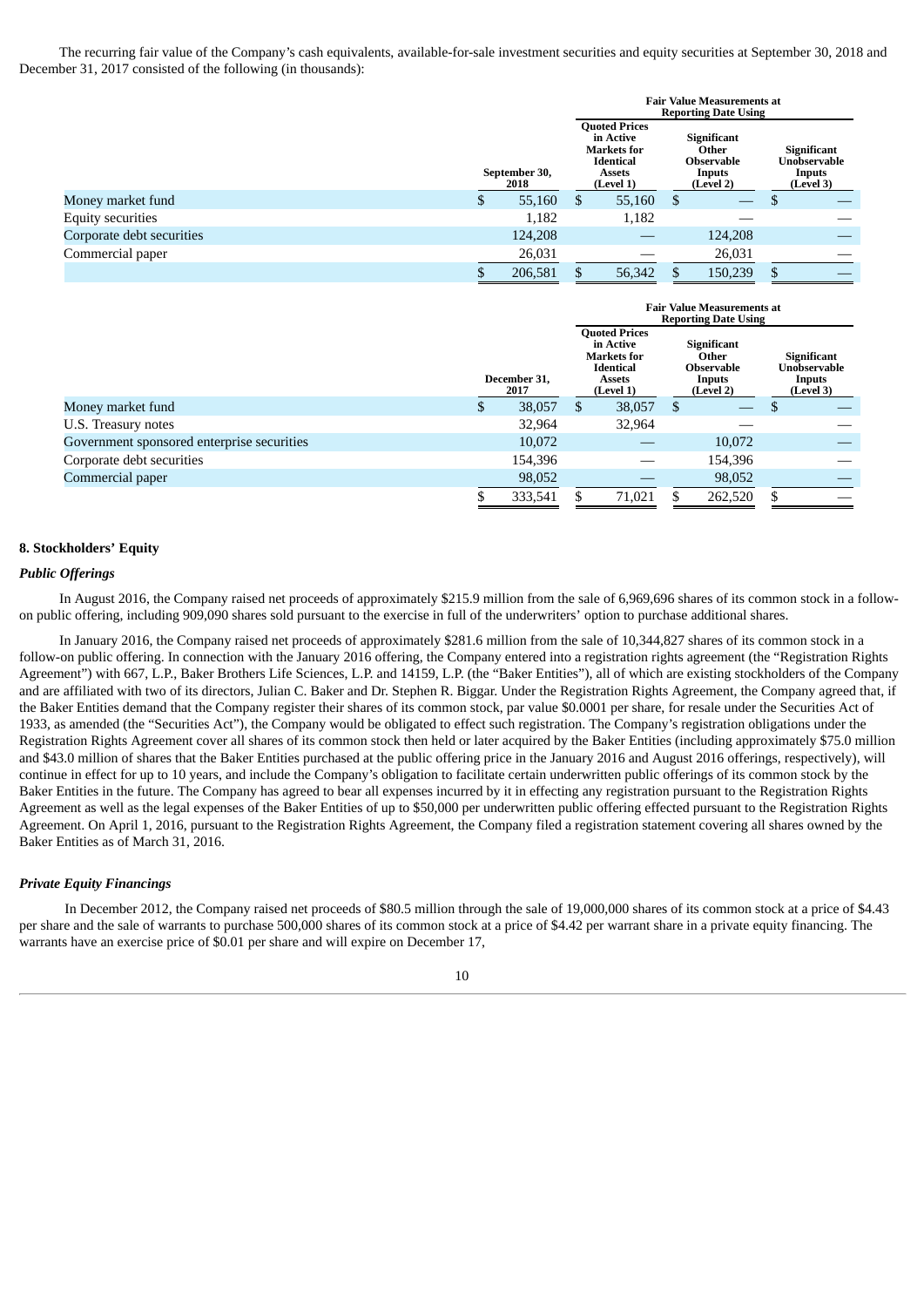The recurring fair value of the Company's cash equivalents, available-for-sale investment securities and equity securities at September 30, 2018 and December 31, 2017 consisted of the following (in thousands):

| | September 30, 2018 | Fair Value Measurements at Reporting Date Using | | |
|---|---|---|---|---|
| | | Quoted Prices in Active Markets for Identical Assets (Level 1) | Significant Other Observable Inputs (Level 2) | Significant Unobservable Inputs (Level 3) |
| Money market fund | $ 55,160 | $ 55,160 | $ — | $ — |
| Equity securities | 1,182 | 1,182 | — | — |
| Corporate debt securities | 124,208 | — | 124,208 | — |
| Commercial paper | 26,031 | — | 26,031 | — |
| | $ 206,581 | $ 56,342 | $ 150,239 | $ — |

| | December 31, 2017 | Fair Value Measurements at Reporting Date Using | | |
|---|---|---|---|---|
| | | Quoted Prices in Active Markets for Identical Assets (Level 1) | Significant Other Observable Inputs (Level 2) | Significant Unobservable Inputs (Level 3) |
| Money market fund | $ 38,057 | $ 38,057 | $ — | $ — |
| U.S. Treasury notes | 32,964 | 32,964 | — | — |
| Government sponsored enterprise securities | 10,072 | — | 10,072 | — |
| Corporate debt securities | 154,396 | — | 154,396 | — |
| Commercial paper | 98,052 | — | 98,052 | — |
| | $ 333,541 | $ 71,021 | $ 262,520 | $ — |

**8. Stockholders' Equity**

***Public Offerings***

In August 2016, the Company raised net proceeds of approximately $215.9 million from the sale of 6,969,696 shares of its common stock in a follow-on public offering, including 909,090 shares sold pursuant to the exercise in full of the underwriters' option to purchase additional shares.

In January 2016, the Company raised net proceeds of approximately $281.6 million from the sale of 10,344,827 shares of its common stock in a follow-on public offering. In connection with the January 2016 offering, the Company entered into a registration rights agreement (the "Registration Rights Agreement") with 667, L.P., Baker Brothers Life Sciences, L.P. and 14159, L.P. (the "Baker Entities"), all of which are existing stockholders of the Company and are affiliated with two of its directors, Julian C. Baker and Dr. Stephen R. Biggar. Under the Registration Rights Agreement, the Company agreed that, if the Baker Entities demand that the Company register their shares of its common stock, par value $0.0001 per share, for resale under the Securities Act of 1933, as amended (the "Securities Act"), the Company would be obligated to effect such registration. The Company's registration obligations under the Registration Rights Agreement cover all shares of its common stock then held or later acquired by the Baker Entities (including approximately $75.0 million and $43.0 million of shares that the Baker Entities purchased at the public offering price in the January 2016 and August 2016 offerings, respectively), will continue in effect for up to 10 years, and include the Company's obligation to facilitate certain underwritten public offerings of its common stock by the Baker Entities in the future. The Company has agreed to bear all expenses incurred by it in effecting any registration pursuant to the Registration Rights Agreement as well as the legal expenses of the Baker Entities of up to $50,000 per underwritten public offering effected pursuant to the Registration Rights Agreement. On April 1, 2016, pursuant to the Registration Rights Agreement, the Company filed a registration statement covering all shares owned by the Baker Entities as of March 31, 2016.

***Private Equity Financings***

In December 2012, the Company raised net proceeds of $80.5 million through the sale of 19,000,000 shares of its common stock at a price of $4.43 per share and the sale of warrants to purchase 500,000 shares of its common stock at a price of $4.42 per warrant share in a private equity financing. The warrants have an exercise price of $0.01 per share and will expire on December 17,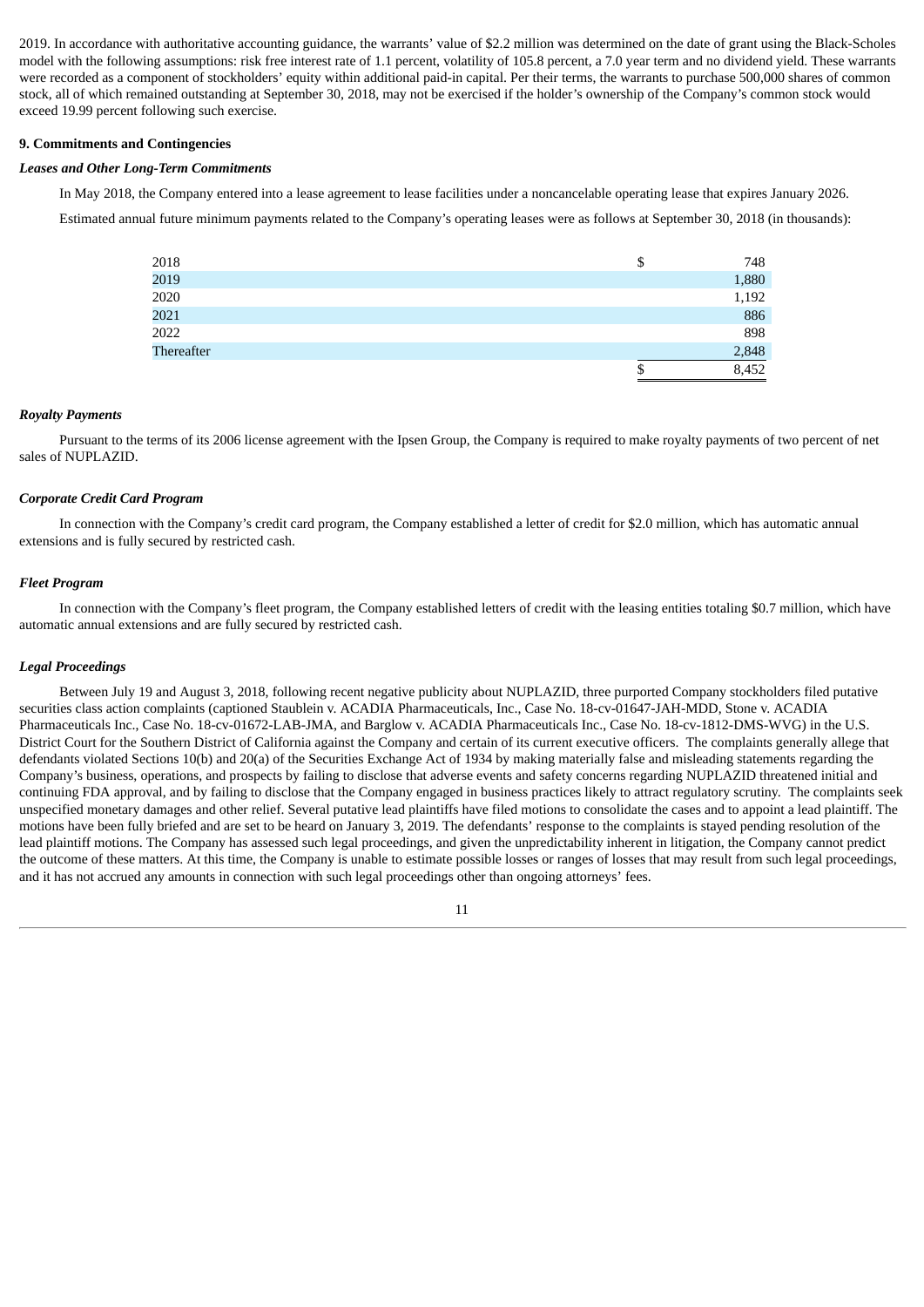2019. In accordance with authoritative accounting guidance, the warrants' value of $2.2 million was determined on the date of grant using the Black-Scholes model with the following assumptions: risk free interest rate of 1.1 percent, volatility of 105.8 percent, a 7.0 year term and no dividend yield. These warrants were recorded as a component of stockholders' equity within additional paid-in capital. Per their terms, the warrants to purchase 500,000 shares of common stock, all of which remained outstanding at September 30, 2018, may not be exercised if the holder's ownership of the Company's common stock would exceed 19.99 percent following such exercise.

**9. Commitments and Contingencies**

***Leases and Other Long-Term Commitments***

In May 2018, the Company entered into a lease agreement to lease facilities under a noncancelable operating lease that expires January 2026.

Estimated annual future minimum payments related to the Company's operating leases were as follows at September 30, 2018 (in thousands):

| | | |
|---|---|---|
| 2018 | $ | 748 |
| 2019 | | 1,880 |
| 2020 | | 1,192 |
| 2021 | | 886 |
| 2022 | | 898 |
| Thereafter | | 2,848 |
| | $ | 8,452 |

***Royalty Payments***

Pursuant to the terms of its 2006 license agreement with the Ipsen Group, the Company is required to make royalty payments of two percent of net sales of NUPLAZID.

***Corporate Credit Card Program***

In connection with the Company's credit card program, the Company established a letter of credit for $2.0 million, which has automatic annual extensions and is fully secured by restricted cash.

***Fleet Program***

In connection with the Company's fleet program, the Company established letters of credit with the leasing entities totaling $0.7 million, which have automatic annual extensions and are fully secured by restricted cash.

***Legal Proceedings***

Between July 19 and August 3, 2018, following recent negative publicity about NUPLAZID, three purported Company stockholders filed putative securities class action complaints (captioned Staublein v. ACADIA Pharmaceuticals, Inc., Case No. 18-cv-01647-JAH-MDD, Stone v. ACADIA Pharmaceuticals Inc., Case No. 18-cv-01672-LAB-JMA, and Barglow v. ACADIA Pharmaceuticals Inc., Case No. 18-cv-1812-DMS-WVG) in the U.S. District Court for the Southern District of California against the Company and certain of its current executive officers. The complaints generally allege that defendants violated Sections 10(b) and 20(a) of the Securities Exchange Act of 1934 by making materially false and misleading statements regarding the Company's business, operations, and prospects by failing to disclose that adverse events and safety concerns regarding NUPLAZID threatened initial and continuing FDA approval, and by failing to disclose that the Company engaged in business practices likely to attract regulatory scrutiny. The complaints seek unspecified monetary damages and other relief. Several putative lead plaintiffs have filed motions to consolidate the cases and to appoint a lead plaintiff. The motions have been fully briefed and are set to be heard on January 3, 2019. The defendants' response to the complaints is stayed pending resolution of the lead plaintiff motions. The Company has assessed such legal proceedings, and given the unpredictability inherent in litigation, the Company cannot predict the outcome of these matters. At this time, the Company is unable to estimate possible losses or ranges of losses that may result from such legal proceedings, and it has not accrued any amounts in connection with such legal proceedings other than ongoing attorneys' fees.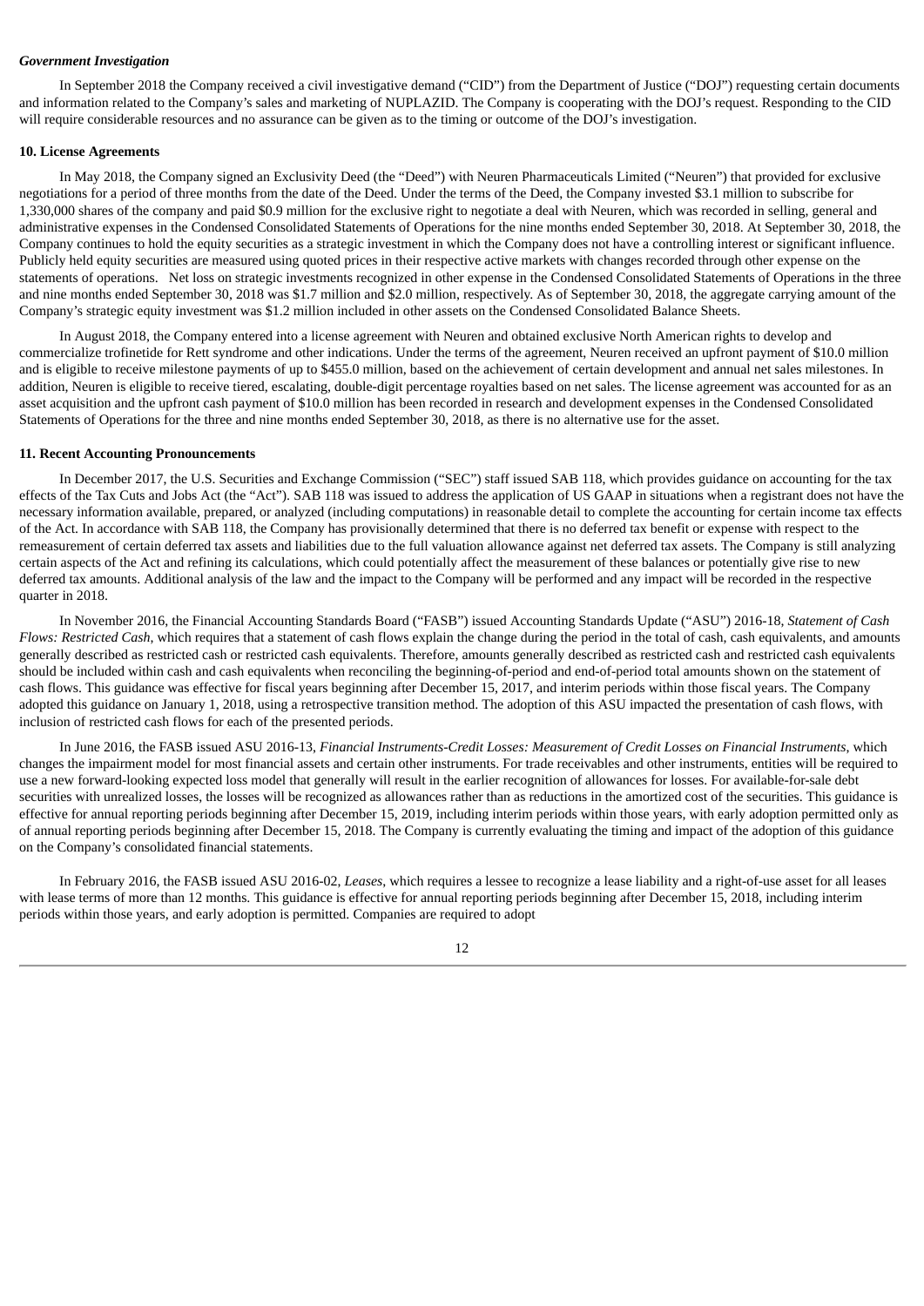***Government Investigation***

In September 2018 the Company received a civil investigative demand ("CID") from the Department of Justice ("DOJ") requesting certain documents and information related to the Company's sales and marketing of NUPLAZID. The Company is cooperating with the DOJ's request. Responding to the CID will require considerable resources and no assurance can be given as to the timing or outcome of the DOJ's investigation.

**10. License Agreements**

In May 2018, the Company signed an Exclusivity Deed (the "Deed") with Neuren Pharmaceuticals Limited ("Neuren") that provided for exclusive negotiations for a period of three months from the date of the Deed. Under the terms of the Deed, the Company invested $3.1 million to subscribe for 1,330,000 shares of the company and paid $0.9 million for the exclusive right to negotiate a deal with Neuren, which was recorded in selling, general and administrative expenses in the Condensed Consolidated Statements of Operations for the nine months ended September 30, 2018. At September 30, 2018, the Company continues to hold the equity securities as a strategic investment in which the Company does not have a controlling interest or significant influence. Publicly held equity securities are measured using quoted prices in their respective active markets with changes recorded through other expense on the statements of operations. Net loss on strategic investments recognized in other expense in the Condensed Consolidated Statements of Operations in the three and nine months ended September 30, 2018 was $1.7 million and $2.0 million, respectively. As of September 30, 2018, the aggregate carrying amount of the Company's strategic equity investment was $1.2 million included in other assets on the Condensed Consolidated Balance Sheets.

In August 2018, the Company entered into a license agreement with Neuren and obtained exclusive North American rights to develop and commercialize trofinetide for Rett syndrome and other indications. Under the terms of the agreement, Neuren received an upfront payment of $10.0 million and is eligible to receive milestone payments of up to $455.0 million, based on the achievement of certain development and annual net sales milestones. In addition, Neuren is eligible to receive tiered, escalating, double-digit percentage royalties based on net sales. The license agreement was accounted for as an asset acquisition and the upfront cash payment of $10.0 million has been recorded in research and development expenses in the Condensed Consolidated Statements of Operations for the three and nine months ended September 30, 2018, as there is no alternative use for the asset.

**11. Recent Accounting Pronouncements**

In December 2017, the U.S. Securities and Exchange Commission ("SEC") staff issued SAB 118, which provides guidance on accounting for the tax effects of the Tax Cuts and Jobs Act (the "Act"). SAB 118 was issued to address the application of US GAAP in situations when a registrant does not have the necessary information available, prepared, or analyzed (including computations) in reasonable detail to complete the accounting for certain income tax effects of the Act. In accordance with SAB 118, the Company has provisionally determined that there is no deferred tax benefit or expense with respect to the remeasurement of certain deferred tax assets and liabilities due to the full valuation allowance against net deferred tax assets. The Company is still analyzing certain aspects of the Act and refining its calculations, which could potentially affect the measurement of these balances or potentially give rise to new deferred tax amounts. Additional analysis of the law and the impact to the Company will be performed and any impact will be recorded in the respective quarter in 2018.

In November 2016, the Financial Accounting Standards Board ("FASB") issued Accounting Standards Update ("ASU") 2016-18, *Statement of Cash Flows: Restricted Cash,* which requires that a statement of cash flows explain the change during the period in the total of cash, cash equivalents, and amounts generally described as restricted cash or restricted cash equivalents. Therefore, amounts generally described as restricted cash and restricted cash equivalents should be included within cash and cash equivalents when reconciling the beginning-of-period and end-of-period total amounts shown on the statement of cash flows. This guidance was effective for fiscal years beginning after December 15, 2017, and interim periods within those fiscal years. The Company adopted this guidance on January 1, 2018, using a retrospective transition method. The adoption of this ASU impacted the presentation of cash flows, with inclusion of restricted cash flows for each of the presented periods.

In June 2016, the FASB issued ASU 2016-13, *Financial Instruments-Credit Losses: Measurement of Credit Losses on Financial Instruments*, which changes the impairment model for most financial assets and certain other instruments. For trade receivables and other instruments, entities will be required to use a new forward-looking expected loss model that generally will result in the earlier recognition of allowances for losses. For available-for-sale debt securities with unrealized losses, the losses will be recognized as allowances rather than as reductions in the amortized cost of the securities. This guidance is effective for annual reporting periods beginning after December 15, 2019, including interim periods within those years, with early adoption permitted only as of annual reporting periods beginning after December 15, 2018. The Company is currently evaluating the timing and impact of the adoption of this guidance on the Company's consolidated financial statements.

In February 2016, the FASB issued ASU 2016-02, *Leases*, which requires a lessee to recognize a lease liability and a right-of-use asset for all leases with lease terms of more than 12 months. This guidance is effective for annual reporting periods beginning after December 15, 2018, including interim periods within those years, and early adoption is permitted. Companies are required to adopt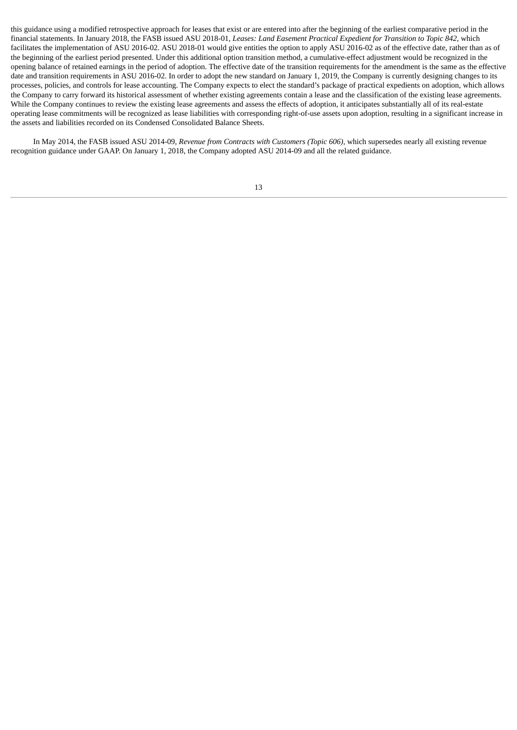this guidance using a modified retrospective approach for leases that exist or are entered into after the beginning of the earliest comparative period in the financial statements. In January 2018, the FASB issued ASU 2018-01, *Leases: Land Easement Practical Expedient for Transition to Topic 842*, which facilitates the implementation of ASU 2016-02. ASU 2018-01 would give entities the option to apply ASU 2016-02 as of the effective date, rather than as of the beginning of the earliest period presented. Under this additional option transition method, a cumulative-effect adjustment would be recognized in the opening balance of retained earnings in the period of adoption. The effective date of the transition requirements for the amendment is the same as the effective date and transition requirements in ASU 2016-02. In order to adopt the new standard on January 1, 2019, the Company is currently designing changes to its processes, policies, and controls for lease accounting. The Company expects to elect the standard's package of practical expedients on adoption, which allows the Company to carry forward its historical assessment of whether existing agreements contain a lease and the classification of the existing lease agreements. While the Company continues to review the existing lease agreements and assess the effects of adoption, it anticipates substantially all of its real-estate operating lease commitments will be recognized as lease liabilities with corresponding right-of-use assets upon adoption, resulting in a significant increase in the assets and liabilities recorded on its Condensed Consolidated Balance Sheets.

In May 2014, the FASB issued ASU 2014-09, *Revenue from Contracts with Customers (Topic 606)*, which supersedes nearly all existing revenue recognition guidance under GAAP. On January 1, 2018, the Company adopted ASU 2014-09 and all the related guidance.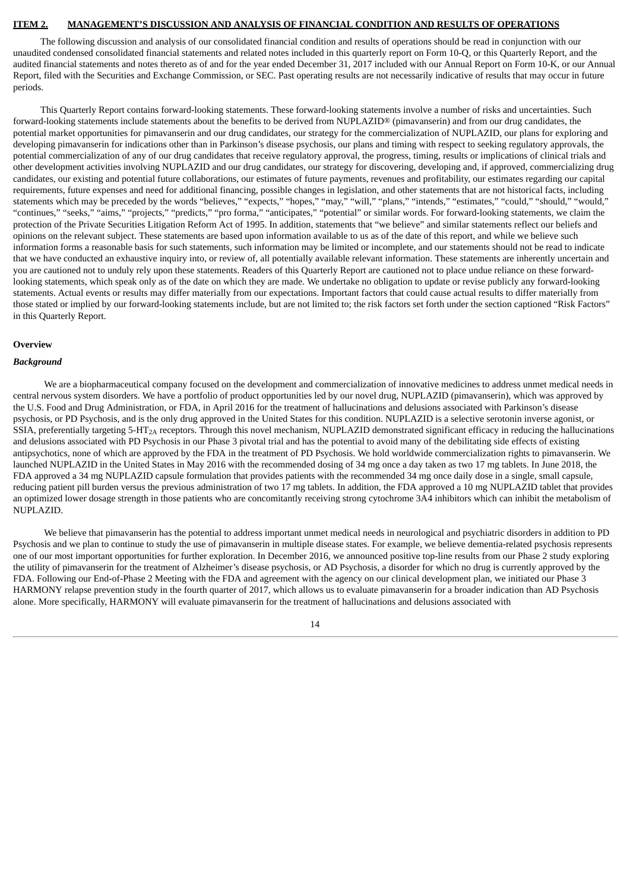**ITEM 2. MANAGEMENT'S DISCUSSION AND ANALYSIS OF FINANCIAL CONDITION AND RESULTS OF OPERATIONS**

The following discussion and analysis of our consolidated financial condition and results of operations should be read in conjunction with our unaudited condensed consolidated financial statements and related notes included in this quarterly report on Form 10-Q, or this Quarterly Report, and the audited financial statements and notes thereto as of and for the year ended December 31, 2017 included with our Annual Report on Form 10-K, or our Annual Report, filed with the Securities and Exchange Commission, or SEC. Past operating results are not necessarily indicative of results that may occur in future periods.

This Quarterly Report contains forward-looking statements. These forward-looking statements involve a number of risks and uncertainties. Such forward-looking statements include statements about the benefits to be derived from NUPLAZID® (pimavanserin) and from our drug candidates, the potential market opportunities for pimavanserin and our drug candidates, our strategy for the commercialization of NUPLAZID, our plans for exploring and developing pimavanserin for indications other than in Parkinson's disease psychosis, our plans and timing with respect to seeking regulatory approvals, the potential commercialization of any of our drug candidates that receive regulatory approval, the progress, timing, results or implications of clinical trials and other development activities involving NUPLAZID and our drug candidates, our strategy for discovering, developing and, if approved, commercializing drug candidates, our existing and potential future collaborations, our estimates of future payments, revenues and profitability, our estimates regarding our capital requirements, future expenses and need for additional financing, possible changes in legislation, and other statements that are not historical facts, including statements which may be preceded by the words "believes," "expects," "hopes," "may," "will," "plans," "intends," "estimates," "could," "should," "would," "continues," "seeks," "aims," "projects," "predicts," "pro forma," "anticipates," "potential" or similar words. For forward-looking statements, we claim the protection of the Private Securities Litigation Reform Act of 1995. In addition, statements that "we believe" and similar statements reflect our beliefs and opinions on the relevant subject. These statements are based upon information available to us as of the date of this report, and while we believe such information forms a reasonable basis for such statements, such information may be limited or incomplete, and our statements should not be read to indicate that we have conducted an exhaustive inquiry into, or review of, all potentially available relevant information. These statements are inherently uncertain and you are cautioned not to unduly rely upon these statements. Readers of this Quarterly Report are cautioned not to place undue reliance on these forward-looking statements, which speak only as of the date on which they are made. We undertake no obligation to update or revise publicly any forward-looking statements. Actual events or results may differ materially from our expectations. Important factors that could cause actual results to differ materially from those stated or implied by our forward-looking statements include, but are not limited to; the risk factors set forth under the section captioned "Risk Factors" in this Quarterly Report.

**Overview**

***Background***

We are a biopharmaceutical company focused on the development and commercialization of innovative medicines to address unmet medical needs in central nervous system disorders. We have a portfolio of product opportunities led by our novel drug, NUPLAZID (pimavanserin), which was approved by the U.S. Food and Drug Administration, or FDA, in April 2016 for the treatment of hallucinations and delusions associated with Parkinson's disease psychosis, or PD Psychosis, and is the only drug approved in the United States for this condition. NUPLAZID is a selective serotonin inverse agonist, or SSIA, preferentially targeting 5-$HT_{2A}$ receptors. Through this novel mechanism, NUPLAZID demonstrated significant efficacy in reducing the hallucinations and delusions associated with PD Psychosis in our Phase 3 pivotal trial and has the potential to avoid many of the debilitating side effects of existing antipsychotics, none of which are approved by the FDA in the treatment of PD Psychosis. We hold worldwide commercialization rights to pimavanserin. We launched NUPLAZID in the United States in May 2016 with the recommended dosing of 34 mg once a day taken as two 17 mg tablets. In June 2018, the FDA approved a 34 mg NUPLAZID capsule formulation that provides patients with the recommended 34 mg once daily dose in a single, small capsule, reducing patient pill burden versus the previous administration of two 17 mg tablets. In addition, the FDA approved a 10 mg NUPLAZID tablet that provides an optimized lower dosage strength in those patients who are concomitantly receiving strong cytochrome 3A4 inhibitors which can inhibit the metabolism of NUPLAZID.

We believe that pimavanserin has the potential to address important unmet medical needs in neurological and psychiatric disorders in addition to PD Psychosis and we plan to continue to study the use of pimavanserin in multiple disease states. For example, we believe dementia-related psychosis represents one of our most important opportunities for further exploration. In December 2016, we announced positive top-line results from our Phase 2 study exploring the utility of pimavanserin for the treatment of Alzheimer's disease psychosis, or AD Psychosis, a disorder for which no drug is currently approved by the FDA. Following our End-of-Phase 2 Meeting with the FDA and agreement with the agency on our clinical development plan, we initiated our Phase 3 HARMONY relapse prevention study in the fourth quarter of 2017, which allows us to evaluate pimavanserin for a broader indication than AD Psychosis alone. More specifically, HARMONY will evaluate pimavanserin for the treatment of hallucinations and delusions associated with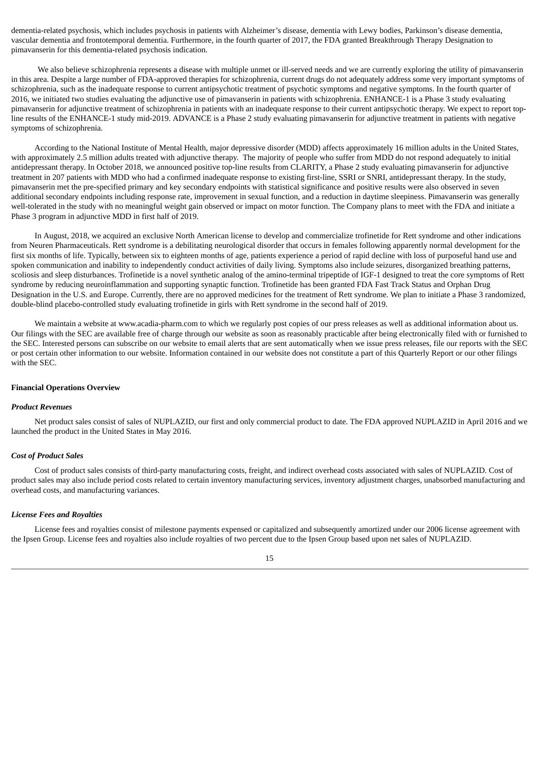dementia-related psychosis, which includes psychosis in patients with Alzheimer's disease, dementia with Lewy bodies, Parkinson's disease dementia, vascular dementia and frontotemporal dementia. Furthermore, in the fourth quarter of 2017, the FDA granted Breakthrough Therapy Designation to pimavanserin for this dementia-related psychosis indication.

We also believe schizophrenia represents a disease with multiple unmet or ill-served needs and we are currently exploring the utility of pimavanserin in this area. Despite a large number of FDA-approved therapies for schizophrenia, current drugs do not adequately address some very important symptoms of schizophrenia, such as the inadequate response to current antipsychotic treatment of psychotic symptoms and negative symptoms. In the fourth quarter of 2016, we initiated two studies evaluating the adjunctive use of pimavanserin in patients with schizophrenia. ENHANCE-1 is a Phase 3 study evaluating pimavanserin for adjunctive treatment of schizophrenia in patients with an inadequate response to their current antipsychotic therapy. We expect to report top-line results of the ENHANCE-1 study mid-2019. ADVANCE is a Phase 2 study evaluating pimavanserin for adjunctive treatment in patients with negative symptoms of schizophrenia.

According to the National Institute of Mental Health, major depressive disorder (MDD) affects approximately 16 million adults in the United States, with approximately 2.5 million adults treated with adjunctive therapy. The majority of people who suffer from MDD do not respond adequately to initial antidepressant therapy. In October 2018, we announced positive top-line results from CLARITY, a Phase 2 study evaluating pimavanserin for adjunctive treatment in 207 patients with MDD who had a confirmed inadequate response to existing first-line, SSRI or SNRI, antidepressant therapy. In the study, pimavanserin met the pre-specified primary and key secondary endpoints with statistical significance and positive results were also observed in seven additional secondary endpoints including response rate, improvement in sexual function, and a reduction in daytime sleepiness. Pimavanserin was generally well-tolerated in the study with no meaningful weight gain observed or impact on motor function. The Company plans to meet with the FDA and initiate a Phase 3 program in adjunctive MDD in first half of 2019.

In August, 2018, we acquired an exclusive North American license to develop and commercialize trofinetide for Rett syndrome and other indications from Neuren Pharmaceuticals. Rett syndrome is a debilitating neurological disorder that occurs in females following apparently normal development for the first six months of life. Typically, between six to eighteen months of age, patients experience a period of rapid decline with loss of purposeful hand use and spoken communication and inability to independently conduct activities of daily living. Symptoms also include seizures, disorganized breathing patterns, scoliosis and sleep disturbances. Trofinetide is a novel synthetic analog of the amino-terminal tripeptide of IGF-1 designed to treat the core symptoms of Rett syndrome by reducing neuroinflammation and supporting synaptic function. Trofinetide has been granted FDA Fast Track Status and Orphan Drug Designation in the U.S. and Europe. Currently, there are no approved medicines for the treatment of Rett syndrome. We plan to initiate a Phase 3 randomized, double-blind placebo-controlled study evaluating trofinetide in girls with Rett syndrome in the second half of 2019.

We maintain a website at www.acadia-pharm.com to which we regularly post copies of our press releases as well as additional information about us. Our filings with the SEC are available free of charge through our website as soon as reasonably practicable after being electronically filed with or furnished to the SEC. Interested persons can subscribe on our website to email alerts that are sent automatically when we issue press releases, file our reports with the SEC or post certain other information to our website. Information contained in our website does not constitute a part of this Quarterly Report or our other filings with the SEC.

**Financial Operations Overview**

***Product Revenues***

Net product sales consist of sales of NUPLAZID, our first and only commercial product to date. The FDA approved NUPLAZID in April 2016 and we launched the product in the United States in May 2016.

***Cost of Product Sales***

Cost of product sales consists of third-party manufacturing costs, freight, and indirect overhead costs associated with sales of NUPLAZID. Cost of product sales may also include period costs related to certain inventory manufacturing services, inventory adjustment charges, unabsorbed manufacturing and overhead costs, and manufacturing variances.

***License Fees and Royalties***

License fees and royalties consist of milestone payments expensed or capitalized and subsequently amortized under our 2006 license agreement with the Ipsen Group. License fees and royalties also include royalties of two percent due to the Ipsen Group based upon net sales of NUPLAZID.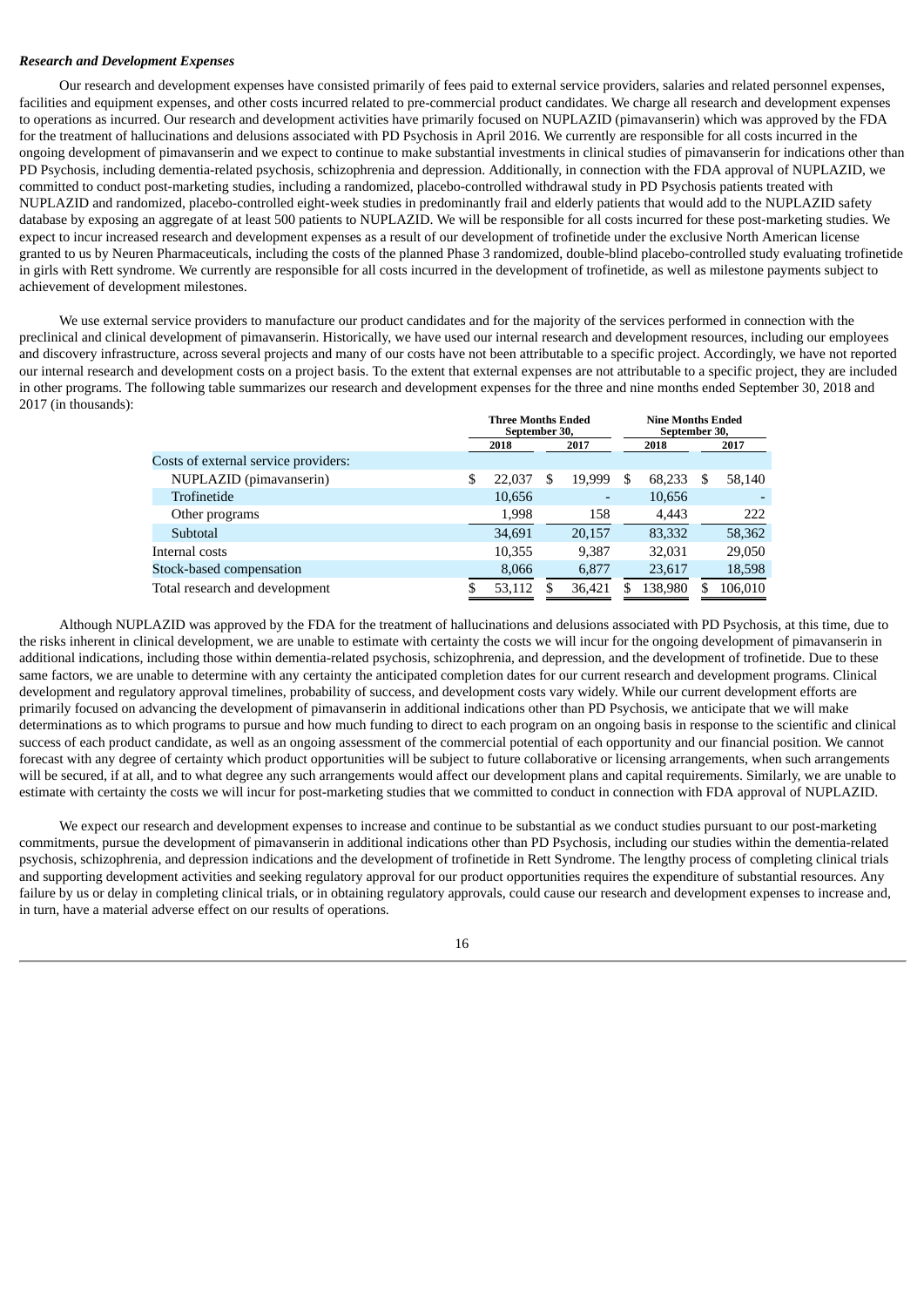***Research and Development Expenses***

Our research and development expenses have consisted primarily of fees paid to external service providers, salaries and related personnel expenses, facilities and equipment expenses, and other costs incurred related to pre-commercial product candidates. We charge all research and development expenses to operations as incurred. Our research and development activities have primarily focused on NUPLAZID (pimavanserin) which was approved by the FDA for the treatment of hallucinations and delusions associated with PD Psychosis in April 2016. We currently are responsible for all costs incurred in the ongoing development of pimavanserin and we expect to continue to make substantial investments in clinical studies of pimavanserin for indications other than PD Psychosis, including dementia-related psychosis, schizophrenia and depression. Additionally, in connection with the FDA approval of NUPLAZID, we committed to conduct post-marketing studies, including a randomized, placebo-controlled withdrawal study in PD Psychosis patients treated with NUPLAZID and randomized, placebo-controlled eight-week studies in predominantly frail and elderly patients that would add to the NUPLAZID safety database by exposing an aggregate of at least 500 patients to NUPLAZID. We will be responsible for all costs incurred for these post-marketing studies. We expect to incur increased research and development expenses as a result of our development of trofinetide under the exclusive North American license granted to us by Neuren Pharmaceuticals, including the costs of the planned Phase 3 randomized, double-blind placebo-controlled study evaluating trofinetide in girls with Rett syndrome. We currently are responsible for all costs incurred in the development of trofinetide, as well as milestone payments subject to achievement of development milestones.

We use external service providers to manufacture our product candidates and for the majority of the services performed in connection with the preclinical and clinical development of pimavanserin. Historically, we have used our internal research and development resources, including our employees and discovery infrastructure, across several projects and many of our costs have not been attributable to a specific project. Accordingly, we have not reported our internal research and development costs on a project basis. To the extent that external expenses are not attributable to a specific project, they are included in other programs. The following table summarizes our research and development expenses for the three and nine months ended September 30, 2018 and 2017 (in thousands):

| | Three Months Ended September 30, | | Nine Months Ended September 30, | |
|---|---|---|---|---|
| | 2018 | 2017 | 2018 | 2017 |
| Costs of external service providers: | | | | |
| NUPLAZID (pimavanserin) | $ 22,037 | $ 19,999 | $ 68,233 | $ 58,140 |
| Trofinetide | 10,656 | - | 10,656 | - |
| Other programs | 1,998 | 158 | 4,443 | 222 |
| Subtotal | 34,691 | 20,157 | 83,332 | 58,362 |
| Internal costs | 10,355 | 9,387 | 32,031 | 29,050 |
| Stock-based compensation | 8,066 | 6,877 | 23,617 | 18,598 |
| Total research and development | $ 53,112 | $ 36,421 | $ 138,980 | $ 106,010 |

Although NUPLAZID was approved by the FDA for the treatment of hallucinations and delusions associated with PD Psychosis, at this time, due to the risks inherent in clinical development, we are unable to estimate with certainty the costs we will incur for the ongoing development of pimavanserin in additional indications, including those within dementia-related psychosis, schizophrenia, and depression, and the development of trofinetide. Due to these same factors, we are unable to determine with any certainty the anticipated completion dates for our current research and development programs. Clinical development and regulatory approval timelines, probability of success, and development costs vary widely. While our current development efforts are primarily focused on advancing the development of pimavanserin in additional indications other than PD Psychosis, we anticipate that we will make determinations as to which programs to pursue and how much funding to direct to each program on an ongoing basis in response to the scientific and clinical success of each product candidate, as well as an ongoing assessment of the commercial potential of each opportunity and our financial position. We cannot forecast with any degree of certainty which product opportunities will be subject to future collaborative or licensing arrangements, when such arrangements will be secured, if at all, and to what degree any such arrangements would affect our development plans and capital requirements. Similarly, we are unable to estimate with certainty the costs we will incur for post-marketing studies that we committed to conduct in connection with FDA approval of NUPLAZID.

We expect our research and development expenses to increase and continue to be substantial as we conduct studies pursuant to our post-marketing commitments, pursue the development of pimavanserin in additional indications other than PD Psychosis, including our studies within the dementia-related psychosis, schizophrenia, and depression indications and the development of trofinetide in Rett Syndrome. The lengthy process of completing clinical trials and supporting development activities and seeking regulatory approval for our product opportunities requires the expenditure of substantial resources. Any failure by us or delay in completing clinical trials, or in obtaining regulatory approvals, could cause our research and development expenses to increase and, in turn, have a material adverse effect on our results of operations.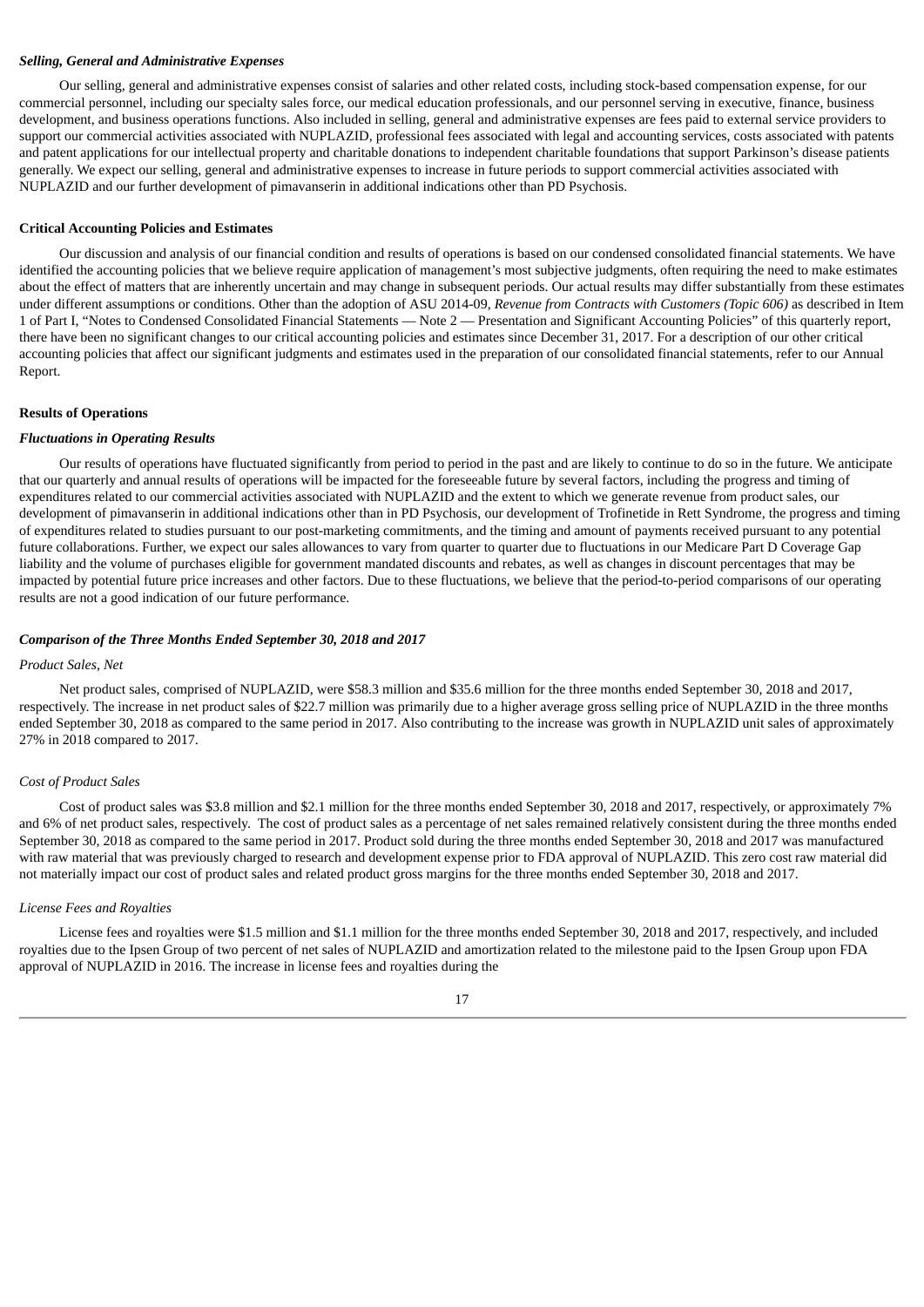***Selling, General and Administrative Expenses***

Our selling, general and administrative expenses consist of salaries and other related costs, including stock-based compensation expense, for our commercial personnel, including our specialty sales force, our medical education professionals, and our personnel serving in executive, finance, business development, and business operations functions. Also included in selling, general and administrative expenses are fees paid to external service providers to support our commercial activities associated with NUPLAZID, professional fees associated with legal and accounting services, costs associated with patents and patent applications for our intellectual property and charitable donations to independent charitable foundations that support Parkinson's disease patients generally. We expect our selling, general and administrative expenses to increase in future periods to support commercial activities associated with NUPLAZID and our further development of pimavanserin in additional indications other than PD Psychosis.

**Critical Accounting Policies and Estimates**

Our discussion and analysis of our financial condition and results of operations is based on our condensed consolidated financial statements. We have identified the accounting policies that we believe require application of management's most subjective judgments, often requiring the need to make estimates about the effect of matters that are inherently uncertain and may change in subsequent periods. Our actual results may differ substantially from these estimates under different assumptions or conditions. Other than the adoption of ASU 2014-09, *Revenue from Contracts with Customers (Topic 606)* as described in Item 1 of Part I, "Notes to Condensed Consolidated Financial Statements — Note 2 — Presentation and Significant Accounting Policies" of this quarterly report, there have been no significant changes to our critical accounting policies and estimates since December 31, 2017. For a description of our other critical accounting policies that affect our significant judgments and estimates used in the preparation of our consolidated financial statements, refer to our Annual Report.

**Results of Operations**

***Fluctuations in Operating Results***

Our results of operations have fluctuated significantly from period to period in the past and are likely to continue to do so in the future. We anticipate that our quarterly and annual results of operations will be impacted for the foreseeable future by several factors, including the progress and timing of expenditures related to our commercial activities associated with NUPLAZID and the extent to which we generate revenue from product sales, our development of pimavanserin in additional indications other than in PD Psychosis, our development of Trofinetide in Rett Syndrome, the progress and timing of expenditures related to studies pursuant to our post-marketing commitments, and the timing and amount of payments received pursuant to any potential future collaborations. Further, we expect our sales allowances to vary from quarter to quarter due to fluctuations in our Medicare Part D Coverage Gap liability and the volume of purchases eligible for government mandated discounts and rebates, as well as changes in discount percentages that may be impacted by potential future price increases and other factors. Due to these fluctuations, we believe that the period-to-period comparisons of our operating results are not a good indication of our future performance.

***Comparison of the Three Months Ended September 30, 2018 and 2017***

*Product Sales, Net*

Net product sales, comprised of NUPLAZID, were $58.3 million and $35.6 million for the three months ended September 30, 2018 and 2017, respectively. The increase in net product sales of $22.7 million was primarily due to a higher average gross selling price of NUPLAZID in the three months ended September 30, 2018 as compared to the same period in 2017. Also contributing to the increase was growth in NUPLAZID unit sales of approximately 27% in 2018 compared to 2017.

*Cost of Product Sales*

Cost of product sales was $3.8 million and $2.1 million for the three months ended September 30, 2018 and 2017, respectively, or approximately 7% and 6% of net product sales, respectively. The cost of product sales as a percentage of net sales remained relatively consistent during the three months ended September 30, 2018 as compared to the same period in 2017. Product sold during the three months ended September 30, 2018 and 2017 was manufactured with raw material that was previously charged to research and development expense prior to FDA approval of NUPLAZID. This zero cost raw material did not materially impact our cost of product sales and related product gross margins for the three months ended September 30, 2018 and 2017.

*License Fees and Royalties*

License fees and royalties were $1.5 million and $1.1 million for the three months ended September 30, 2018 and 2017, respectively, and included royalties due to the Ipsen Group of two percent of net sales of NUPLAZID and amortization related to the milestone paid to the Ipsen Group upon FDA approval of NUPLAZID in 2016. The increase in license fees and royalties during the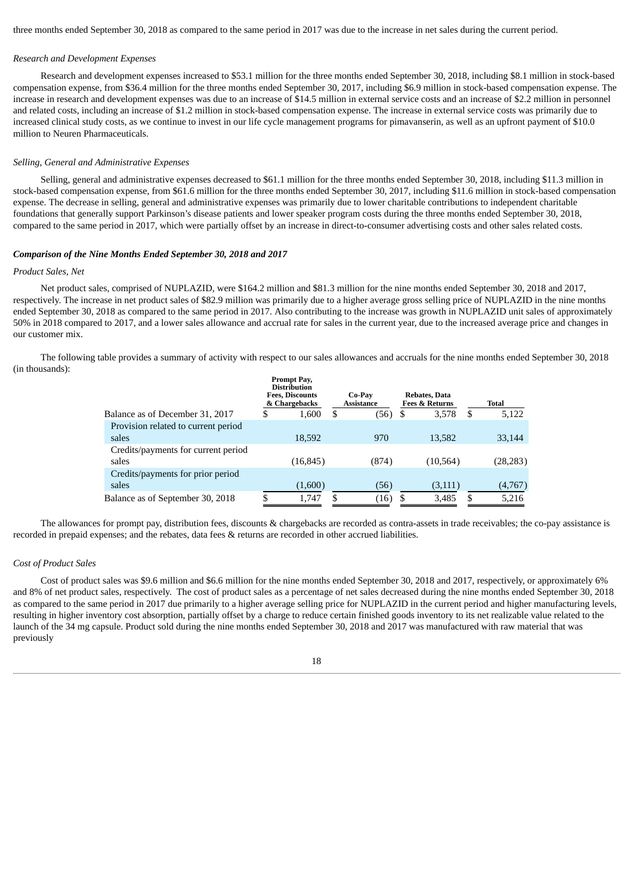three months ended September 30, 2018 as compared to the same period in 2017 was due to the increase in net sales during the current period.

*Research and Development Expenses*

Research and development expenses increased to $53.1 million for the three months ended September 30, 2018, including $8.1 million in stock-based compensation expense, from $36.4 million for the three months ended September 30, 2017, including $6.9 million in stock-based compensation expense. The increase in research and development expenses was due to an increase of $14.5 million in external service costs and an increase of $2.2 million in personnel and related costs, including an increase of $1.2 million in stock-based compensation expense. The increase in external service costs was primarily due to increased clinical study costs, as we continue to invest in our life cycle management programs for pimavanserin, as well as an upfront payment of $10.0 million to Neuren Pharmaceuticals.

*Selling, General and Administrative Expenses*

Selling, general and administrative expenses decreased to $61.1 million for the three months ended September 30, 2018, including $11.3 million in stock-based compensation expense, from $61.6 million for the three months ended September 30, 2017, including $11.6 million in stock-based compensation expense. The decrease in selling, general and administrative expenses was primarily due to lower charitable contributions to independent charitable foundations that generally support Parkinson's disease patients and lower speaker program costs during the three months ended September 30, 2018, compared to the same period in 2017, which were partially offset by an increase in direct-to-consumer advertising costs and other sales related costs.

***Comparison of the Nine Months Ended September 30, 2018 and 2017***

*Product Sales, Net*

Net product sales, comprised of NUPLAZID, were $164.2 million and $81.3 million for the nine months ended September 30, 2018 and 2017, respectively. The increase in net product sales of $82.9 million was primarily due to a higher average gross selling price of NUPLAZID in the nine months ended September 30, 2018 as compared to the same period in 2017. Also contributing to the increase was growth in NUPLAZID unit sales of approximately 50% in 2018 compared to 2017, and a lower sales allowance and accrual rate for sales in the current year, due to the increased average price and changes in our customer mix.

The following table provides a summary of activity with respect to our sales allowances and accruals for the nine months ended September 30, 2018 (in thousands):

| | Prompt Pay, Distribution Fees, Discounts & Chargebacks | Co-Pay Assistance | Rebates, Data Fees & Returns | Total |
|---|---|---|---|---|
| Balance as of December 31, 2017 | $ 1,600 | $ (56) | $ 3,578 | $ 5,122 |
| Provision related to current period sales | 18,592 | 970 | 13,582 | 33,144 |
| Credits/payments for current period sales | (16,845) | (874) | (10,564) | (28,283) |
| Credits/payments for prior period sales | (1,600) | (56) | (3,111) | (4,767) |
| Balance as of September 30, 2018 | $ 1,747 | $ (16) | $ 3,485 | $ 5,216 |

The allowances for prompt pay, distribution fees, discounts & chargebacks are recorded as contra-assets in trade receivables; the co-pay assistance is recorded in prepaid expenses; and the rebates, data fees & returns are recorded in other accrued liabilities.

*Cost of Product Sales*

Cost of product sales was $9.6 million and $6.6 million for the nine months ended September 30, 2018 and 2017, respectively, or approximately 6% and 8% of net product sales, respectively. The cost of product sales as a percentage of net sales decreased during the nine months ended September 30, 2018 as compared to the same period in 2017 due primarily to a higher average selling price for NUPLAZID in the current period and higher manufacturing levels, resulting in higher inventory cost absorption, partially offset by a charge to reduce certain finished goods inventory to its net realizable value related to the launch of the 34 mg capsule. Product sold during the nine months ended September 30, 2018 and 2017 was manufactured with raw material that was previously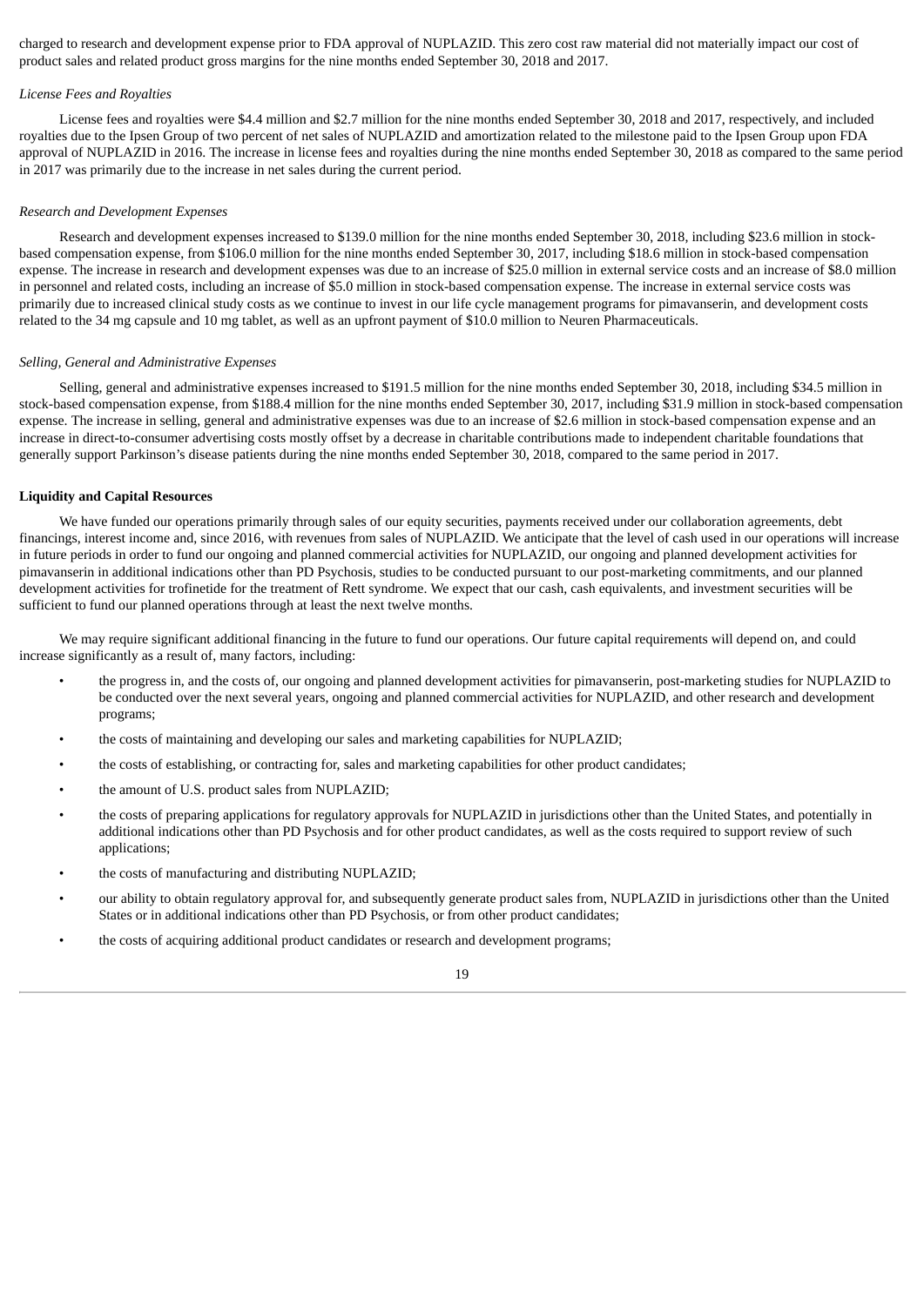charged to research and development expense prior to FDA approval of NUPLAZID. This zero cost raw material did not materially impact our cost of product sales and related product gross margins for the nine months ended September 30, 2018 and 2017.

*License Fees and Royalties*

License fees and royalties were $4.4 million and $2.7 million for the nine months ended September 30, 2018 and 2017, respectively, and included royalties due to the Ipsen Group of two percent of net sales of NUPLAZID and amortization related to the milestone paid to the Ipsen Group upon FDA approval of NUPLAZID in 2016. The increase in license fees and royalties during the nine months ended September 30, 2018 as compared to the same period in 2017 was primarily due to the increase in net sales during the current period.

*Research and Development Expenses*

Research and development expenses increased to $139.0 million for the nine months ended September 30, 2018, including $23.6 million in stock-based compensation expense, from $106.0 million for the nine months ended September 30, 2017, including $18.6 million in stock-based compensation expense. The increase in research and development expenses was due to an increase of $25.0 million in external service costs and an increase of $8.0 million in personnel and related costs, including an increase of $5.0 million in stock-based compensation expense. The increase in external service costs was primarily due to increased clinical study costs as we continue to invest in our life cycle management programs for pimavanserin, and development costs related to the 34 mg capsule and 10 mg tablet, as well as an upfront payment of $10.0 million to Neuren Pharmaceuticals.

*Selling, General and Administrative Expenses*

Selling, general and administrative expenses increased to $191.5 million for the nine months ended September 30, 2018, including $34.5 million in stock-based compensation expense, from $188.4 million for the nine months ended September 30, 2017, including $31.9 million in stock-based compensation expense. The increase in selling, general and administrative expenses was due to an increase of $2.6 million in stock-based compensation expense and an increase in direct-to-consumer advertising costs mostly offset by a decrease in charitable contributions made to independent charitable foundations that generally support Parkinson's disease patients during the nine months ended September 30, 2018, compared to the same period in 2017.

**Liquidity and Capital Resources**

We have funded our operations primarily through sales of our equity securities, payments received under our collaboration agreements, debt financings, interest income and, since 2016, with revenues from sales of NUPLAZID. We anticipate that the level of cash used in our operations will increase in future periods in order to fund our ongoing and planned commercial activities for NUPLAZID, our ongoing and planned development activities for pimavanserin in additional indications other than PD Psychosis, studies to be conducted pursuant to our post-marketing commitments, and our planned development activities for trofinetide for the treatment of Rett syndrome. We expect that our cash, cash equivalents, and investment securities will be sufficient to fund our planned operations through at least the next twelve months.

We may require significant additional financing in the future to fund our operations. Our future capital requirements will depend on, and could increase significantly as a result of, many factors, including:

- the progress in, and the costs of, our ongoing and planned development activities for pimavanserin, post-marketing studies for NUPLAZID to be conducted over the next several years, ongoing and planned commercial activities for NUPLAZID, and other research and development programs;
- the costs of maintaining and developing our sales and marketing capabilities for NUPLAZID;
- the costs of establishing, or contracting for, sales and marketing capabilities for other product candidates;
- the amount of U.S. product sales from NUPLAZID;
- the costs of preparing applications for regulatory approvals for NUPLAZID in jurisdictions other than the United States, and potentially in additional indications other than PD Psychosis and for other product candidates, as well as the costs required to support review of such applications;
- the costs of manufacturing and distributing NUPLAZID;
- our ability to obtain regulatory approval for, and subsequently generate product sales from, NUPLAZID in jurisdictions other than the United States or in additional indications other than PD Psychosis, or from other product candidates;
- the costs of acquiring additional product candidates or research and development programs;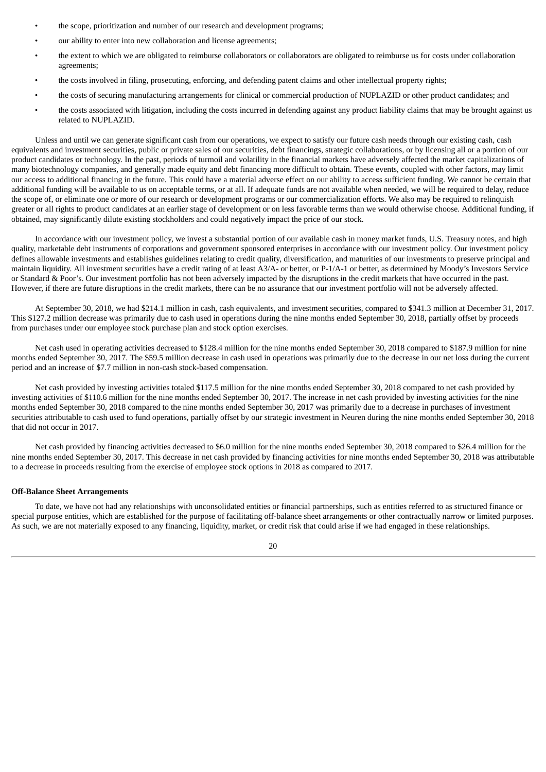- the scope, prioritization and number of our research and development programs;
- our ability to enter into new collaboration and license agreements;
- the extent to which we are obligated to reimburse collaborators or collaborators are obligated to reimburse us for costs under collaboration agreements;
- the costs involved in filing, prosecuting, enforcing, and defending patent claims and other intellectual property rights;
- the costs of securing manufacturing arrangements for clinical or commercial production of NUPLAZID or other product candidates; and
- the costs associated with litigation, including the costs incurred in defending against any product liability claims that may be brought against us related to NUPLAZID.

Unless and until we can generate significant cash from our operations, we expect to satisfy our future cash needs through our existing cash, cash equivalents and investment securities, public or private sales of our securities, debt financings, strategic collaborations, or by licensing all or a portion of our product candidates or technology. In the past, periods of turmoil and volatility in the financial markets have adversely affected the market capitalizations of many biotechnology companies, and generally made equity and debt financing more difficult to obtain. These events, coupled with other factors, may limit our access to additional financing in the future. This could have a material adverse effect on our ability to access sufficient funding. We cannot be certain that additional funding will be available to us on acceptable terms, or at all. If adequate funds are not available when needed, we will be required to delay, reduce the scope of, or eliminate one or more of our research or development programs or our commercialization efforts. We also may be required to relinquish greater or all rights to product candidates at an earlier stage of development or on less favorable terms than we would otherwise choose. Additional funding, if obtained, may significantly dilute existing stockholders and could negatively impact the price of our stock.

In accordance with our investment policy, we invest a substantial portion of our available cash in money market funds, U.S. Treasury notes, and high quality, marketable debt instruments of corporations and government sponsored enterprises in accordance with our investment policy. Our investment policy defines allowable investments and establishes guidelines relating to credit quality, diversification, and maturities of our investments to preserve principal and maintain liquidity. All investment securities have a credit rating of at least A3/A- or better, or P-1/A-1 or better, as determined by Moody's Investors Service or Standard & Poor's. Our investment portfolio has not been adversely impacted by the disruptions in the credit markets that have occurred in the past. However, if there are future disruptions in the credit markets, there can be no assurance that our investment portfolio will not be adversely affected.

At September 30, 2018, we had $214.1 million in cash, cash equivalents, and investment securities, compared to $341.3 million at December 31, 2017. This $127.2 million decrease was primarily due to cash used in operations during the nine months ended September 30, 2018, partially offset by proceeds from purchases under our employee stock purchase plan and stock option exercises.

Net cash used in operating activities decreased to $128.4 million for the nine months ended September 30, 2018 compared to $187.9 million for nine months ended September 30, 2017. The $59.5 million decrease in cash used in operations was primarily due to the decrease in our net loss during the current period and an increase of $7.7 million in non-cash stock-based compensation.

Net cash provided by investing activities totaled $117.5 million for the nine months ended September 30, 2018 compared to net cash provided by investing activities of $110.6 million for the nine months ended September 30, 2017. The increase in net cash provided by investing activities for the nine months ended September 30, 2018 compared to the nine months ended September 30, 2017 was primarily due to a decrease in purchases of investment securities attributable to cash used to fund operations, partially offset by our strategic investment in Neuren during the nine months ended September 30, 2018 that did not occur in 2017.

Net cash provided by financing activities decreased to $6.0 million for the nine months ended September 30, 2018 compared to $26.4 million for the nine months ended September 30, 2017. This decrease in net cash provided by financing activities for nine months ended September 30, 2018 was attributable to a decrease in proceeds resulting from the exercise of employee stock options in 2018 as compared to 2017.

**Off-Balance Sheet Arrangements**

To date, we have not had any relationships with unconsolidated entities or financial partnerships, such as entities referred to as structured finance or special purpose entities, which are established for the purpose of facilitating off-balance sheet arrangements or other contractually narrow or limited purposes. As such, we are not materially exposed to any financing, liquidity, market, or credit risk that could arise if we had engaged in these relationships.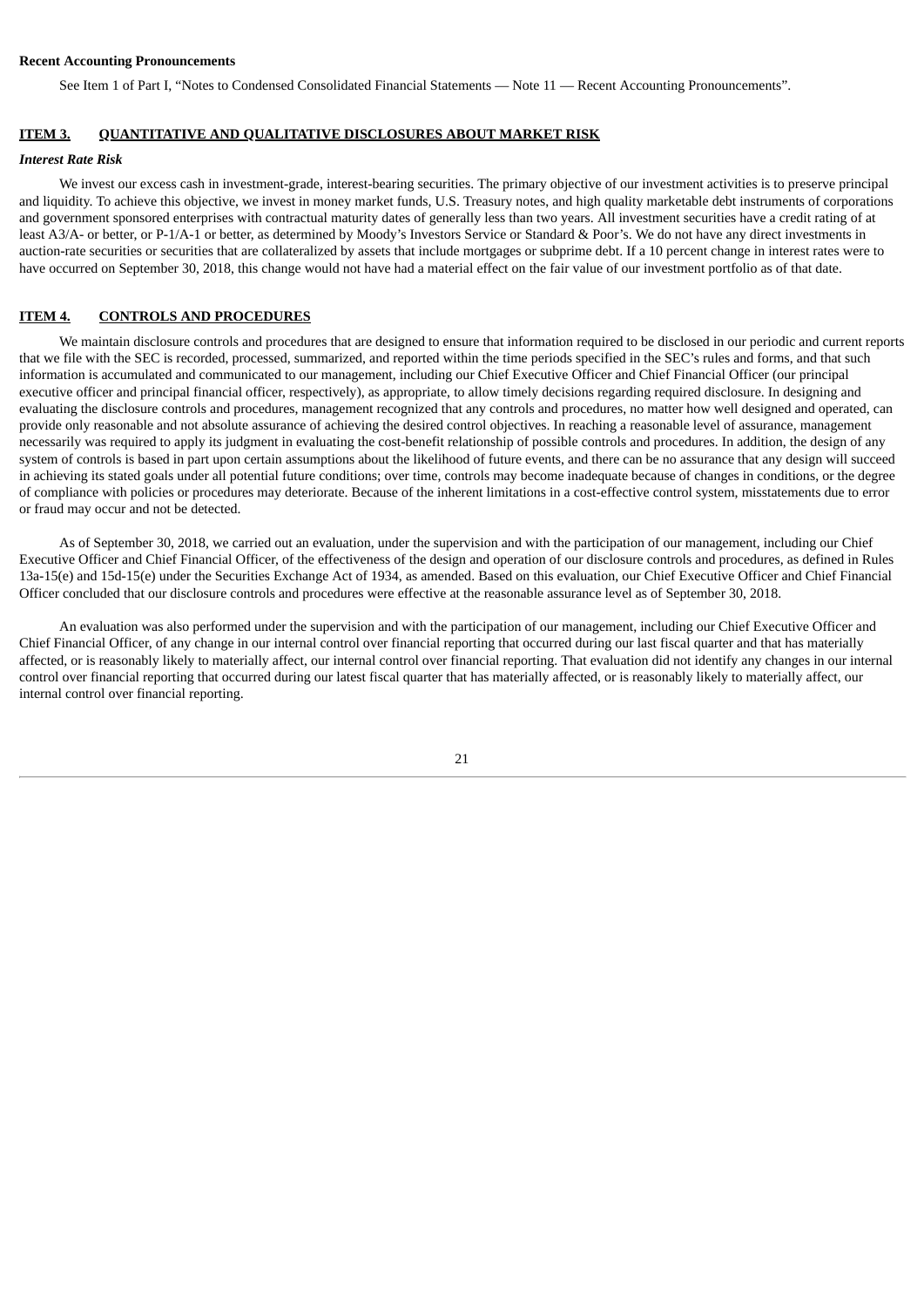**Recent Accounting Pronouncements**

See Item 1 of Part I, "Notes to Condensed Consolidated Financial Statements — Note 11 — Recent Accounting Pronouncements".

## ITEM 3. QUANTITATIVE AND QUALITATIVE DISCLOSURES ABOUT MARKET RISK

***Interest Rate Risk***

We invest our excess cash in investment-grade, interest-bearing securities. The primary objective of our investment activities is to preserve principal and liquidity. To achieve this objective, we invest in money market funds, U.S. Treasury notes, and high quality marketable debt instruments of corporations and government sponsored enterprises with contractual maturity dates of generally less than two years. All investment securities have a credit rating of at least A3/A- or better, or P-1/A-1 or better, as determined by Moody's Investors Service or Standard & Poor's. We do not have any direct investments in auction-rate securities or securities that are collateralized by assets that include mortgages or subprime debt. If a 10 percent change in interest rates were to have occurred on September 30, 2018, this change would not have had a material effect on the fair value of our investment portfolio as of that date.

## ITEM 4. CONTROLS AND PROCEDURES

We maintain disclosure controls and procedures that are designed to ensure that information required to be disclosed in our periodic and current reports that we file with the SEC is recorded, processed, summarized, and reported within the time periods specified in the SEC's rules and forms, and that such information is accumulated and communicated to our management, including our Chief Executive Officer and Chief Financial Officer (our principal executive officer and principal financial officer, respectively), as appropriate, to allow timely decisions regarding required disclosure. In designing and evaluating the disclosure controls and procedures, management recognized that any controls and procedures, no matter how well designed and operated, can provide only reasonable and not absolute assurance of achieving the desired control objectives. In reaching a reasonable level of assurance, management necessarily was required to apply its judgment in evaluating the cost-benefit relationship of possible controls and procedures. In addition, the design of any system of controls is based in part upon certain assumptions about the likelihood of future events, and there can be no assurance that any design will succeed in achieving its stated goals under all potential future conditions; over time, controls may become inadequate because of changes in conditions, or the degree of compliance with policies or procedures may deteriorate. Because of the inherent limitations in a cost-effective control system, misstatements due to error or fraud may occur and not be detected.

As of September 30, 2018, we carried out an evaluation, under the supervision and with the participation of our management, including our Chief Executive Officer and Chief Financial Officer, of the effectiveness of the design and operation of our disclosure controls and procedures, as defined in Rules 13a-15(e) and 15d-15(e) under the Securities Exchange Act of 1934, as amended. Based on this evaluation, our Chief Executive Officer and Chief Financial Officer concluded that our disclosure controls and procedures were effective at the reasonable assurance level as of September 30, 2018.

An evaluation was also performed under the supervision and with the participation of our management, including our Chief Executive Officer and Chief Financial Officer, of any change in our internal control over financial reporting that occurred during our last fiscal quarter and that has materially affected, or is reasonably likely to materially affect, our internal control over financial reporting. That evaluation did not identify any changes in our internal control over financial reporting that occurred during our latest fiscal quarter that has materially affected, or is reasonably likely to materially affect, our internal control over financial reporting.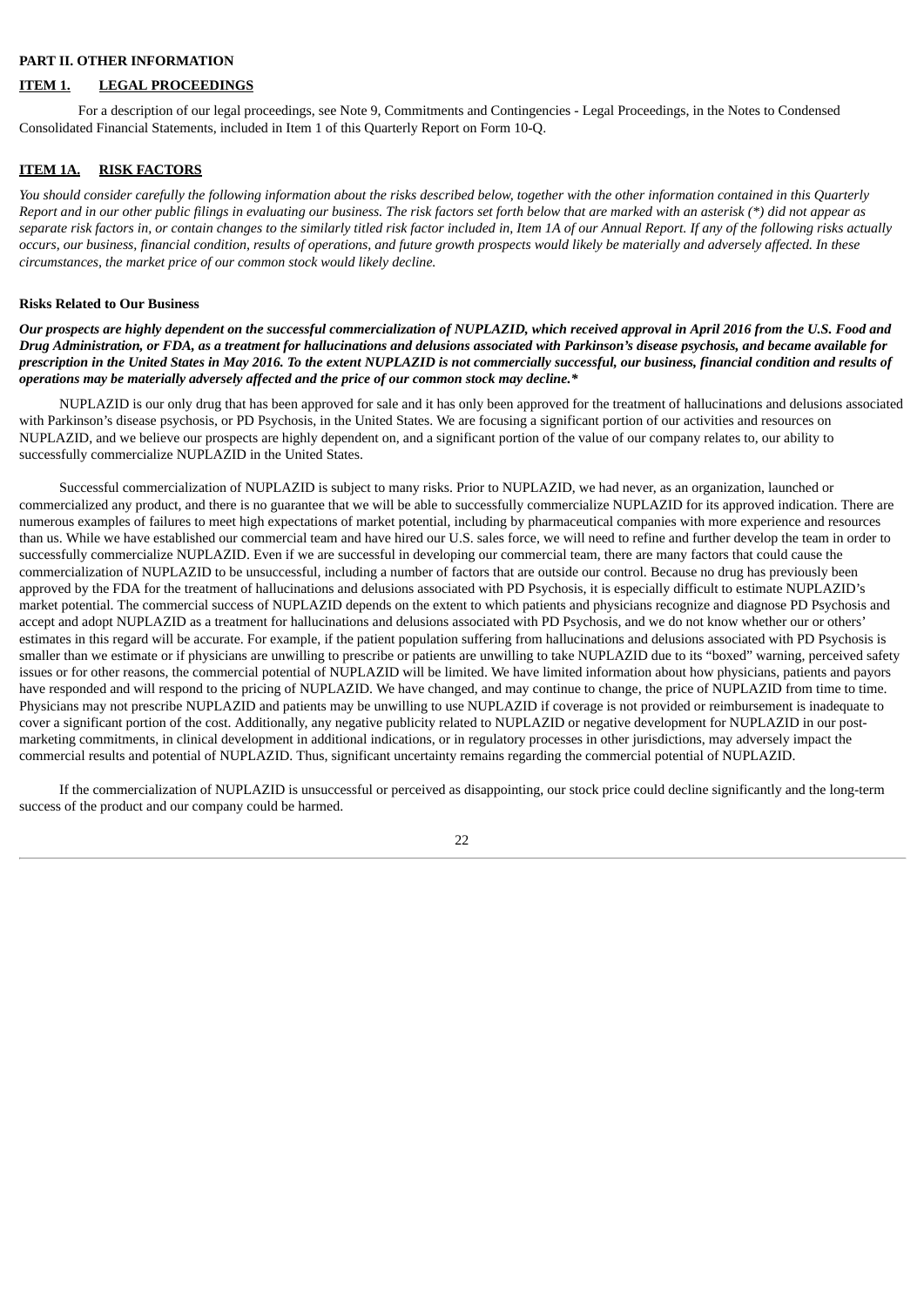**PART II. OTHER INFORMATION**

**ITEM 1. LEGAL PROCEEDINGS**

For a description of our legal proceedings, see Note 9, Commitments and Contingencies - Legal Proceedings, in the Notes to Condensed Consolidated Financial Statements, included in Item 1 of this Quarterly Report on Form 10-Q.

**ITEM 1A. RISK FACTORS**

*You should consider carefully the following information about the risks described below, together with the other information contained in this Quarterly Report and in our other public filings in evaluating our business. The risk factors set forth below that are marked with an asterisk (*) did not appear as separate risk factors in, or contain changes to the similarly titled risk factor included in, Item 1A of our Annual Report. If any of the following risks actually occurs, our business, financial condition, results of operations, and future growth prospects would likely be materially and adversely affected. In these circumstances, the market price of our common stock would likely decline.*

**Risks Related to Our Business**

***Our prospects are highly dependent on the successful commercialization of NUPLAZID, which received approval in April 2016 from the U.S. Food and Drug Administration, or FDA, as a treatment for hallucinations and delusions associated with Parkinson's disease psychosis, and became available for prescription in the United States in May 2016. To the extent NUPLAZID is not commercially successful, our business, financial condition and results of operations may be materially adversely affected and the price of our common stock may decline.****

NUPLAZID is our only drug that has been approved for sale and it has only been approved for the treatment of hallucinations and delusions associated with Parkinson's disease psychosis, or PD Psychosis, in the United States. We are focusing a significant portion of our activities and resources on NUPLAZID, and we believe our prospects are highly dependent on, and a significant portion of the value of our company relates to, our ability to successfully commercialize NUPLAZID in the United States.

Successful commercialization of NUPLAZID is subject to many risks. Prior to NUPLAZID, we had never, as an organization, launched or commercialized any product, and there is no guarantee that we will be able to successfully commercialize NUPLAZID for its approved indication. There are numerous examples of failures to meet high expectations of market potential, including by pharmaceutical companies with more experience and resources than us. While we have established our commercial team and have hired our U.S. sales force, we will need to refine and further develop the team in order to successfully commercialize NUPLAZID. Even if we are successful in developing our commercial team, there are many factors that could cause the commercialization of NUPLAZID to be unsuccessful, including a number of factors that are outside our control. Because no drug has previously been approved by the FDA for the treatment of hallucinations and delusions associated with PD Psychosis, it is especially difficult to estimate NUPLAZID's market potential. The commercial success of NUPLAZID depends on the extent to which patients and physicians recognize and diagnose PD Psychosis and accept and adopt NUPLAZID as a treatment for hallucinations and delusions associated with PD Psychosis, and we do not know whether our or others' estimates in this regard will be accurate. For example, if the patient population suffering from hallucinations and delusions associated with PD Psychosis is smaller than we estimate or if physicians are unwilling to prescribe or patients are unwilling to take NUPLAZID due to its "boxed" warning, perceived safety issues or for other reasons, the commercial potential of NUPLAZID will be limited. We have limited information about how physicians, patients and payors have responded and will respond to the pricing of NUPLAZID. We have changed, and may continue to change, the price of NUPLAZID from time to time. Physicians may not prescribe NUPLAZID and patients may be unwilling to use NUPLAZID if coverage is not provided or reimbursement is inadequate to cover a significant portion of the cost. Additionally, any negative publicity related to NUPLAZID or negative development for NUPLAZID in our post-marketing commitments, in clinical development in additional indications, or in regulatory processes in other jurisdictions, may adversely impact the commercial results and potential of NUPLAZID. Thus, significant uncertainty remains regarding the commercial potential of NUPLAZID.

If the commercialization of NUPLAZID is unsuccessful or perceived as disappointing, our stock price could decline significantly and the long-term success of the product and our company could be harmed.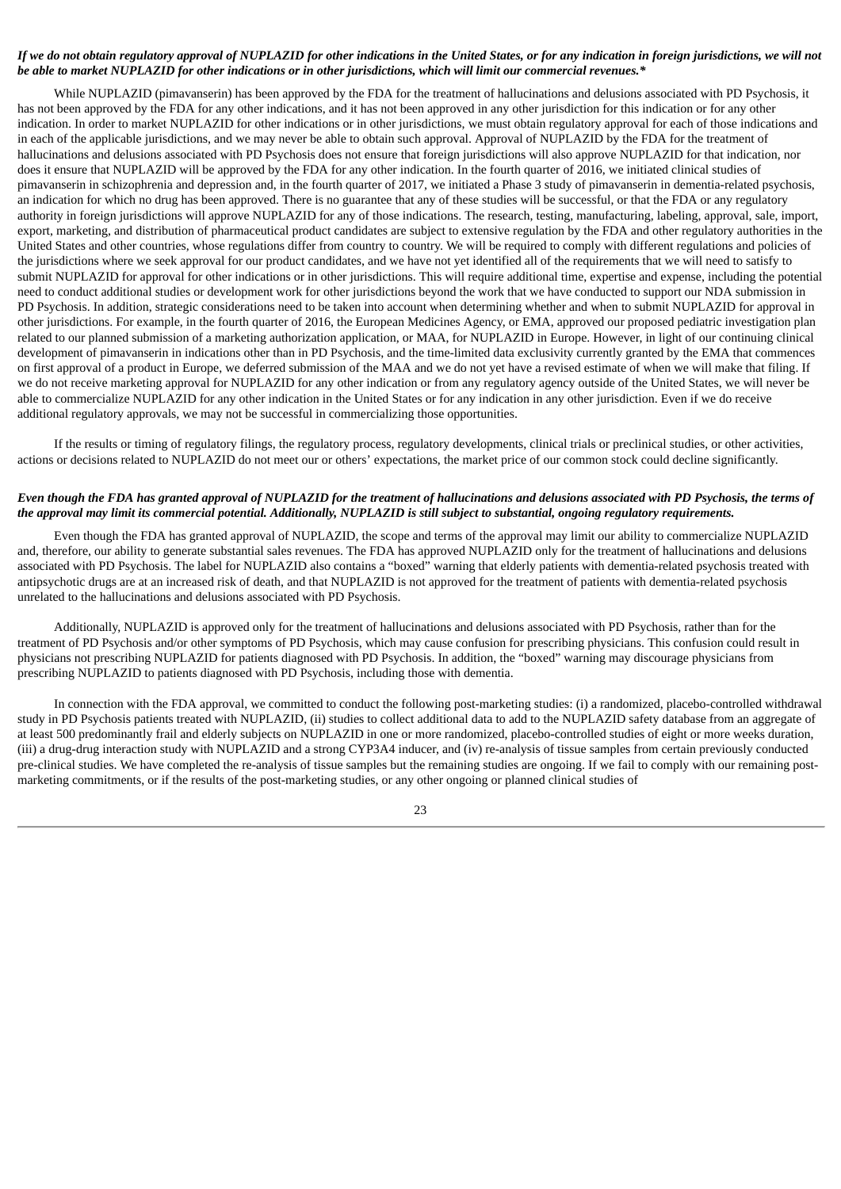***If we do not obtain regulatory approval of NUPLAZID for other indications in the United States, or for any indication in foreign jurisdictions, we will not be able to market NUPLAZID for other indications or in other jurisdictions, which will limit our commercial revenues.****

While NUPLAZID (pimavanserin) has been approved by the FDA for the treatment of hallucinations and delusions associated with PD Psychosis, it has not been approved by the FDA for any other indications, and it has not been approved in any other jurisdiction for this indication or for any other indication. In order to market NUPLAZID for other indications or in other jurisdictions, we must obtain regulatory approval for each of those indications and in each of the applicable jurisdictions, and we may never be able to obtain such approval. Approval of NUPLAZID by the FDA for the treatment of hallucinations and delusions associated with PD Psychosis does not ensure that foreign jurisdictions will also approve NUPLAZID for that indication, nor does it ensure that NUPLAZID will be approved by the FDA for any other indication. In the fourth quarter of 2016, we initiated clinical studies of pimavanserin in schizophrenia and depression and, in the fourth quarter of 2017, we initiated a Phase 3 study of pimavanserin in dementia-related psychosis, an indication for which no drug has been approved. There is no guarantee that any of these studies will be successful, or that the FDA or any regulatory authority in foreign jurisdictions will approve NUPLAZID for any of those indications. The research, testing, manufacturing, labeling, approval, sale, import, export, marketing, and distribution of pharmaceutical product candidates are subject to extensive regulation by the FDA and other regulatory authorities in the United States and other countries, whose regulations differ from country to country. We will be required to comply with different regulations and policies of the jurisdictions where we seek approval for our product candidates, and we have not yet identified all of the requirements that we will need to satisfy to submit NUPLAZID for approval for other indications or in other jurisdictions. This will require additional time, expertise and expense, including the potential need to conduct additional studies or development work for other jurisdictions beyond the work that we have conducted to support our NDA submission in PD Psychosis. In addition, strategic considerations need to be taken into account when determining whether and when to submit NUPLAZID for approval in other jurisdictions. For example, in the fourth quarter of 2016, the European Medicines Agency, or EMA, approved our proposed pediatric investigation plan related to our planned submission of a marketing authorization application, or MAA, for NUPLAZID in Europe. However, in light of our continuing clinical development of pimavanserin in indications other than in PD Psychosis, and the time-limited data exclusivity currently granted by the EMA that commences on first approval of a product in Europe, we deferred submission of the MAA and we do not yet have a revised estimate of when we will make that filing. If we do not receive marketing approval for NUPLAZID for any other indication or from any regulatory agency outside of the United States, we will never be able to commercialize NUPLAZID for any other indication in the United States or for any indication in any other jurisdiction. Even if we do receive additional regulatory approvals, we may not be successful in commercializing those opportunities.

If the results or timing of regulatory filings, the regulatory process, regulatory developments, clinical trials or preclinical studies, or other activities, actions or decisions related to NUPLAZID do not meet our or others' expectations, the market price of our common stock could decline significantly.

***Even though the FDA has granted approval of NUPLAZID for the treatment of hallucinations and delusions associated with PD Psychosis, the terms of the approval may limit its commercial potential. Additionally, NUPLAZID is still subject to substantial, ongoing regulatory requirements.***

Even though the FDA has granted approval of NUPLAZID, the scope and terms of the approval may limit our ability to commercialize NUPLAZID and, therefore, our ability to generate substantial sales revenues. The FDA has approved NUPLAZID only for the treatment of hallucinations and delusions associated with PD Psychosis. The label for NUPLAZID also contains a "boxed" warning that elderly patients with dementia-related psychosis treated with antipsychotic drugs are at an increased risk of death, and that NUPLAZID is not approved for the treatment of patients with dementia-related psychosis unrelated to the hallucinations and delusions associated with PD Psychosis.

Additionally, NUPLAZID is approved only for the treatment of hallucinations and delusions associated with PD Psychosis, rather than for the treatment of PD Psychosis and/or other symptoms of PD Psychosis, which may cause confusion for prescribing physicians. This confusion could result in physicians not prescribing NUPLAZID for patients diagnosed with PD Psychosis. In addition, the "boxed" warning may discourage physicians from prescribing NUPLAZID to patients diagnosed with PD Psychosis, including those with dementia.

In connection with the FDA approval, we committed to conduct the following post-marketing studies: (i) a randomized, placebo-controlled withdrawal study in PD Psychosis patients treated with NUPLAZID, (ii) studies to collect additional data to add to the NUPLAZID safety database from an aggregate of at least 500 predominantly frail and elderly subjects on NUPLAZID in one or more randomized, placebo-controlled studies of eight or more weeks duration, (iii) a drug-drug interaction study with NUPLAZID and a strong CYP3A4 inducer, and (iv) re-analysis of tissue samples from certain previously conducted pre-clinical studies. We have completed the re-analysis of tissue samples but the remaining studies are ongoing. If we fail to comply with our remaining post-marketing commitments, or if the results of the post-marketing studies, or any other ongoing or planned clinical studies of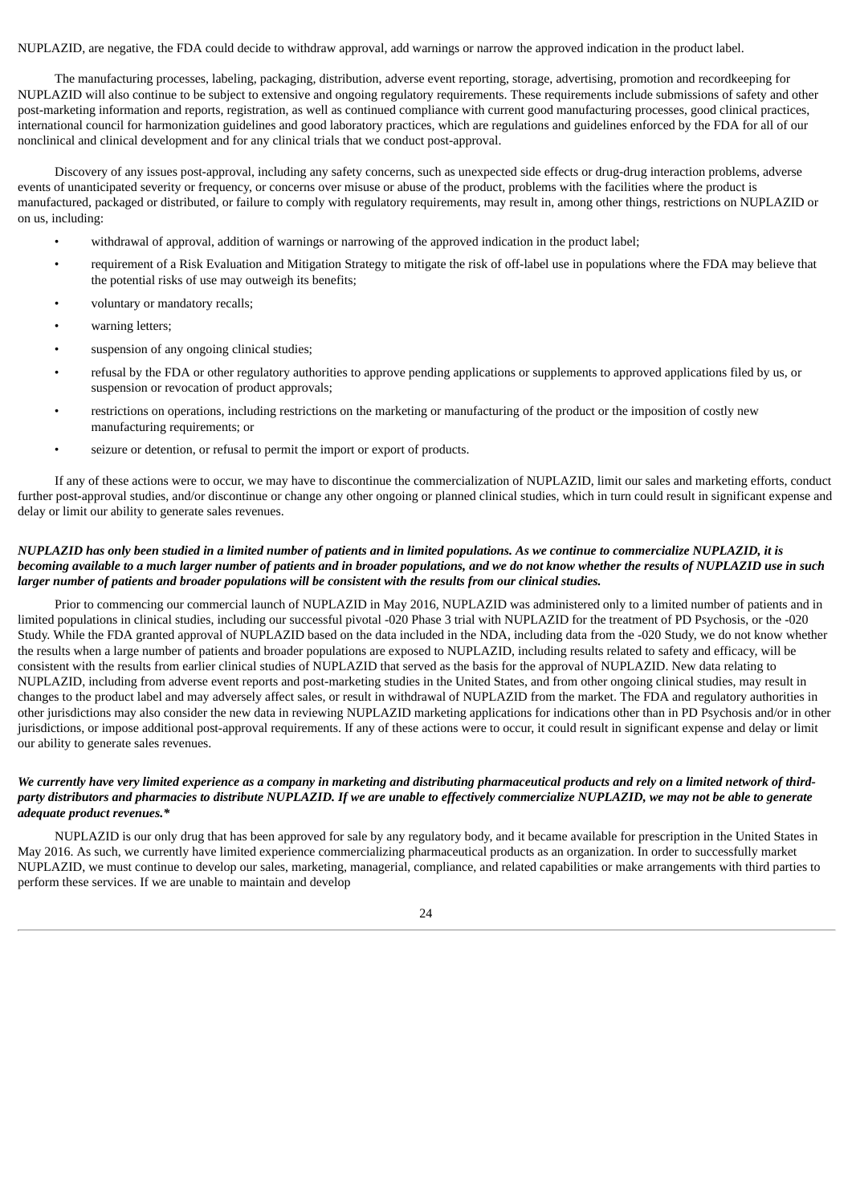NUPLAZID, are negative, the FDA could decide to withdraw approval, add warnings or narrow the approved indication in the product label.

The manufacturing processes, labeling, packaging, distribution, adverse event reporting, storage, advertising, promotion and recordkeeping for NUPLAZID will also continue to be subject to extensive and ongoing regulatory requirements. These requirements include submissions of safety and other post-marketing information and reports, registration, as well as continued compliance with current good manufacturing processes, good clinical practices, international council for harmonization guidelines and good laboratory practices, which are regulations and guidelines enforced by the FDA for all of our nonclinical and clinical development and for any clinical trials that we conduct post-approval.

Discovery of any issues post-approval, including any safety concerns, such as unexpected side effects or drug-drug interaction problems, adverse events of unanticipated severity or frequency, or concerns over misuse or abuse of the product, problems with the facilities where the product is manufactured, packaged or distributed, or failure to comply with regulatory requirements, may result in, among other things, restrictions on NUPLAZID or on us, including:

- withdrawal of approval, addition of warnings or narrowing of the approved indication in the product label;
- requirement of a Risk Evaluation and Mitigation Strategy to mitigate the risk of off-label use in populations where the FDA may believe that the potential risks of use may outweigh its benefits;
- voluntary or mandatory recalls;
- warning letters;
- suspension of any ongoing clinical studies;
- refusal by the FDA or other regulatory authorities to approve pending applications or supplements to approved applications filed by us, or suspension or revocation of product approvals;
- restrictions on operations, including restrictions on the marketing or manufacturing of the product or the imposition of costly new manufacturing requirements; or
- seizure or detention, or refusal to permit the import or export of products.

If any of these actions were to occur, we may have to discontinue the commercialization of NUPLAZID, limit our sales and marketing efforts, conduct further post-approval studies, and/or discontinue or change any other ongoing or planned clinical studies, which in turn could result in significant expense and delay or limit our ability to generate sales revenues.

***NUPLAZID has only been studied in a limited number of patients and in limited populations. As we continue to commercialize NUPLAZID, it is becoming available to a much larger number of patients and in broader populations, and we do not know whether the results of NUPLAZID use in such larger number of patients and broader populations will be consistent with the results from our clinical studies.***

Prior to commencing our commercial launch of NUPLAZID in May 2016, NUPLAZID was administered only to a limited number of patients and in limited populations in clinical studies, including our successful pivotal -020 Phase 3 trial with NUPLAZID for the treatment of PD Psychosis, or the -020 Study. While the FDA granted approval of NUPLAZID based on the data included in the NDA, including data from the -020 Study, we do not know whether the results when a large number of patients and broader populations are exposed to NUPLAZID, including results related to safety and efficacy, will be consistent with the results from earlier clinical studies of NUPLAZID that served as the basis for the approval of NUPLAZID. New data relating to NUPLAZID, including from adverse event reports and post-marketing studies in the United States, and from other ongoing clinical studies, may result in changes to the product label and may adversely affect sales, or result in withdrawal of NUPLAZID from the market. The FDA and regulatory authorities in other jurisdictions may also consider the new data in reviewing NUPLAZID marketing applications for indications other than in PD Psychosis and/or in other jurisdictions, or impose additional post-approval requirements. If any of these actions were to occur, it could result in significant expense and delay or limit our ability to generate sales revenues.

***We currently have very limited experience as a company in marketing and distributing pharmaceutical products and rely on a limited network of third-party distributors and pharmacies to distribute NUPLAZID. If we are unable to effectively commercialize NUPLAZID, we may not be able to generate adequate product revenues.****

NUPLAZID is our only drug that has been approved for sale by any regulatory body, and it became available for prescription in the United States in May 2016. As such, we currently have limited experience commercializing pharmaceutical products as an organization. In order to successfully market NUPLAZID, we must continue to develop our sales, marketing, managerial, compliance, and related capabilities or make arrangements with third parties to perform these services. If we are unable to maintain and develop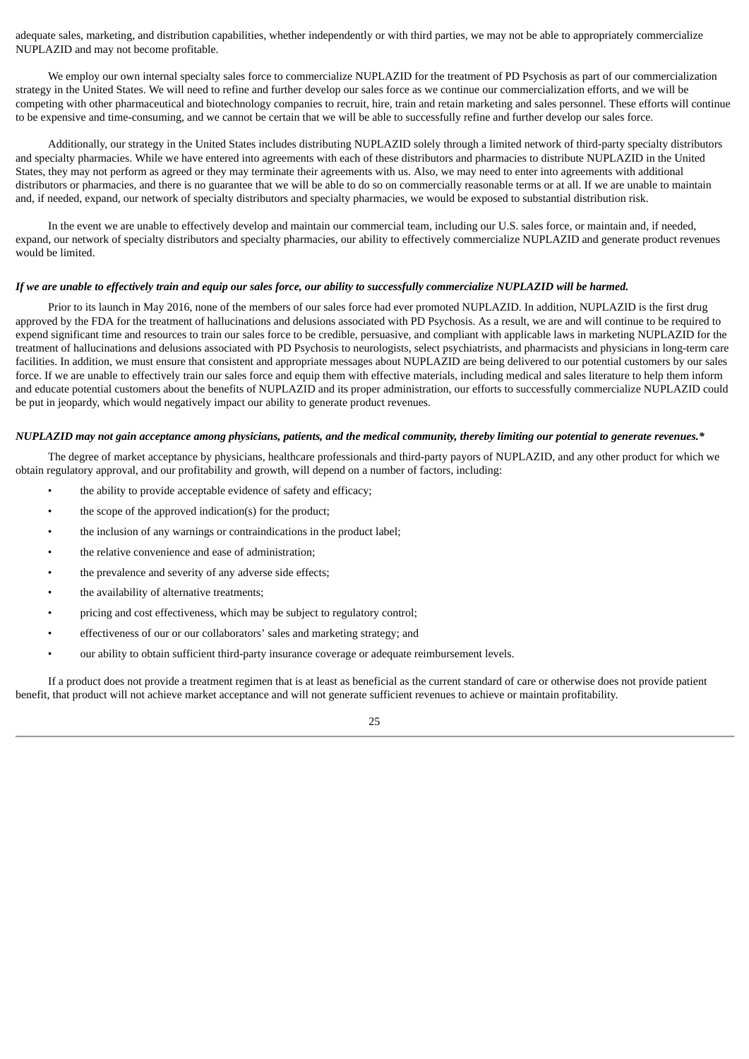adequate sales, marketing, and distribution capabilities, whether independently or with third parties, we may not be able to appropriately commercialize NUPLAZID and may not become profitable.

We employ our own internal specialty sales force to commercialize NUPLAZID for the treatment of PD Psychosis as part of our commercialization strategy in the United States. We will need to refine and further develop our sales force as we continue our commercialization efforts, and we will be competing with other pharmaceutical and biotechnology companies to recruit, hire, train and retain marketing and sales personnel. These efforts will continue to be expensive and time-consuming, and we cannot be certain that we will be able to successfully refine and further develop our sales force.

Additionally, our strategy in the United States includes distributing NUPLAZID solely through a limited network of third-party specialty distributors and specialty pharmacies. While we have entered into agreements with each of these distributors and pharmacies to distribute NUPLAZID in the United States, they may not perform as agreed or they may terminate their agreements with us. Also, we may need to enter into agreements with additional distributors or pharmacies, and there is no guarantee that we will be able to do so on commercially reasonable terms or at all. If we are unable to maintain and, if needed, expand, our network of specialty distributors and specialty pharmacies, we would be exposed to substantial distribution risk.

In the event we are unable to effectively develop and maintain our commercial team, including our U.S. sales force, or maintain and, if needed, expand, our network of specialty distributors and specialty pharmacies, our ability to effectively commercialize NUPLAZID and generate product revenues would be limited.

***If we are unable to effectively train and equip our sales force, our ability to successfully commercialize NUPLAZID will be harmed.***

Prior to its launch in May 2016, none of the members of our sales force had ever promoted NUPLAZID. In addition, NUPLAZID is the first drug approved by the FDA for the treatment of hallucinations and delusions associated with PD Psychosis. As a result, we are and will continue to be required to expend significant time and resources to train our sales force to be credible, persuasive, and compliant with applicable laws in marketing NUPLAZID for the treatment of hallucinations and delusions associated with PD Psychosis to neurologists, select psychiatrists, and pharmacists and physicians in long-term care facilities. In addition, we must ensure that consistent and appropriate messages about NUPLAZID are being delivered to our potential customers by our sales force. If we are unable to effectively train our sales force and equip them with effective materials, including medical and sales literature to help them inform and educate potential customers about the benefits of NUPLAZID and its proper administration, our efforts to successfully commercialize NUPLAZID could be put in jeopardy, which would negatively impact our ability to generate product revenues.

***NUPLAZID may not gain acceptance among physicians, patients, and the medical community, thereby limiting our potential to generate revenues.****

The degree of market acceptance by physicians, healthcare professionals and third-party payors of NUPLAZID, and any other product for which we obtain regulatory approval, and our profitability and growth, will depend on a number of factors, including:

- the ability to provide acceptable evidence of safety and efficacy;
- the scope of the approved indication(s) for the product;
- the inclusion of any warnings or contraindications in the product label;
- the relative convenience and ease of administration;
- the prevalence and severity of any adverse side effects;
- the availability of alternative treatments;
- pricing and cost effectiveness, which may be subject to regulatory control;
- effectiveness of our or our collaborators' sales and marketing strategy; and
- our ability to obtain sufficient third-party insurance coverage or adequate reimbursement levels.

If a product does not provide a treatment regimen that is at least as beneficial as the current standard of care or otherwise does not provide patient benefit, that product will not achieve market acceptance and will not generate sufficient revenues to achieve or maintain profitability.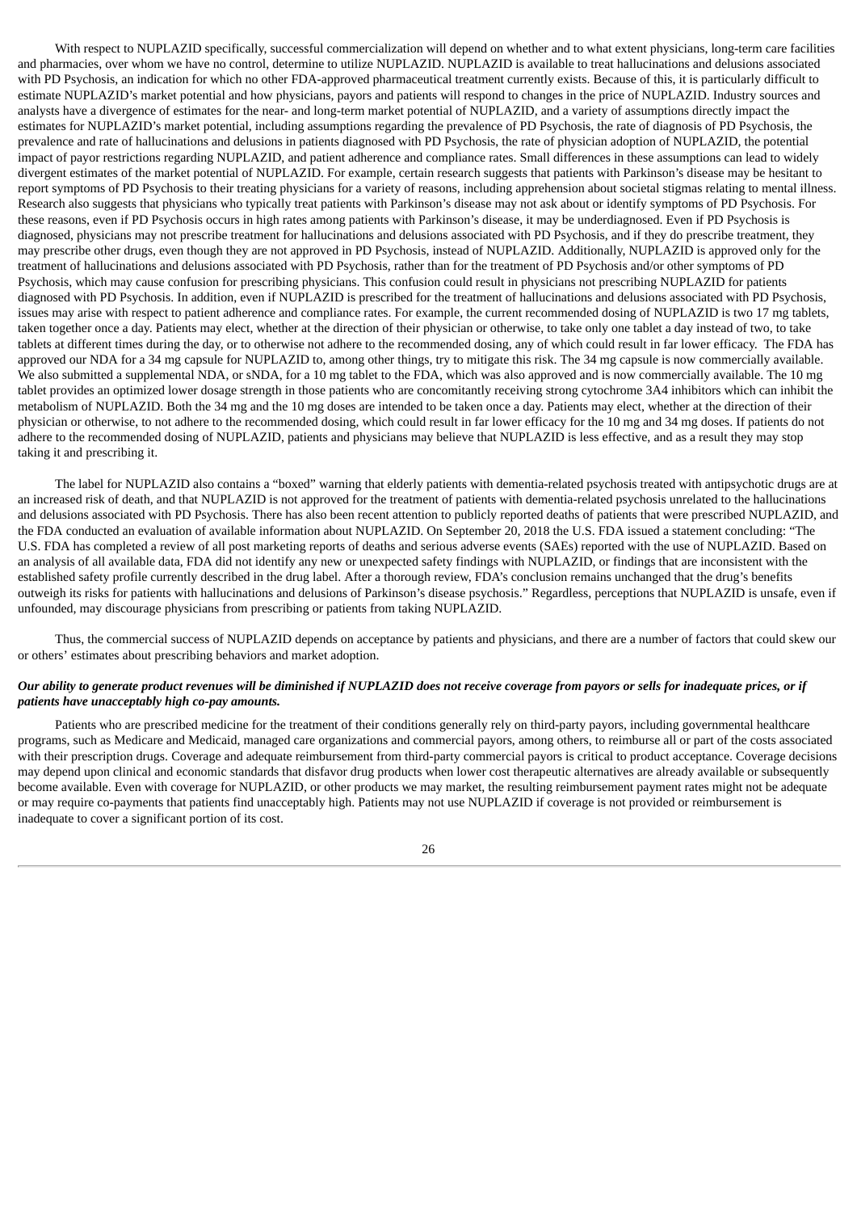With respect to NUPLAZID specifically, successful commercialization will depend on whether and to what extent physicians, long-term care facilities and pharmacies, over whom we have no control, determine to utilize NUPLAZID. NUPLAZID is available to treat hallucinations and delusions associated with PD Psychosis, an indication for which no other FDA-approved pharmaceutical treatment currently exists. Because of this, it is particularly difficult to estimate NUPLAZID's market potential and how physicians, payors and patients will respond to changes in the price of NUPLAZID. Industry sources and analysts have a divergence of estimates for the near- and long-term market potential of NUPLAZID, and a variety of assumptions directly impact the estimates for NUPLAZID's market potential, including assumptions regarding the prevalence of PD Psychosis, the rate of diagnosis of PD Psychosis, the prevalence and rate of hallucinations and delusions in patients diagnosed with PD Psychosis, the rate of physician adoption of NUPLAZID, the potential impact of payor restrictions regarding NUPLAZID, and patient adherence and compliance rates. Small differences in these assumptions can lead to widely divergent estimates of the market potential of NUPLAZID. For example, certain research suggests that patients with Parkinson's disease may be hesitant to report symptoms of PD Psychosis to their treating physicians for a variety of reasons, including apprehension about societal stigmas relating to mental illness. Research also suggests that physicians who typically treat patients with Parkinson's disease may not ask about or identify symptoms of PD Psychosis. For these reasons, even if PD Psychosis occurs in high rates among patients with Parkinson's disease, it may be underdiagnosed. Even if PD Psychosis is diagnosed, physicians may not prescribe treatment for hallucinations and delusions associated with PD Psychosis, and if they do prescribe treatment, they may prescribe other drugs, even though they are not approved in PD Psychosis, instead of NUPLAZID. Additionally, NUPLAZID is approved only for the treatment of hallucinations and delusions associated with PD Psychosis, rather than for the treatment of PD Psychosis and/or other symptoms of PD Psychosis, which may cause confusion for prescribing physicians. This confusion could result in physicians not prescribing NUPLAZID for patients diagnosed with PD Psychosis. In addition, even if NUPLAZID is prescribed for the treatment of hallucinations and delusions associated with PD Psychosis, issues may arise with respect to patient adherence and compliance rates. For example, the current recommended dosing of NUPLAZID is two 17 mg tablets, taken together once a day. Patients may elect, whether at the direction of their physician or otherwise, to take only one tablet a day instead of two, to take tablets at different times during the day, or to otherwise not adhere to the recommended dosing, any of which could result in far lower efficacy. The FDA has approved our NDA for a 34 mg capsule for NUPLAZID to, among other things, try to mitigate this risk. The 34 mg capsule is now commercially available. We also submitted a supplemental NDA, or sNDA, for a 10 mg tablet to the FDA, which was also approved and is now commercially available. The 10 mg tablet provides an optimized lower dosage strength in those patients who are concomitantly receiving strong cytochrome 3A4 inhibitors which can inhibit the metabolism of NUPLAZID. Both the 34 mg and the 10 mg doses are intended to be taken once a day. Patients may elect, whether at the direction of their physician or otherwise, to not adhere to the recommended dosing, which could result in far lower efficacy for the 10 mg and 34 mg doses. If patients do not adhere to the recommended dosing of NUPLAZID, patients and physicians may believe that NUPLAZID is less effective, and as a result they may stop taking it and prescribing it.

The label for NUPLAZID also contains a "boxed" warning that elderly patients with dementia-related psychosis treated with antipsychotic drugs are at an increased risk of death, and that NUPLAZID is not approved for the treatment of patients with dementia-related psychosis unrelated to the hallucinations and delusions associated with PD Psychosis. There has also been recent attention to publicly reported deaths of patients that were prescribed NUPLAZID, and the FDA conducted an evaluation of available information about NUPLAZID. On September 20, 2018 the U.S. FDA issued a statement concluding: "The U.S. FDA has completed a review of all post marketing reports of deaths and serious adverse events (SAEs) reported with the use of NUPLAZID. Based on an analysis of all available data, FDA did not identify any new or unexpected safety findings with NUPLAZID, or findings that are inconsistent with the established safety profile currently described in the drug label. After a thorough review, FDA's conclusion remains unchanged that the drug's benefits outweigh its risks for patients with hallucinations and delusions of Parkinson's disease psychosis." Regardless, perceptions that NUPLAZID is unsafe, even if unfounded, may discourage physicians from prescribing or patients from taking NUPLAZID.

Thus, the commercial success of NUPLAZID depends on acceptance by patients and physicians, and there are a number of factors that could skew our or others' estimates about prescribing behaviors and market adoption.

***Our ability to generate product revenues will be diminished if NUPLAZID does not receive coverage from payors or sells for inadequate prices, or if patients have unacceptably high co-pay amounts.***

Patients who are prescribed medicine for the treatment of their conditions generally rely on third-party payors, including governmental healthcare programs, such as Medicare and Medicaid, managed care organizations and commercial payors, among others, to reimburse all or part of the costs associated with their prescription drugs. Coverage and adequate reimbursement from third-party commercial payors is critical to product acceptance. Coverage decisions may depend upon clinical and economic standards that disfavor drug products when lower cost therapeutic alternatives are already available or subsequently become available. Even with coverage for NUPLAZID, or other products we may market, the resulting reimbursement payment rates might not be adequate or may require co-payments that patients find unacceptably high. Patients may not use NUPLAZID if coverage is not provided or reimbursement is inadequate to cover a significant portion of its cost.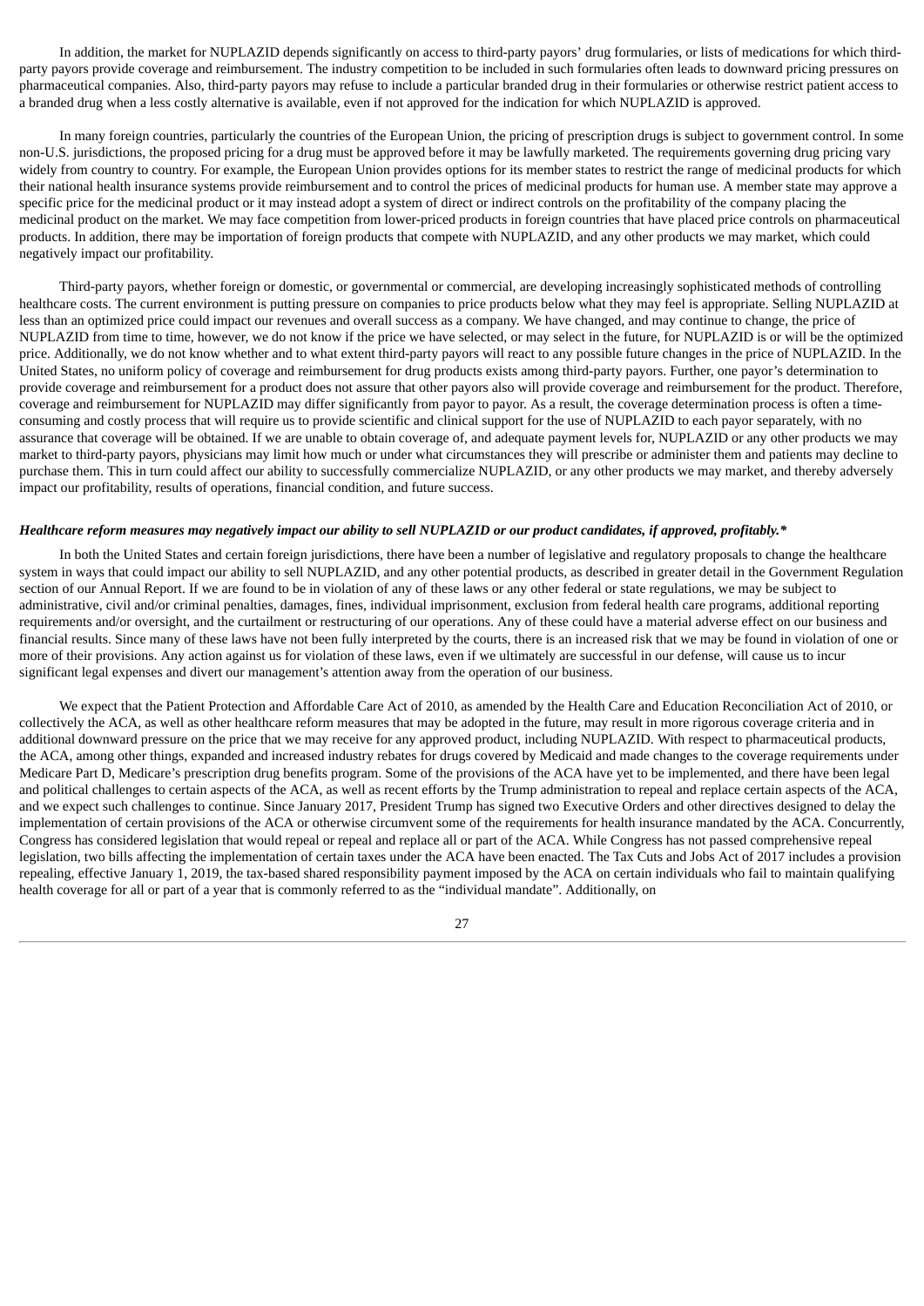In addition, the market for NUPLAZID depends significantly on access to third-party payors' drug formularies, or lists of medications for which third-party payors provide coverage and reimbursement. The industry competition to be included in such formularies often leads to downward pricing pressures on pharmaceutical companies. Also, third-party payors may refuse to include a particular branded drug in their formularies or otherwise restrict patient access to a branded drug when a less costly alternative is available, even if not approved for the indication for which NUPLAZID is approved.

In many foreign countries, particularly the countries of the European Union, the pricing of prescription drugs is subject to government control. In some non-U.S. jurisdictions, the proposed pricing for a drug must be approved before it may be lawfully marketed. The requirements governing drug pricing vary widely from country to country. For example, the European Union provides options for its member states to restrict the range of medicinal products for which their national health insurance systems provide reimbursement and to control the prices of medicinal products for human use. A member state may approve a specific price for the medicinal product or it may instead adopt a system of direct or indirect controls on the profitability of the company placing the medicinal product on the market. We may face competition from lower-priced products in foreign countries that have placed price controls on pharmaceutical products. In addition, there may be importation of foreign products that compete with NUPLAZID, and any other products we may market, which could negatively impact our profitability.

Third-party payors, whether foreign or domestic, or governmental or commercial, are developing increasingly sophisticated methods of controlling healthcare costs. The current environment is putting pressure on companies to price products below what they may feel is appropriate. Selling NUPLAZID at less than an optimized price could impact our revenues and overall success as a company. We have changed, and may continue to change, the price of NUPLAZID from time to time, however, we do not know if the price we have selected, or may select in the future, for NUPLAZID is or will be the optimized price. Additionally, we do not know whether and to what extent third-party payors will react to any possible future changes in the price of NUPLAZID. In the United States, no uniform policy of coverage and reimbursement for drug products exists among third-party payors. Further, one payor's determination to provide coverage and reimbursement for a product does not assure that other payors also will provide coverage and reimbursement for the product. Therefore, coverage and reimbursement for NUPLAZID may differ significantly from payor to payor. As a result, the coverage determination process is often a time-consuming and costly process that will require us to provide scientific and clinical support for the use of NUPLAZID to each payor separately, with no assurance that coverage will be obtained. If we are unable to obtain coverage of, and adequate payment levels for, NUPLAZID or any other products we may market to third-party payors, physicians may limit how much or under what circumstances they will prescribe or administer them and patients may decline to purchase them. This in turn could affect our ability to successfully commercialize NUPLAZID, or any other products we may market, and thereby adversely impact our profitability, results of operations, financial condition, and future success.

***Healthcare reform measures may negatively impact our ability to sell NUPLAZID or our product candidates, if approved, profitably.****

In both the United States and certain foreign jurisdictions, there have been a number of legislative and regulatory proposals to change the healthcare system in ways that could impact our ability to sell NUPLAZID, and any other potential products, as described in greater detail in the Government Regulation section of our Annual Report. If we are found to be in violation of any of these laws or any other federal or state regulations, we may be subject to administrative, civil and/or criminal penalties, damages, fines, individual imprisonment, exclusion from federal health care programs, additional reporting requirements and/or oversight, and the curtailment or restructuring of our operations. Any of these could have a material adverse effect on our business and financial results. Since many of these laws have not been fully interpreted by the courts, there is an increased risk that we may be found in violation of one or more of their provisions. Any action against us for violation of these laws, even if we ultimately are successful in our defense, will cause us to incur significant legal expenses and divert our management's attention away from the operation of our business.

We expect that the Patient Protection and Affordable Care Act of 2010, as amended by the Health Care and Education Reconciliation Act of 2010, or collectively the ACA, as well as other healthcare reform measures that may be adopted in the future, may result in more rigorous coverage criteria and in additional downward pressure on the price that we may receive for any approved product, including NUPLAZID. With respect to pharmaceutical products, the ACA, among other things, expanded and increased industry rebates for drugs covered by Medicaid and made changes to the coverage requirements under Medicare Part D, Medicare's prescription drug benefits program. Some of the provisions of the ACA have yet to be implemented, and there have been legal and political challenges to certain aspects of the ACA, as well as recent efforts by the Trump administration to repeal and replace certain aspects of the ACA, and we expect such challenges to continue. Since January 2017, President Trump has signed two Executive Orders and other directives designed to delay the implementation of certain provisions of the ACA or otherwise circumvent some of the requirements for health insurance mandated by the ACA. Concurrently, Congress has considered legislation that would repeal or repeal and replace all or part of the ACA. While Congress has not passed comprehensive repeal legislation, two bills affecting the implementation of certain taxes under the ACA have been enacted. The Tax Cuts and Jobs Act of 2017 includes a provision repealing, effective January 1, 2019, the tax-based shared responsibility payment imposed by the ACA on certain individuals who fail to maintain qualifying health coverage for all or part of a year that is commonly referred to as the "individual mandate". Additionally, on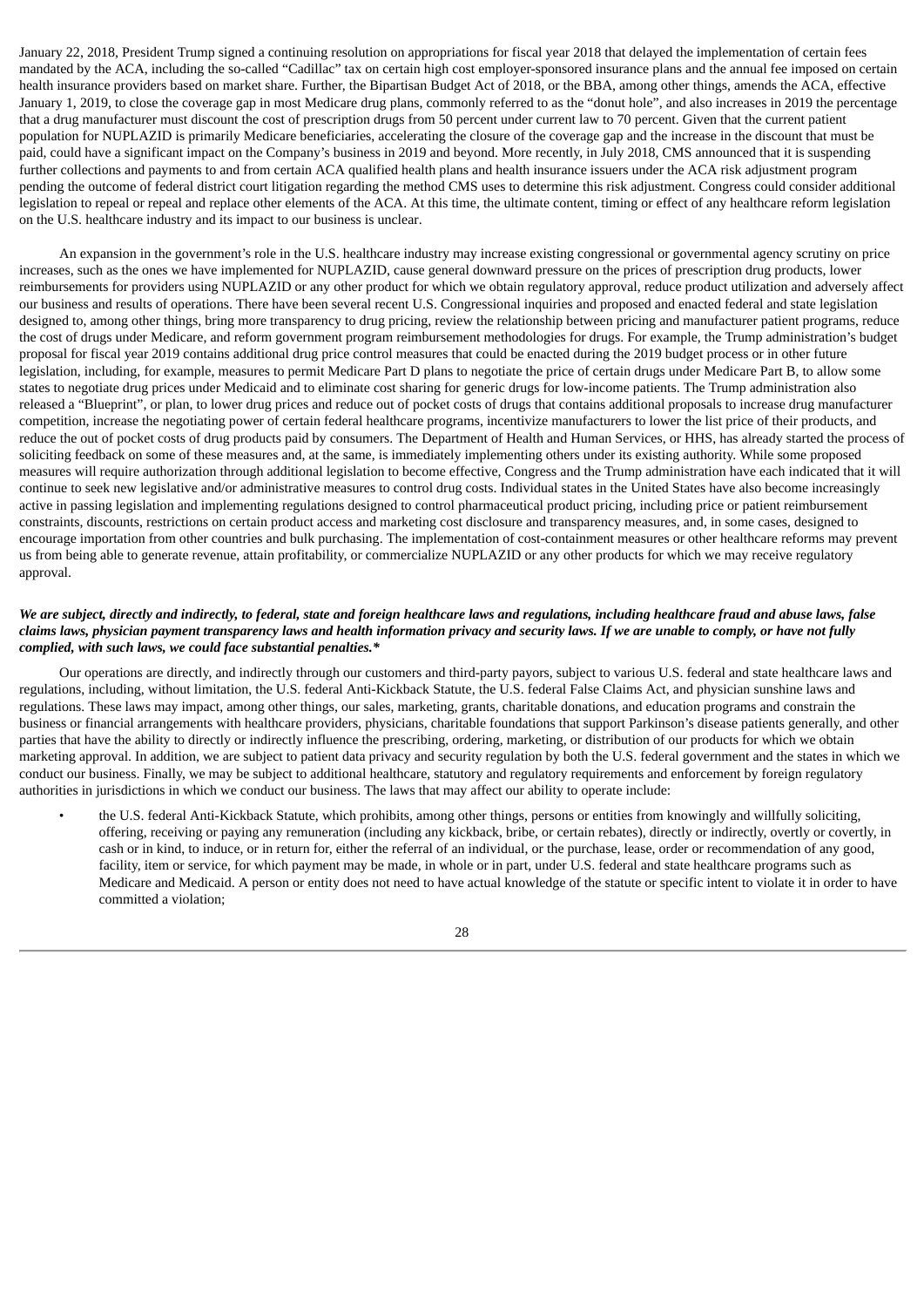January 22, 2018, President Trump signed a continuing resolution on appropriations for fiscal year 2018 that delayed the implementation of certain fees mandated by the ACA, including the so-called "Cadillac" tax on certain high cost employer-sponsored insurance plans and the annual fee imposed on certain health insurance providers based on market share. Further, the Bipartisan Budget Act of 2018, or the BBA, among other things, amends the ACA, effective January 1, 2019, to close the coverage gap in most Medicare drug plans, commonly referred to as the "donut hole", and also increases in 2019 the percentage that a drug manufacturer must discount the cost of prescription drugs from 50 percent under current law to 70 percent. Given that the current patient population for NUPLAZID is primarily Medicare beneficiaries, accelerating the closure of the coverage gap and the increase in the discount that must be paid, could have a significant impact on the Company's business in 2019 and beyond. More recently, in July 2018, CMS announced that it is suspending further collections and payments to and from certain ACA qualified health plans and health insurance issuers under the ACA risk adjustment program pending the outcome of federal district court litigation regarding the method CMS uses to determine this risk adjustment. Congress could consider additional legislation to repeal or repeal and replace other elements of the ACA. At this time, the ultimate content, timing or effect of any healthcare reform legislation on the U.S. healthcare industry and its impact to our business is unclear.

An expansion in the government's role in the U.S. healthcare industry may increase existing congressional or governmental agency scrutiny on price increases, such as the ones we have implemented for NUPLAZID, cause general downward pressure on the prices of prescription drug products, lower reimbursements for providers using NUPLAZID or any other product for which we obtain regulatory approval, reduce product utilization and adversely affect our business and results of operations. There have been several recent U.S. Congressional inquiries and proposed and enacted federal and state legislation designed to, among other things, bring more transparency to drug pricing, review the relationship between pricing and manufacturer patient programs, reduce the cost of drugs under Medicare, and reform government program reimbursement methodologies for drugs. For example, the Trump administration's budget proposal for fiscal year 2019 contains additional drug price control measures that could be enacted during the 2019 budget process or in other future legislation, including, for example, measures to permit Medicare Part D plans to negotiate the price of certain drugs under Medicare Part B, to allow some states to negotiate drug prices under Medicaid and to eliminate cost sharing for generic drugs for low-income patients. The Trump administration also released a "Blueprint", or plan, to lower drug prices and reduce out of pocket costs of drugs that contains additional proposals to increase drug manufacturer competition, increase the negotiating power of certain federal healthcare programs, incentivize manufacturers to lower the list price of their products, and reduce the out of pocket costs of drug products paid by consumers. The Department of Health and Human Services, or HHS, has already started the process of soliciting feedback on some of these measures and, at the same, is immediately implementing others under its existing authority. While some proposed measures will require authorization through additional legislation to become effective, Congress and the Trump administration have each indicated that it will continue to seek new legislative and/or administrative measures to control drug costs. Individual states in the United States have also become increasingly active in passing legislation and implementing regulations designed to control pharmaceutical product pricing, including price or patient reimbursement constraints, discounts, restrictions on certain product access and marketing cost disclosure and transparency measures, and, in some cases, designed to encourage importation from other countries and bulk purchasing. The implementation of cost-containment measures or other healthcare reforms may prevent us from being able to generate revenue, attain profitability, or commercialize NUPLAZID or any other products for which we may receive regulatory approval.

***We are subject, directly and indirectly, to federal, state and foreign healthcare laws and regulations, including healthcare fraud and abuse laws, false claims laws, physician payment transparency laws and health information privacy and security laws. If we are unable to comply, or have not fully complied, with such laws, we could face substantial penalties.****

Our operations are directly, and indirectly through our customers and third-party payors, subject to various U.S. federal and state healthcare laws and regulations, including, without limitation, the U.S. federal Anti-Kickback Statute, the U.S. federal False Claims Act, and physician sunshine laws and regulations. These laws may impact, among other things, our sales, marketing, grants, charitable donations, and education programs and constrain the business or financial arrangements with healthcare providers, physicians, charitable foundations that support Parkinson's disease patients generally, and other parties that have the ability to directly or indirectly influence the prescribing, ordering, marketing, or distribution of our products for which we obtain marketing approval. In addition, we are subject to patient data privacy and security regulation by both the U.S. federal government and the states in which we conduct our business. Finally, we may be subject to additional healthcare, statutory and regulatory requirements and enforcement by foreign regulatory authorities in jurisdictions in which we conduct our business. The laws that may affect our ability to operate include:

- the U.S. federal Anti-Kickback Statute, which prohibits, among other things, persons or entities from knowingly and willfully soliciting, offering, receiving or paying any remuneration (including any kickback, bribe, or certain rebates), directly or indirectly, overtly or covertly, in cash or in kind, to induce, or in return for, either the referral of an individual, or the purchase, lease, order or recommendation of any good, facility, item or service, for which payment may be made, in whole or in part, under U.S. federal and state healthcare programs such as Medicare and Medicaid. A person or entity does not need to have actual knowledge of the statute or specific intent to violate it in order to have committed a violation;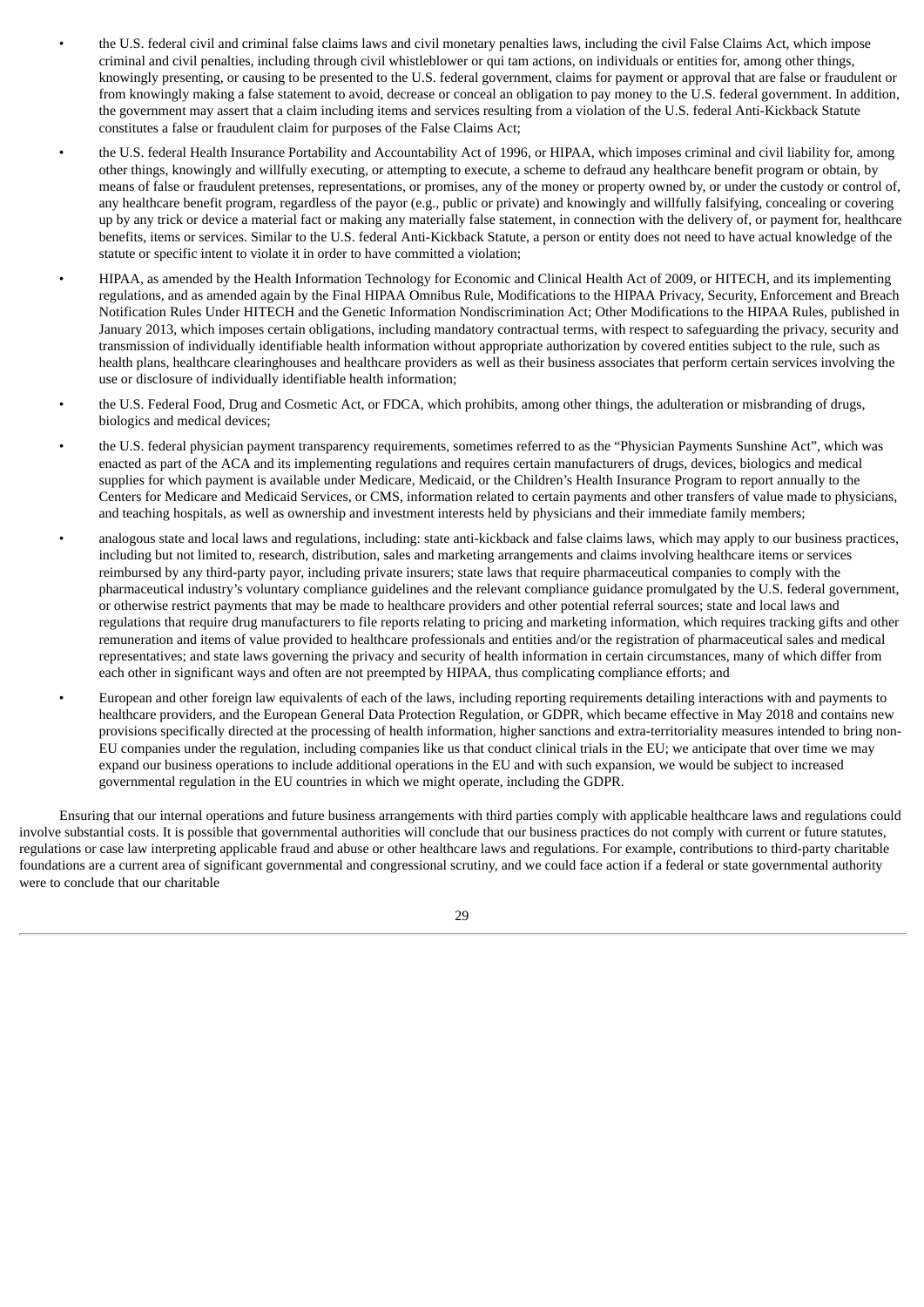- the U.S. federal civil and criminal false claims laws and civil monetary penalties laws, including the civil False Claims Act, which impose criminal and civil penalties, including through civil whistleblower or qui tam actions, on individuals or entities for, among other things, knowingly presenting, or causing to be presented to the U.S. federal government, claims for payment or approval that are false or fraudulent or from knowingly making a false statement to avoid, decrease or conceal an obligation to pay money to the U.S. federal government. In addition, the government may assert that a claim including items and services resulting from a violation of the U.S. federal Anti-Kickback Statute constitutes a false or fraudulent claim for purposes of the False Claims Act;
- the U.S. federal Health Insurance Portability and Accountability Act of 1996, or HIPAA, which imposes criminal and civil liability for, among other things, knowingly and willfully executing, or attempting to execute, a scheme to defraud any healthcare benefit program or obtain, by means of false or fraudulent pretenses, representations, or promises, any of the money or property owned by, or under the custody or control of, any healthcare benefit program, regardless of the payor (e.g., public or private) and knowingly and willfully falsifying, concealing or covering up by any trick or device a material fact or making any materially false statement, in connection with the delivery of, or payment for, healthcare benefits, items or services. Similar to the U.S. federal Anti-Kickback Statute, a person or entity does not need to have actual knowledge of the statute or specific intent to violate it in order to have committed a violation;
- HIPAA, as amended by the Health Information Technology for Economic and Clinical Health Act of 2009, or HITECH, and its implementing regulations, and as amended again by the Final HIPAA Omnibus Rule, Modifications to the HIPAA Privacy, Security, Enforcement and Breach Notification Rules Under HITECH and the Genetic Information Nondiscrimination Act; Other Modifications to the HIPAA Rules, published in January 2013, which imposes certain obligations, including mandatory contractual terms, with respect to safeguarding the privacy, security and transmission of individually identifiable health information without appropriate authorization by covered entities subject to the rule, such as health plans, healthcare clearinghouses and healthcare providers as well as their business associates that perform certain services involving the use or disclosure of individually identifiable health information;
- the U.S. Federal Food, Drug and Cosmetic Act, or FDCA, which prohibits, among other things, the adulteration or misbranding of drugs, biologics and medical devices;
- the U.S. federal physician payment transparency requirements, sometimes referred to as the "Physician Payments Sunshine Act", which was enacted as part of the ACA and its implementing regulations and requires certain manufacturers of drugs, devices, biologics and medical supplies for which payment is available under Medicare, Medicaid, or the Children's Health Insurance Program to report annually to the Centers for Medicare and Medicaid Services, or CMS, information related to certain payments and other transfers of value made to physicians, and teaching hospitals, as well as ownership and investment interests held by physicians and their immediate family members;
- analogous state and local laws and regulations, including: state anti-kickback and false claims laws, which may apply to our business practices, including but not limited to, research, distribution, sales and marketing arrangements and claims involving healthcare items or services reimbursed by any third-party payor, including private insurers; state laws that require pharmaceutical companies to comply with the pharmaceutical industry's voluntary compliance guidelines and the relevant compliance guidance promulgated by the U.S. federal government, or otherwise restrict payments that may be made to healthcare providers and other potential referral sources; state and local laws and regulations that require drug manufacturers to file reports relating to pricing and marketing information, which requires tracking gifts and other remuneration and items of value provided to healthcare professionals and entities and/or the registration of pharmaceutical sales and medical representatives; and state laws governing the privacy and security of health information in certain circumstances, many of which differ from each other in significant ways and often are not preempted by HIPAA, thus complicating compliance efforts; and
- European and other foreign law equivalents of each of the laws, including reporting requirements detailing interactions with and payments to healthcare providers, and the European General Data Protection Regulation, or GDPR, which became effective in May 2018 and contains new provisions specifically directed at the processing of health information, higher sanctions and extra-territoriality measures intended to bring non-EU companies under the regulation, including companies like us that conduct clinical trials in the EU; we anticipate that over time we may expand our business operations to include additional operations in the EU and with such expansion, we would be subject to increased governmental regulation in the EU countries in which we might operate, including the GDPR.

Ensuring that our internal operations and future business arrangements with third parties comply with applicable healthcare laws and regulations could involve substantial costs. It is possible that governmental authorities will conclude that our business practices do not comply with current or future statutes, regulations or case law interpreting applicable fraud and abuse or other healthcare laws and regulations. For example, contributions to third-party charitable foundations are a current area of significant governmental and congressional scrutiny, and we could face action if a federal or state governmental authority were to conclude that our charitable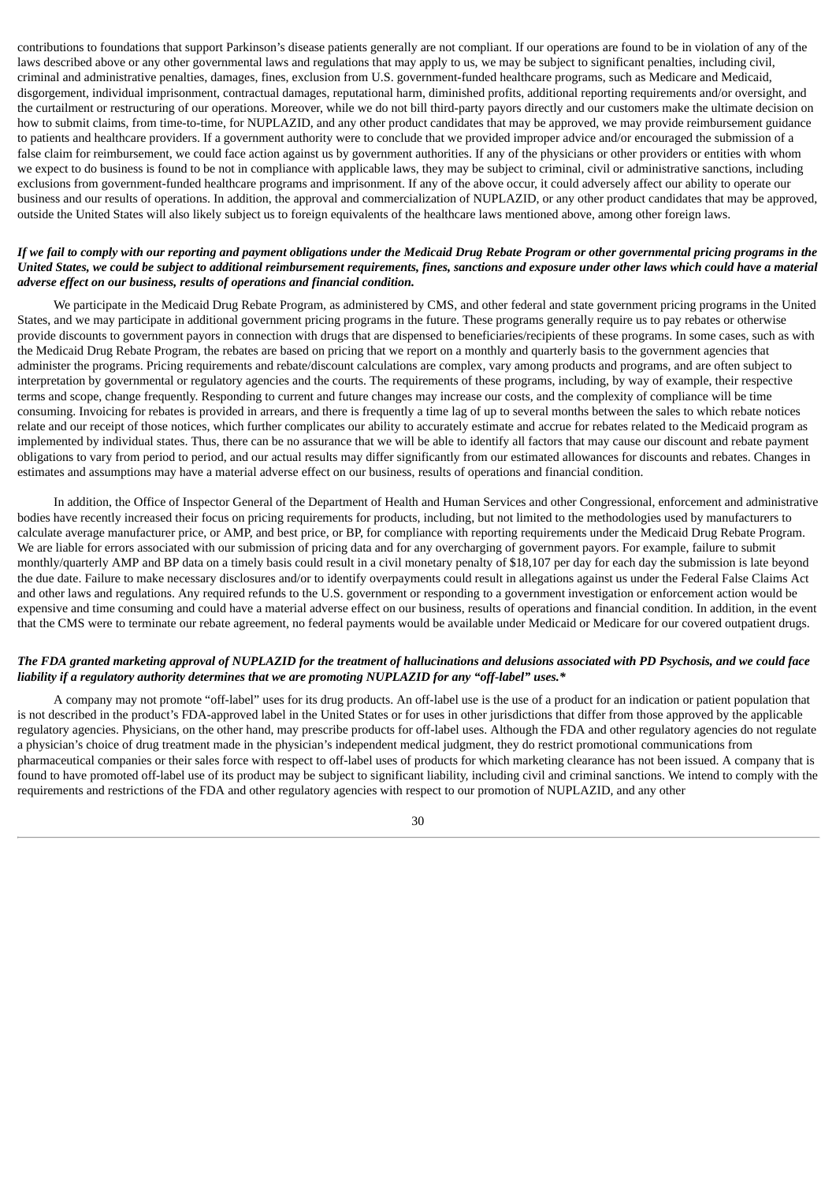contributions to foundations that support Parkinson's disease patients generally are not compliant. If our operations are found to be in violation of any of the laws described above or any other governmental laws and regulations that may apply to us, we may be subject to significant penalties, including civil, criminal and administrative penalties, damages, fines, exclusion from U.S. government-funded healthcare programs, such as Medicare and Medicaid, disgorgement, individual imprisonment, contractual damages, reputational harm, diminished profits, additional reporting requirements and/or oversight, and the curtailment or restructuring of our operations. Moreover, while we do not bill third-party payors directly and our customers make the ultimate decision on how to submit claims, from time-to-time, for NUPLAZID, and any other product candidates that may be approved, we may provide reimbursement guidance to patients and healthcare providers. If a government authority were to conclude that we provided improper advice and/or encouraged the submission of a false claim for reimbursement, we could face action against us by government authorities. If any of the physicians or other providers or entities with whom we expect to do business is found to be not in compliance with applicable laws, they may be subject to criminal, civil or administrative sanctions, including exclusions from government-funded healthcare programs and imprisonment. If any of the above occur, it could adversely affect our ability to operate our business and our results of operations. In addition, the approval and commercialization of NUPLAZID, or any other product candidates that may be approved, outside the United States will also likely subject us to foreign equivalents of the healthcare laws mentioned above, among other foreign laws.

***If we fail to comply with our reporting and payment obligations under the Medicaid Drug Rebate Program or other governmental pricing programs in the United States, we could be subject to additional reimbursement requirements, fines, sanctions and exposure under other laws which could have a material adverse effect on our business, results of operations and financial condition.***

We participate in the Medicaid Drug Rebate Program, as administered by CMS, and other federal and state government pricing programs in the United States, and we may participate in additional government pricing programs in the future. These programs generally require us to pay rebates or otherwise provide discounts to government payors in connection with drugs that are dispensed to beneficiaries/recipients of these programs. In some cases, such as with the Medicaid Drug Rebate Program, the rebates are based on pricing that we report on a monthly and quarterly basis to the government agencies that administer the programs. Pricing requirements and rebate/discount calculations are complex, vary among products and programs, and are often subject to interpretation by governmental or regulatory agencies and the courts. The requirements of these programs, including, by way of example, their respective terms and scope, change frequently. Responding to current and future changes may increase our costs, and the complexity of compliance will be time consuming. Invoicing for rebates is provided in arrears, and there is frequently a time lag of up to several months between the sales to which rebate notices relate and our receipt of those notices, which further complicates our ability to accurately estimate and accrue for rebates related to the Medicaid program as implemented by individual states. Thus, there can be no assurance that we will be able to identify all factors that may cause our discount and rebate payment obligations to vary from period to period, and our actual results may differ significantly from our estimated allowances for discounts and rebates. Changes in estimates and assumptions may have a material adverse effect on our business, results of operations and financial condition.

In addition, the Office of Inspector General of the Department of Health and Human Services and other Congressional, enforcement and administrative bodies have recently increased their focus on pricing requirements for products, including, but not limited to the methodologies used by manufacturers to calculate average manufacturer price, or AMP, and best price, or BP, for compliance with reporting requirements under the Medicaid Drug Rebate Program. We are liable for errors associated with our submission of pricing data and for any overcharging of government payors. For example, failure to submit monthly/quarterly AMP and BP data on a timely basis could result in a civil monetary penalty of $18,107 per day for each day the submission is late beyond the due date. Failure to make necessary disclosures and/or to identify overpayments could result in allegations against us under the Federal False Claims Act and other laws and regulations. Any required refunds to the U.S. government or responding to a government investigation or enforcement action would be expensive and time consuming and could have a material adverse effect on our business, results of operations and financial condition. In addition, in the event that the CMS were to terminate our rebate agreement, no federal payments would be available under Medicaid or Medicare for our covered outpatient drugs.

***The FDA granted marketing approval of NUPLAZID for the treatment of hallucinations and delusions associated with PD Psychosis, and we could face liability if a regulatory authority determines that we are promoting NUPLAZID for any "off-label" uses.****

A company may not promote "off-label" uses for its drug products. An off-label use is the use of a product for an indication or patient population that is not described in the product's FDA-approved label in the United States or for uses in other jurisdictions that differ from those approved by the applicable regulatory agencies. Physicians, on the other hand, may prescribe products for off-label uses. Although the FDA and other regulatory agencies do not regulate a physician's choice of drug treatment made in the physician's independent medical judgment, they do restrict promotional communications from pharmaceutical companies or their sales force with respect to off-label uses of products for which marketing clearance has not been issued. A company that is found to have promoted off-label use of its product may be subject to significant liability, including civil and criminal sanctions. We intend to comply with the requirements and restrictions of the FDA and other regulatory agencies with respect to our promotion of NUPLAZID, and any other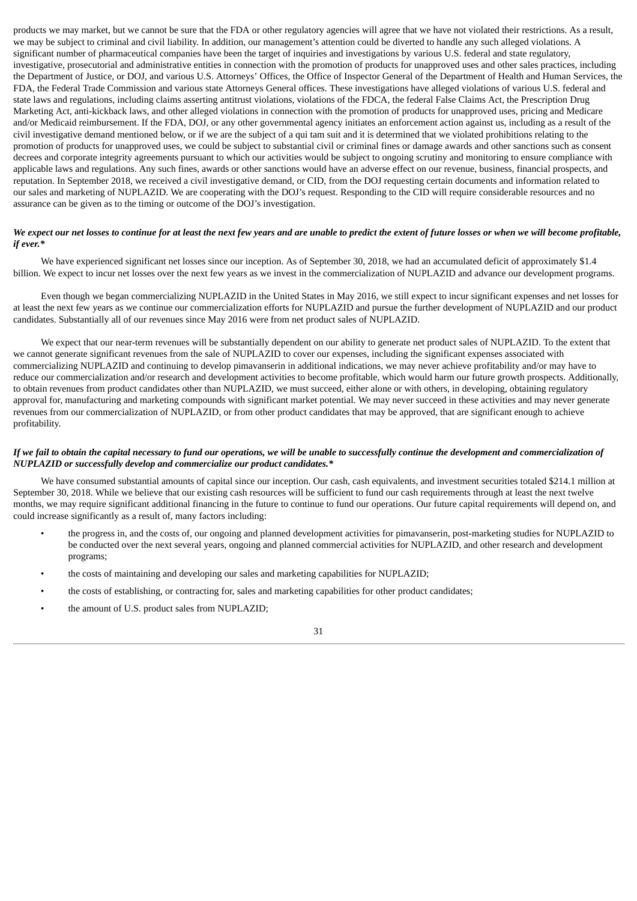products we may market, but we cannot be sure that the FDA or other regulatory agencies will agree that we have not violated their restrictions. As a result, we may be subject to criminal and civil liability. In addition, our management's attention could be diverted to handle any such alleged violations. A significant number of pharmaceutical companies have been the target of inquiries and investigations by various U.S. federal and state regulatory, investigative, prosecutorial and administrative entities in connection with the promotion of products for unapproved uses and other sales practices, including the Department of Justice, or DOJ, and various U.S. Attorneys' Offices, the Office of Inspector General of the Department of Health and Human Services, the FDA, the Federal Trade Commission and various state Attorneys General offices. These investigations have alleged violations of various U.S. federal and state laws and regulations, including claims asserting antitrust violations, violations of the FDCA, the federal False Claims Act, the Prescription Drug Marketing Act, anti-kickback laws, and other alleged violations in connection with the promotion of products for unapproved uses, pricing and Medicare and/or Medicaid reimbursement. If the FDA, DOJ, or any other governmental agency initiates an enforcement action against us, including as a result of the civil investigative demand mentioned below, or if we are the subject of a qui tam suit and it is determined that we violated prohibitions relating to the promotion of products for unapproved uses, we could be subject to substantial civil or criminal fines or damage awards and other sanctions such as consent decrees and corporate integrity agreements pursuant to which our activities would be subject to ongoing scrutiny and monitoring to ensure compliance with applicable laws and regulations. Any such fines, awards or other sanctions would have an adverse effect on our revenue, business, financial prospects, and reputation. In September 2018, we received a civil investigative demand, or CID, from the DOJ requesting certain documents and information related to our sales and marketing of NUPLAZID. We are cooperating with the DOJ's request. Responding to the CID will require considerable resources and no assurance can be given as to the timing or outcome of the DOJ's investigation.

***We expect our net losses to continue for at least the next few years and are unable to predict the extent of future losses or when we will become profitable, if ever.****

We have experienced significant net losses since our inception. As of September 30, 2018, we had an accumulated deficit of approximately $1.4 billion. We expect to incur net losses over the next few years as we invest in the commercialization of NUPLAZID and advance our development programs.

Even though we began commercializing NUPLAZID in the United States in May 2016, we still expect to incur significant expenses and net losses for at least the next few years as we continue our commercialization efforts for NUPLAZID and pursue the further development of NUPLAZID and our product candidates. Substantially all of our revenues since May 2016 were from net product sales of NUPLAZID.

We expect that our near-term revenues will be substantially dependent on our ability to generate net product sales of NUPLAZID. To the extent that we cannot generate significant revenues from the sale of NUPLAZID to cover our expenses, including the significant expenses associated with commercializing NUPLAZID and continuing to develop pimavanserin in additional indications, we may never achieve profitability and/or may have to reduce our commercialization and/or research and development activities to become profitable, which would harm our future growth prospects. Additionally, to obtain revenues from product candidates other than NUPLAZID, we must succeed, either alone or with others, in developing, obtaining regulatory approval for, manufacturing and marketing compounds with significant market potential. We may never succeed in these activities and may never generate revenues from our commercialization of NUPLAZID, or from other product candidates that may be approved, that are significant enough to achieve profitability.

***If we fail to obtain the capital necessary to fund our operations, we will be unable to successfully continue the development and commercialization of NUPLAZID or successfully develop and commercialize our product candidates.****

We have consumed substantial amounts of capital since our inception. Our cash, cash equivalents, and investment securities totaled $214.1 million at September 30, 2018. While we believe that our existing cash resources will be sufficient to fund our cash requirements through at least the next twelve months, we may require significant additional financing in the future to continue to fund our operations. Our future capital requirements will depend on, and could increase significantly as a result of, many factors including:

- the progress in, and the costs of, our ongoing and planned development activities for pimavanserin, post-marketing studies for NUPLAZID to be conducted over the next several years, ongoing and planned commercial activities for NUPLAZID, and other research and development programs;
- the costs of maintaining and developing our sales and marketing capabilities for NUPLAZID;
- the costs of establishing, or contracting for, sales and marketing capabilities for other product candidates;
- the amount of U.S. product sales from NUPLAZID;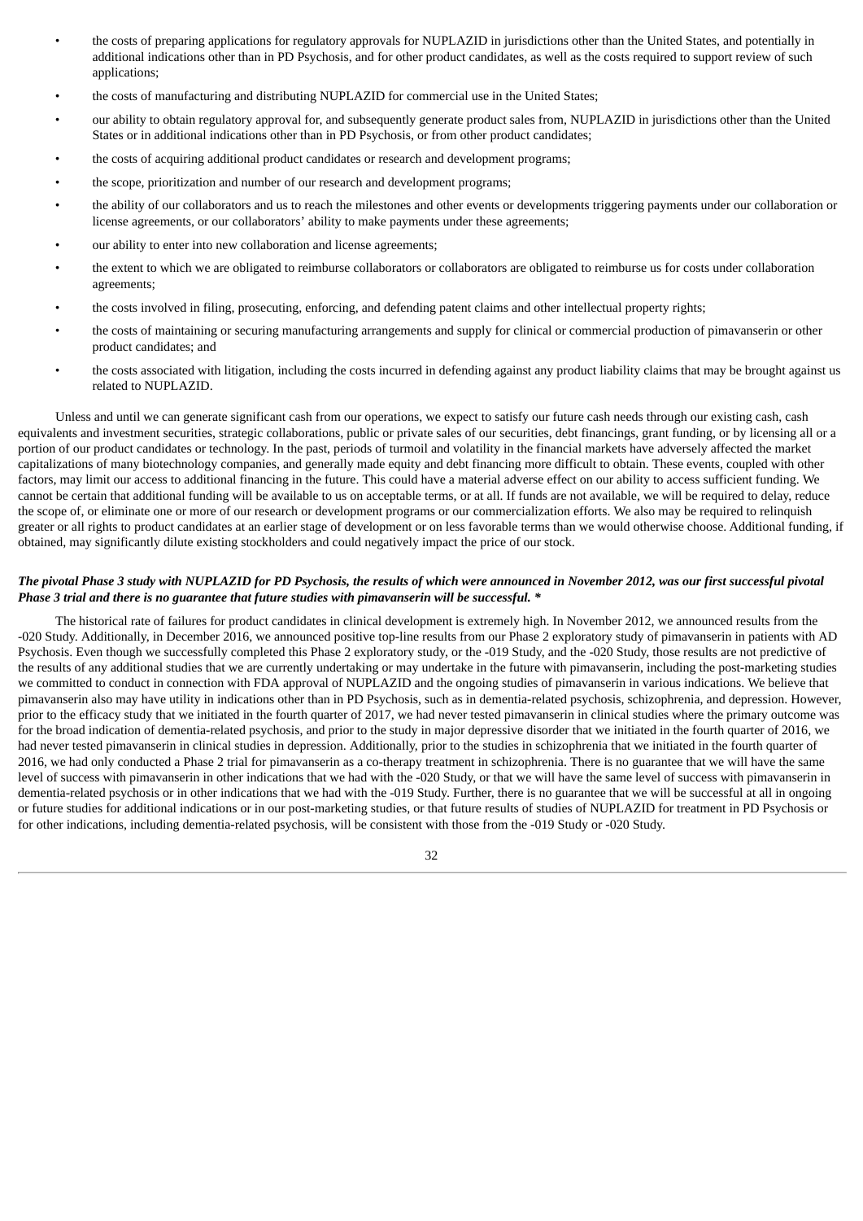- the costs of preparing applications for regulatory approvals for NUPLAZID in jurisdictions other than the United States, and potentially in additional indications other than in PD Psychosis, and for other product candidates, as well as the costs required to support review of such applications;
- the costs of manufacturing and distributing NUPLAZID for commercial use in the United States;
- our ability to obtain regulatory approval for, and subsequently generate product sales from, NUPLAZID in jurisdictions other than the United States or in additional indications other than in PD Psychosis, or from other product candidates;
- the costs of acquiring additional product candidates or research and development programs;
- the scope, prioritization and number of our research and development programs;
- the ability of our collaborators and us to reach the milestones and other events or developments triggering payments under our collaboration or license agreements, or our collaborators' ability to make payments under these agreements;
- our ability to enter into new collaboration and license agreements;
- the extent to which we are obligated to reimburse collaborators or collaborators are obligated to reimburse us for costs under collaboration agreements;
- the costs involved in filing, prosecuting, enforcing, and defending patent claims and other intellectual property rights;
- the costs of maintaining or securing manufacturing arrangements and supply for clinical or commercial production of pimavanserin or other product candidates; and
- the costs associated with litigation, including the costs incurred in defending against any product liability claims that may be brought against us related to NUPLAZID.

Unless and until we can generate significant cash from our operations, we expect to satisfy our future cash needs through our existing cash, cash equivalents and investment securities, strategic collaborations, public or private sales of our securities, debt financings, grant funding, or by licensing all or a portion of our product candidates or technology. In the past, periods of turmoil and volatility in the financial markets have adversely affected the market capitalizations of many biotechnology companies, and generally made equity and debt financing more difficult to obtain. These events, coupled with other factors, may limit our access to additional financing in the future. This could have a material adverse effect on our ability to access sufficient funding. We cannot be certain that additional funding will be available to us on acceptable terms, or at all. If funds are not available, we will be required to delay, reduce the scope of, or eliminate one or more of our research or development programs or our commercialization efforts. We also may be required to relinquish greater or all rights to product candidates at an earlier stage of development or on less favorable terms than we would otherwise choose. Additional funding, if obtained, may significantly dilute existing stockholders and could negatively impact the price of our stock.

***The pivotal Phase 3 study with NUPLAZID for PD Psychosis, the results of which were announced in November 2012, was our first successful pivotal Phase 3 trial and there is no guarantee that future studies with pimavanserin will be successful. ****

The historical rate of failures for product candidates in clinical development is extremely high. In November 2012, we announced results from the -020 Study. Additionally, in December 2016, we announced positive top-line results from our Phase 2 exploratory study of pimavanserin in patients with AD Psychosis. Even though we successfully completed this Phase 2 exploratory study, or the -019 Study, and the -020 Study, those results are not predictive of the results of any additional studies that we are currently undertaking or may undertake in the future with pimavanserin, including the post-marketing studies we committed to conduct in connection with FDA approval of NUPLAZID and the ongoing studies of pimavanserin in various indications. We believe that pimavanserin also may have utility in indications other than in PD Psychosis, such as in dementia-related psychosis, schizophrenia, and depression. However, prior to the efficacy study that we initiated in the fourth quarter of 2017, we had never tested pimavanserin in clinical studies where the primary outcome was for the broad indication of dementia-related psychosis, and prior to the study in major depressive disorder that we initiated in the fourth quarter of 2016, we had never tested pimavanserin in clinical studies in depression. Additionally, prior to the studies in schizophrenia that we initiated in the fourth quarter of 2016, we had only conducted a Phase 2 trial for pimavanserin as a co-therapy treatment in schizophrenia. There is no guarantee that we will have the same level of success with pimavanserin in other indications that we had with the -020 Study, or that we will have the same level of success with pimavanserin in dementia-related psychosis or in other indications that we had with the -019 Study. Further, there is no guarantee that we will be successful at all in ongoing or future studies for additional indications or in our post-marketing studies, or that future results of studies of NUPLAZID for treatment in PD Psychosis or for other indications, including dementia-related psychosis, will be consistent with those from the -019 Study or -020 Study.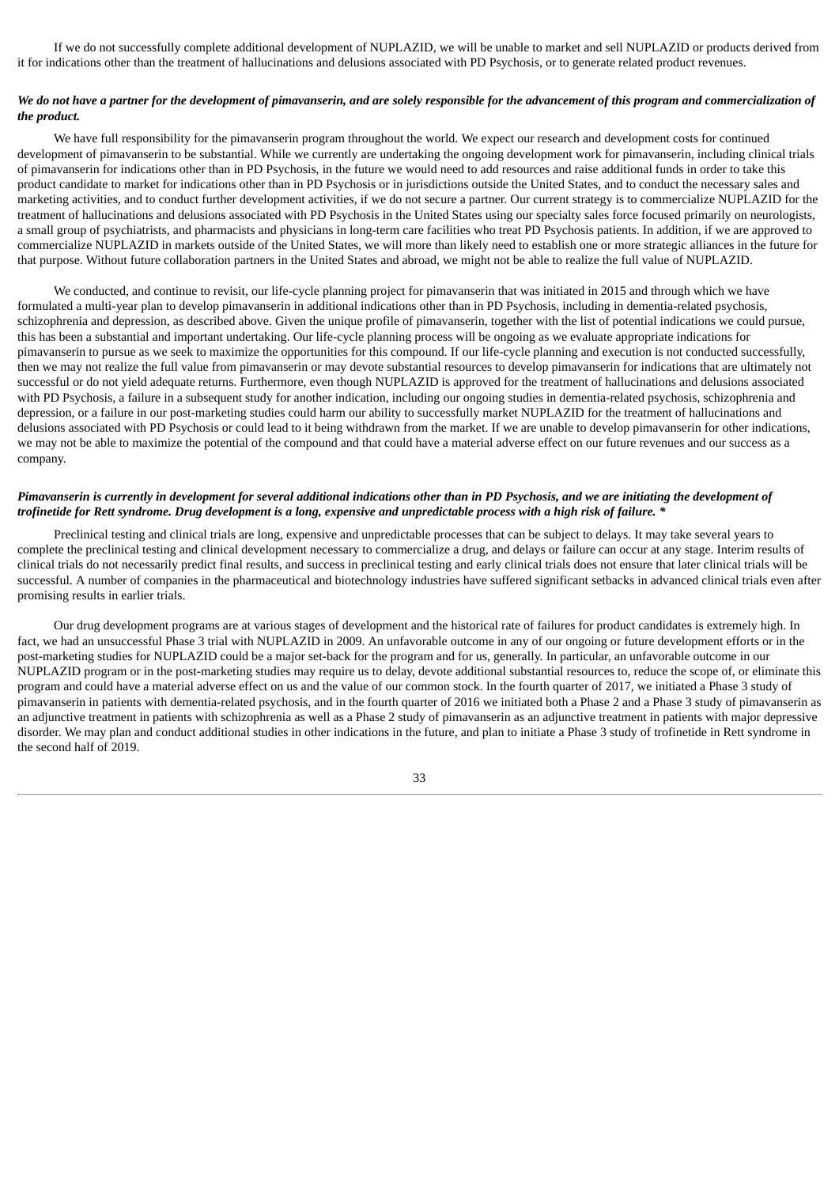If we do not successfully complete additional development of NUPLAZID, we will be unable to market and sell NUPLAZID or products derived from it for indications other than the treatment of hallucinations and delusions associated with PD Psychosis, or to generate related product revenues.

***We do not have a partner for the development of pimavanserin, and are solely responsible for the advancement of this program and commercialization of the product.***

We have full responsibility for the pimavanserin program throughout the world. We expect our research and development costs for continued development of pimavanserin to be substantial. While we currently are undertaking the ongoing development work for pimavanserin, including clinical trials of pimavanserin for indications other than in PD Psychosis, in the future we would need to add resources and raise additional funds in order to take this product candidate to market for indications other than in PD Psychosis or in jurisdictions outside the United States, and to conduct the necessary sales and marketing activities, and to conduct further development activities, if we do not secure a partner. Our current strategy is to commercialize NUPLAZID for the treatment of hallucinations and delusions associated with PD Psychosis in the United States using our specialty sales force focused primarily on neurologists, a small group of psychiatrists, and pharmacists and physicians in long-term care facilities who treat PD Psychosis patients. In addition, if we are approved to commercialize NUPLAZID in markets outside of the United States, we will more than likely need to establish one or more strategic alliances in the future for that purpose. Without future collaboration partners in the United States and abroad, we might not be able to realize the full value of NUPLAZID.

We conducted, and continue to revisit, our life-cycle planning project for pimavanserin that was initiated in 2015 and through which we have formulated a multi-year plan to develop pimavanserin in additional indications other than in PD Psychosis, including in dementia-related psychosis, schizophrenia and depression, as described above. Given the unique profile of pimavanserin, together with the list of potential indications we could pursue, this has been a substantial and important undertaking. Our life-cycle planning process will be ongoing as we evaluate appropriate indications for pimavanserin to pursue as we seek to maximize the opportunities for this compound. If our life-cycle planning and execution is not conducted successfully, then we may not realize the full value from pimavanserin or may devote substantial resources to develop pimavanserin for indications that are ultimately not successful or do not yield adequate returns. Furthermore, even though NUPLAZID is approved for the treatment of hallucinations and delusions associated with PD Psychosis, a failure in a subsequent study for another indication, including our ongoing studies in dementia-related psychosis, schizophrenia and depression, or a failure in our post-marketing studies could harm our ability to successfully market NUPLAZID for the treatment of hallucinations and delusions associated with PD Psychosis or could lead to it being withdrawn from the market. If we are unable to develop pimavanserin for other indications, we may not be able to maximize the potential of the compound and that could have a material adverse effect on our future revenues and our success as a company.

***Pimavanserin is currently in development for several additional indications other than in PD Psychosis, and we are initiating the development of trofinetide for Rett syndrome. Drug development is a long, expensive and unpredictable process with a high risk of failure. \****

Preclinical testing and clinical trials are long, expensive and unpredictable processes that can be subject to delays. It may take several years to complete the preclinical testing and clinical development necessary to commercialize a drug, and delays or failure can occur at any stage. Interim results of clinical trials do not necessarily predict final results, and success in preclinical testing and early clinical trials does not ensure that later clinical trials will be successful. A number of companies in the pharmaceutical and biotechnology industries have suffered significant setbacks in advanced clinical trials even after promising results in earlier trials.

Our drug development programs are at various stages of development and the historical rate of failures for product candidates is extremely high. In fact, we had an unsuccessful Phase 3 trial with NUPLAZID in 2009. An unfavorable outcome in any of our ongoing or future development efforts or in the post-marketing studies for NUPLAZID could be a major set-back for the program and for us, generally. In particular, an unfavorable outcome in our NUPLAZID program or in the post-marketing studies may require us to delay, devote additional substantial resources to, reduce the scope of, or eliminate this program and could have a material adverse effect on us and the value of our common stock. In the fourth quarter of 2017, we initiated a Phase 3 study of pimavanserin in patients with dementia-related psychosis, and in the fourth quarter of 2016 we initiated both a Phase 2 and a Phase 3 study of pimavanserin as an adjunctive treatment in patients with schizophrenia as well as a Phase 2 study of pimavanserin as an adjunctive treatment in patients with major depressive disorder. We may plan and conduct additional studies in other indications in the future, and plan to initiate a Phase 3 study of trofinetide in Rett syndrome in the second half of 2019.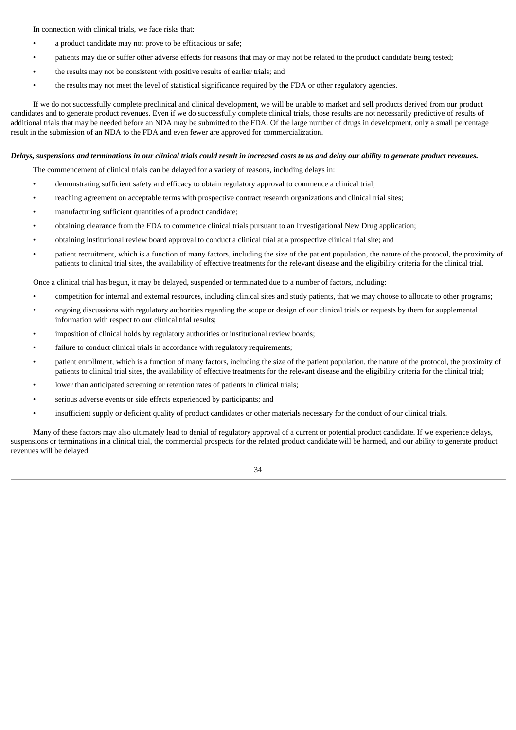In connection with clinical trials, we face risks that:

- a product candidate may not prove to be efficacious or safe;
- patients may die or suffer other adverse effects for reasons that may or may not be related to the product candidate being tested;
- the results may not be consistent with positive results of earlier trials; and
- the results may not meet the level of statistical significance required by the FDA or other regulatory agencies.

If we do not successfully complete preclinical and clinical development, we will be unable to market and sell products derived from our product candidates and to generate product revenues. Even if we do successfully complete clinical trials, those results are not necessarily predictive of results of additional trials that may be needed before an NDA may be submitted to the FDA. Of the large number of drugs in development, only a small percentage result in the submission of an NDA to the FDA and even fewer are approved for commercialization.

***Delays, suspensions and terminations in our clinical trials could result in increased costs to us and delay our ability to generate product revenues.***

The commencement of clinical trials can be delayed for a variety of reasons, including delays in:

- demonstrating sufficient safety and efficacy to obtain regulatory approval to commence a clinical trial;
- reaching agreement on acceptable terms with prospective contract research organizations and clinical trial sites;
- manufacturing sufficient quantities of a product candidate;
- obtaining clearance from the FDA to commence clinical trials pursuant to an Investigational New Drug application;
- obtaining institutional review board approval to conduct a clinical trial at a prospective clinical trial site; and
- patient recruitment, which is a function of many factors, including the size of the patient population, the nature of the protocol, the proximity of patients to clinical trial sites, the availability of effective treatments for the relevant disease and the eligibility criteria for the clinical trial.

Once a clinical trial has begun, it may be delayed, suspended or terminated due to a number of factors, including:

- competition for internal and external resources, including clinical sites and study patients, that we may choose to allocate to other programs;
- ongoing discussions with regulatory authorities regarding the scope or design of our clinical trials or requests by them for supplemental information with respect to our clinical trial results;
- imposition of clinical holds by regulatory authorities or institutional review boards;
- failure to conduct clinical trials in accordance with regulatory requirements;
- patient enrollment, which is a function of many factors, including the size of the patient population, the nature of the protocol, the proximity of patients to clinical trial sites, the availability of effective treatments for the relevant disease and the eligibility criteria for the clinical trial;
- lower than anticipated screening or retention rates of patients in clinical trials;
- serious adverse events or side effects experienced by participants; and
- insufficient supply or deficient quality of product candidates or other materials necessary for the conduct of our clinical trials.

Many of these factors may also ultimately lead to denial of regulatory approval of a current or potential product candidate. If we experience delays, suspensions or terminations in a clinical trial, the commercial prospects for the related product candidate will be harmed, and our ability to generate product revenues will be delayed.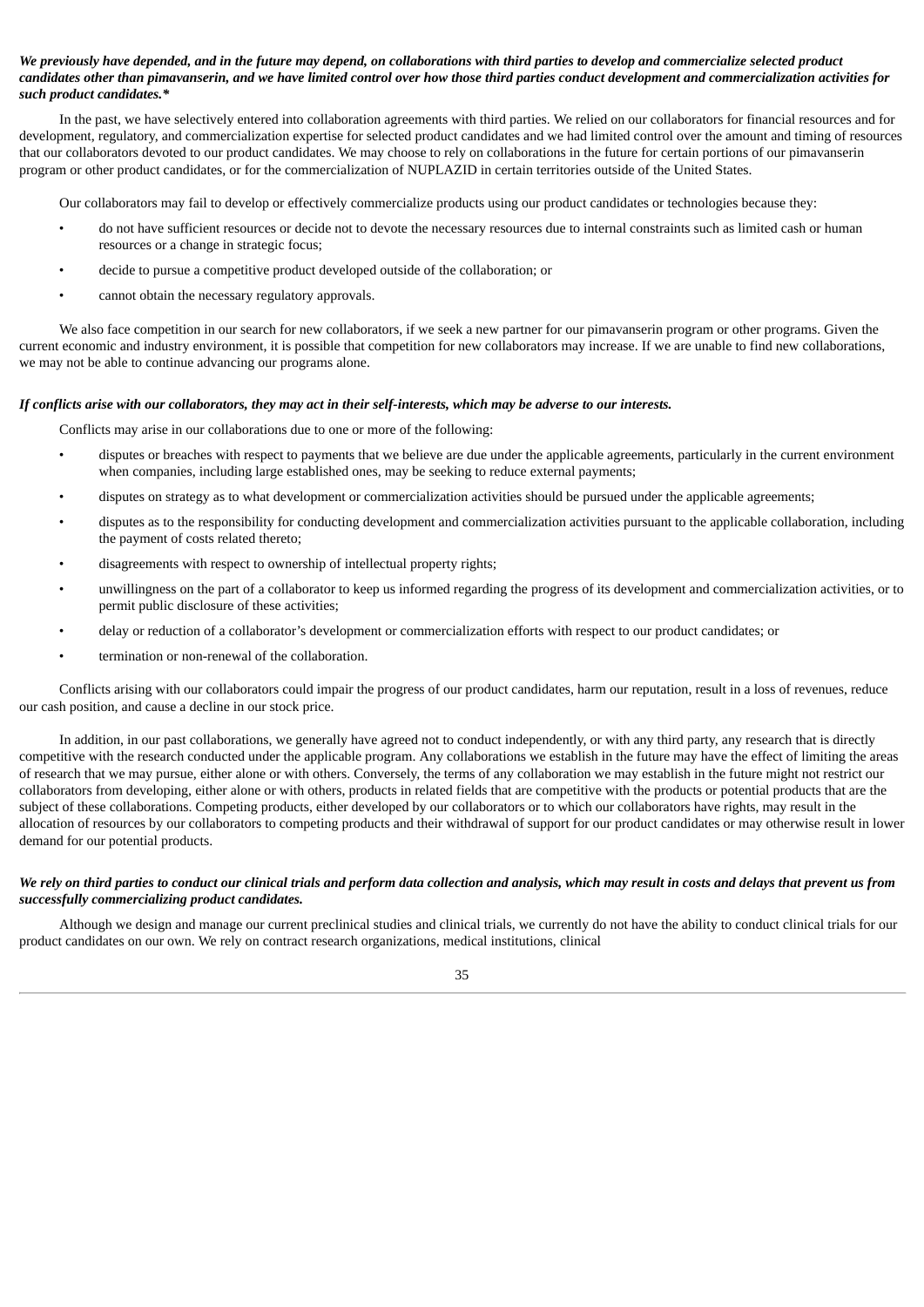***We previously have depended, and in the future may depend, on collaborations with third parties to develop and commercialize selected product candidates other than pimavanserin, and we have limited control over how those third parties conduct development and commercialization activities for such product candidates.****

In the past, we have selectively entered into collaboration agreements with third parties. We relied on our collaborators for financial resources and for development, regulatory, and commercialization expertise for selected product candidates and we had limited control over the amount and timing of resources that our collaborators devoted to our product candidates. We may choose to rely on collaborations in the future for certain portions of our pimavanserin program or other product candidates, or for the commercialization of NUPLAZID in certain territories outside of the United States.

Our collaborators may fail to develop or effectively commercialize products using our product candidates or technologies because they:

- do not have sufficient resources or decide not to devote the necessary resources due to internal constraints such as limited cash or human resources or a change in strategic focus;
- decide to pursue a competitive product developed outside of the collaboration; or
- cannot obtain the necessary regulatory approvals.

We also face competition in our search for new collaborators, if we seek a new partner for our pimavanserin program or other programs. Given the current economic and industry environment, it is possible that competition for new collaborators may increase. If we are unable to find new collaborations, we may not be able to continue advancing our programs alone.

***If conflicts arise with our collaborators, they may act in their self-interests, which may be adverse to our interests.***

Conflicts may arise in our collaborations due to one or more of the following:

- disputes or breaches with respect to payments that we believe are due under the applicable agreements, particularly in the current environment when companies, including large established ones, may be seeking to reduce external payments;
- disputes on strategy as to what development or commercialization activities should be pursued under the applicable agreements;
- disputes as to the responsibility for conducting development and commercialization activities pursuant to the applicable collaboration, including the payment of costs related thereto;
- disagreements with respect to ownership of intellectual property rights;
- unwillingness on the part of a collaborator to keep us informed regarding the progress of its development and commercialization activities, or to permit public disclosure of these activities;
- delay or reduction of a collaborator's development or commercialization efforts with respect to our product candidates; or
- termination or non-renewal of the collaboration.

Conflicts arising with our collaborators could impair the progress of our product candidates, harm our reputation, result in a loss of revenues, reduce our cash position, and cause a decline in our stock price.

In addition, in our past collaborations, we generally have agreed not to conduct independently, or with any third party, any research that is directly competitive with the research conducted under the applicable program. Any collaborations we establish in the future may have the effect of limiting the areas of research that we may pursue, either alone or with others. Conversely, the terms of any collaboration we may establish in the future might not restrict our collaborators from developing, either alone or with others, products in related fields that are competitive with the products or potential products that are the subject of these collaborations. Competing products, either developed by our collaborators or to which our collaborators have rights, may result in the allocation of resources by our collaborators to competing products and their withdrawal of support for our product candidates or may otherwise result in lower demand for our potential products.

***We rely on third parties to conduct our clinical trials and perform data collection and analysis, which may result in costs and delays that prevent us from successfully commercializing product candidates.***

Although we design and manage our current preclinical studies and clinical trials, we currently do not have the ability to conduct clinical trials for our product candidates on our own. We rely on contract research organizations, medical institutions, clinical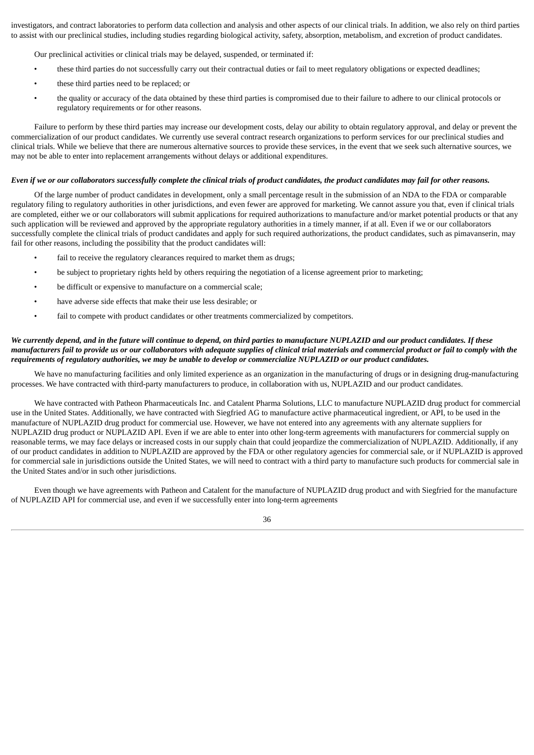investigators, and contract laboratories to perform data collection and analysis and other aspects of our clinical trials. In addition, we also rely on third parties to assist with our preclinical studies, including studies regarding biological activity, safety, absorption, metabolism, and excretion of product candidates.

Our preclinical activities or clinical trials may be delayed, suspended, or terminated if:

- these third parties do not successfully carry out their contractual duties or fail to meet regulatory obligations or expected deadlines;
- these third parties need to be replaced; or
- the quality or accuracy of the data obtained by these third parties is compromised due to their failure to adhere to our clinical protocols or regulatory requirements or for other reasons.

Failure to perform by these third parties may increase our development costs, delay our ability to obtain regulatory approval, and delay or prevent the commercialization of our product candidates. We currently use several contract research organizations to perform services for our preclinical studies and clinical trials. While we believe that there are numerous alternative sources to provide these services, in the event that we seek such alternative sources, we may not be able to enter into replacement arrangements without delays or additional expenditures.

***Even if we or our collaborators successfully complete the clinical trials of product candidates, the product candidates may fail for other reasons.***

Of the large number of product candidates in development, only a small percentage result in the submission of an NDA to the FDA or comparable regulatory filing to regulatory authorities in other jurisdictions, and even fewer are approved for marketing. We cannot assure you that, even if clinical trials are completed, either we or our collaborators will submit applications for required authorizations to manufacture and/or market potential products or that any such application will be reviewed and approved by the appropriate regulatory authorities in a timely manner, if at all. Even if we or our collaborators successfully complete the clinical trials of product candidates and apply for such required authorizations, the product candidates, such as pimavanserin, may fail for other reasons, including the possibility that the product candidates will:

- fail to receive the regulatory clearances required to market them as drugs;
- be subject to proprietary rights held by others requiring the negotiation of a license agreement prior to marketing;
- be difficult or expensive to manufacture on a commercial scale;
- have adverse side effects that make their use less desirable; or
- fail to compete with product candidates or other treatments commercialized by competitors.

***We currently depend, and in the future will continue to depend, on third parties to manufacture NUPLAZID and our product candidates. If these manufacturers fail to provide us or our collaborators with adequate supplies of clinical trial materials and commercial product or fail to comply with the requirements of regulatory authorities, we may be unable to develop or commercialize NUPLAZID or our product candidates.***

We have no manufacturing facilities and only limited experience as an organization in the manufacturing of drugs or in designing drug-manufacturing processes. We have contracted with third-party manufacturers to produce, in collaboration with us, NUPLAZID and our product candidates.

We have contracted with Patheon Pharmaceuticals Inc. and Catalent Pharma Solutions, LLC to manufacture NUPLAZID drug product for commercial use in the United States. Additionally, we have contracted with Siegfried AG to manufacture active pharmaceutical ingredient, or API, to be used in the manufacture of NUPLAZID drug product for commercial use. However, we have not entered into any agreements with any alternate suppliers for NUPLAZID drug product or NUPLAZID API. Even if we are able to enter into other long-term agreements with manufacturers for commercial supply on reasonable terms, we may face delays or increased costs in our supply chain that could jeopardize the commercialization of NUPLAZID. Additionally, if any of our product candidates in addition to NUPLAZID are approved by the FDA or other regulatory agencies for commercial sale, or if NUPLAZID is approved for commercial sale in jurisdictions outside the United States, we will need to contract with a third party to manufacture such products for commercial sale in the United States and/or in such other jurisdictions.

Even though we have agreements with Patheon and Catalent for the manufacture of NUPLAZID drug product and with Siegfried for the manufacture of NUPLAZID API for commercial use, and even if we successfully enter into long-term agreements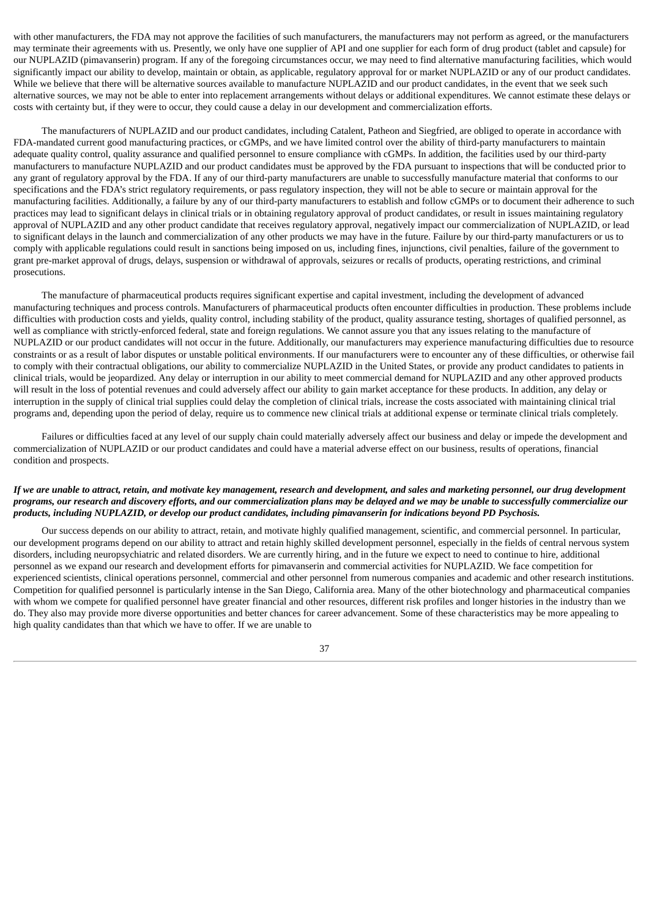with other manufacturers, the FDA may not approve the facilities of such manufacturers, the manufacturers may not perform as agreed, or the manufacturers may terminate their agreements with us. Presently, we only have one supplier of API and one supplier for each form of drug product (tablet and capsule) for our NUPLAZID (pimavanserin) program. If any of the foregoing circumstances occur, we may need to find alternative manufacturing facilities, which would significantly impact our ability to develop, maintain or obtain, as applicable, regulatory approval for or market NUPLAZID or any of our product candidates. While we believe that there will be alternative sources available to manufacture NUPLAZID and our product candidates, in the event that we seek such alternative sources, we may not be able to enter into replacement arrangements without delays or additional expenditures. We cannot estimate these delays or costs with certainty but, if they were to occur, they could cause a delay in our development and commercialization efforts.

The manufacturers of NUPLAZID and our product candidates, including Catalent, Patheon and Siegfried, are obliged to operate in accordance with FDA-mandated current good manufacturing practices, or cGMPs, and we have limited control over the ability of third-party manufacturers to maintain adequate quality control, quality assurance and qualified personnel to ensure compliance with cGMPs. In addition, the facilities used by our third-party manufacturers to manufacture NUPLAZID and our product candidates must be approved by the FDA pursuant to inspections that will be conducted prior to any grant of regulatory approval by the FDA. If any of our third-party manufacturers are unable to successfully manufacture material that conforms to our specifications and the FDA's strict regulatory requirements, or pass regulatory inspection, they will not be able to secure or maintain approval for the manufacturing facilities. Additionally, a failure by any of our third-party manufacturers to establish and follow cGMPs or to document their adherence to such practices may lead to significant delays in clinical trials or in obtaining regulatory approval of product candidates, or result in issues maintaining regulatory approval of NUPLAZID and any other product candidate that receives regulatory approval, negatively impact our commercialization of NUPLAZID, or lead to significant delays in the launch and commercialization of any other products we may have in the future. Failure by our third-party manufacturers or us to comply with applicable regulations could result in sanctions being imposed on us, including fines, injunctions, civil penalties, failure of the government to grant pre-market approval of drugs, delays, suspension or withdrawal of approvals, seizures or recalls of products, operating restrictions, and criminal prosecutions.

The manufacture of pharmaceutical products requires significant expertise and capital investment, including the development of advanced manufacturing techniques and process controls. Manufacturers of pharmaceutical products often encounter difficulties in production. These problems include difficulties with production costs and yields, quality control, including stability of the product, quality assurance testing, shortages of qualified personnel, as well as compliance with strictly-enforced federal, state and foreign regulations. We cannot assure you that any issues relating to the manufacture of NUPLAZID or our product candidates will not occur in the future. Additionally, our manufacturers may experience manufacturing difficulties due to resource constraints or as a result of labor disputes or unstable political environments. If our manufacturers were to encounter any of these difficulties, or otherwise fail to comply with their contractual obligations, our ability to commercialize NUPLAZID in the United States, or provide any product candidates to patients in clinical trials, would be jeopardized. Any delay or interruption in our ability to meet commercial demand for NUPLAZID and any other approved products will result in the loss of potential revenues and could adversely affect our ability to gain market acceptance for these products. In addition, any delay or interruption in the supply of clinical trial supplies could delay the completion of clinical trials, increase the costs associated with maintaining clinical trial programs and, depending upon the period of delay, require us to commence new clinical trials at additional expense or terminate clinical trials completely.

Failures or difficulties faced at any level of our supply chain could materially adversely affect our business and delay or impede the development and commercialization of NUPLAZID or our product candidates and could have a material adverse effect on our business, results of operations, financial condition and prospects.

***If we are unable to attract, retain, and motivate key management, research and development, and sales and marketing personnel, our drug development programs, our research and discovery efforts, and our commercialization plans may be delayed and we may be unable to successfully commercialize our products, including NUPLAZID, or develop our product candidates, including pimavanserin for indications beyond PD Psychosis.***

Our success depends on our ability to attract, retain, and motivate highly qualified management, scientific, and commercial personnel. In particular, our development programs depend on our ability to attract and retain highly skilled development personnel, especially in the fields of central nervous system disorders, including neuropsychiatric and related disorders. We are currently hiring, and in the future we expect to need to continue to hire, additional personnel as we expand our research and development efforts for pimavanserin and commercial activities for NUPLAZID. We face competition for experienced scientists, clinical operations personnel, commercial and other personnel from numerous companies and academic and other research institutions. Competition for qualified personnel is particularly intense in the San Diego, California area. Many of the other biotechnology and pharmaceutical companies with whom we compete for qualified personnel have greater financial and other resources, different risk profiles and longer histories in the industry than we do. They also may provide more diverse opportunities and better chances for career advancement. Some of these characteristics may be more appealing to high quality candidates than that which we have to offer. If we are unable to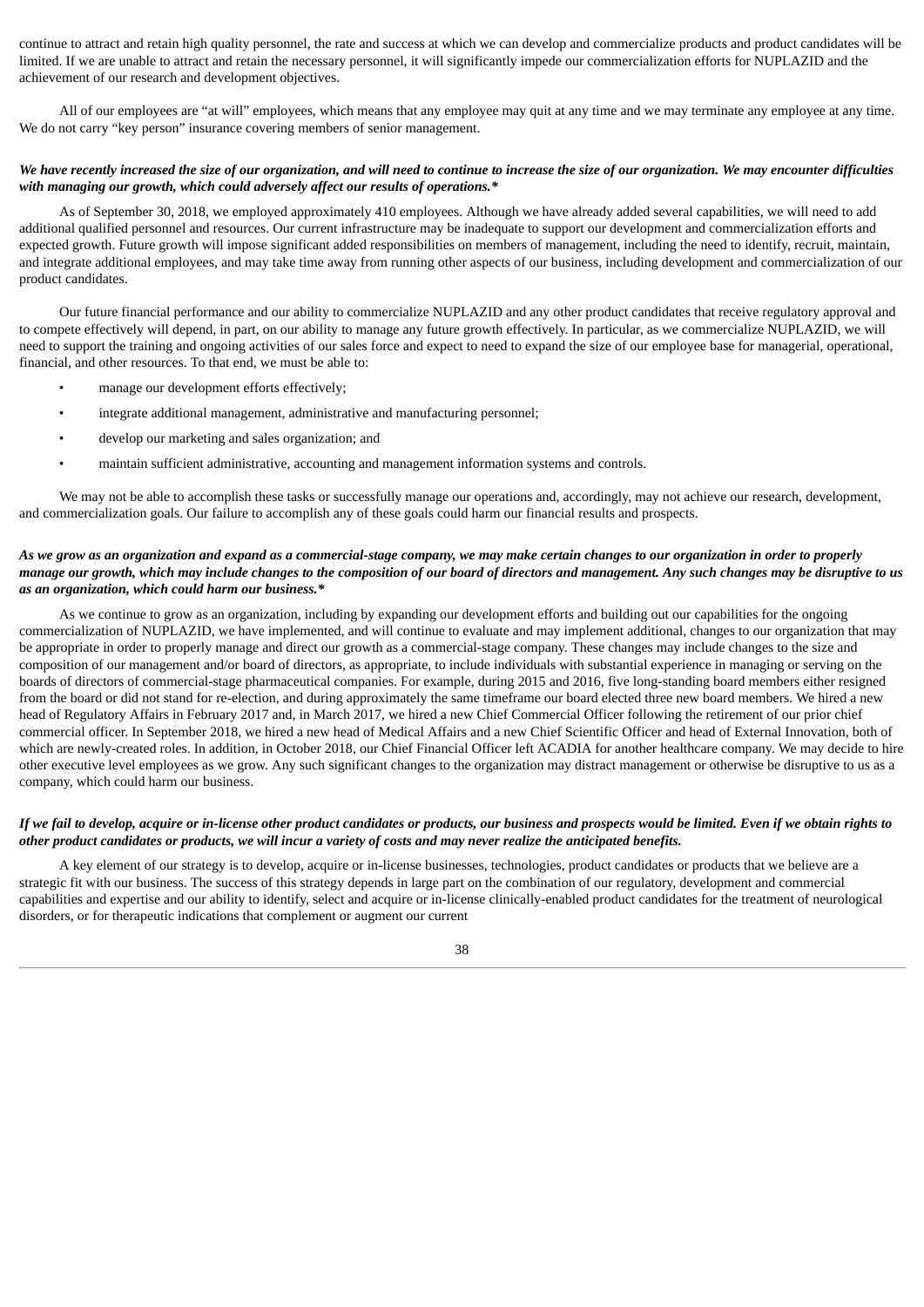continue to attract and retain high quality personnel, the rate and success at which we can develop and commercialize products and product candidates will be limited. If we are unable to attract and retain the necessary personnel, it will significantly impede our commercialization efforts for NUPLAZID and the achievement of our research and development objectives.

All of our employees are "at will" employees, which means that any employee may quit at any time and we may terminate any employee at any time. We do not carry "key person" insurance covering members of senior management.

***We have recently increased the size of our organization, and will need to continue to increase the size of our organization. We may encounter difficulties with managing our growth, which could adversely affect our results of operations.****

As of September 30, 2018, we employed approximately 410 employees. Although we have already added several capabilities, we will need to add additional qualified personnel and resources. Our current infrastructure may be inadequate to support our development and commercialization efforts and expected growth. Future growth will impose significant added responsibilities on members of management, including the need to identify, recruit, maintain, and integrate additional employees, and may take time away from running other aspects of our business, including development and commercialization of our product candidates.

Our future financial performance and our ability to commercialize NUPLAZID and any other product candidates that receive regulatory approval and to compete effectively will depend, in part, on our ability to manage any future growth effectively. In particular, as we commercialize NUPLAZID, we will need to support the training and ongoing activities of our sales force and expect to need to expand the size of our employee base for managerial, operational, financial, and other resources. To that end, we must be able to:

- manage our development efforts effectively;
- integrate additional management, administrative and manufacturing personnel;
- develop our marketing and sales organization; and
- maintain sufficient administrative, accounting and management information systems and controls.

We may not be able to accomplish these tasks or successfully manage our operations and, accordingly, may not achieve our research, development, and commercialization goals. Our failure to accomplish any of these goals could harm our financial results and prospects.

***As we grow as an organization and expand as a commercial-stage company, we may make certain changes to our organization in order to properly manage our growth, which may include changes to the composition of our board of directors and management. Any such changes may be disruptive to us as an organization, which could harm our business.****

As we continue to grow as an organization, including by expanding our development efforts and building out our capabilities for the ongoing commercialization of NUPLAZID, we have implemented, and will continue to evaluate and may implement additional, changes to our organization that may be appropriate in order to properly manage and direct our growth as a commercial-stage company. These changes may include changes to the size and composition of our management and/or board of directors, as appropriate, to include individuals with substantial experience in managing or serving on the boards of directors of commercial-stage pharmaceutical companies. For example, during 2015 and 2016, five long-standing board members either resigned from the board or did not stand for re-election, and during approximately the same timeframe our board elected three new board members. We hired a new head of Regulatory Affairs in February 2017 and, in March 2017, we hired a new Chief Commercial Officer following the retirement of our prior chief commercial officer. In September 2018, we hired a new head of Medical Affairs and a new Chief Scientific Officer and head of External Innovation, both of which are newly-created roles. In addition, in October 2018, our Chief Financial Officer left ACADIA for another healthcare company. We may decide to hire other executive level employees as we grow. Any such significant changes to the organization may distract management or otherwise be disruptive to us as a company, which could harm our business.

***If we fail to develop, acquire or in-license other product candidates or products, our business and prospects would be limited. Even if we obtain rights to other product candidates or products, we will incur a variety of costs and may never realize the anticipated benefits.***

A key element of our strategy is to develop, acquire or in-license businesses, technologies, product candidates or products that we believe are a strategic fit with our business. The success of this strategy depends in large part on the combination of our regulatory, development and commercial capabilities and expertise and our ability to identify, select and acquire or in-license clinically-enabled product candidates for the treatment of neurological disorders, or for therapeutic indications that complement or augment our current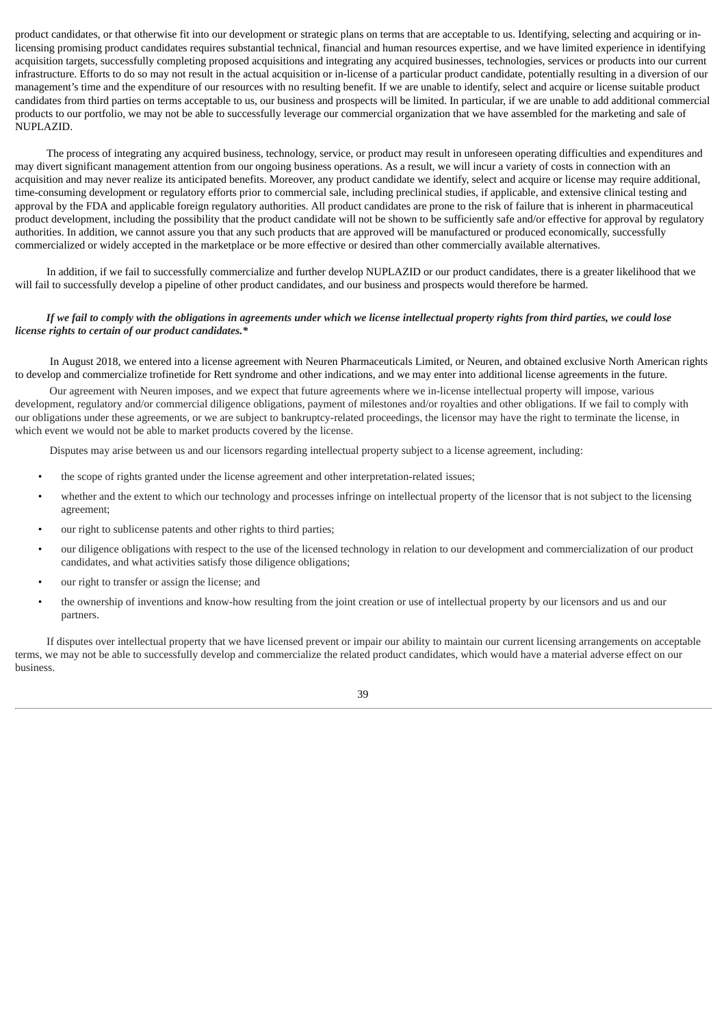product candidates, or that otherwise fit into our development or strategic plans on terms that are acceptable to us. Identifying, selecting and acquiring or in-licensing promising product candidates requires substantial technical, financial and human resources expertise, and we have limited experience in identifying acquisition targets, successfully completing proposed acquisitions and integrating any acquired businesses, technologies, services or products into our current infrastructure. Efforts to do so may not result in the actual acquisition or in-license of a particular product candidate, potentially resulting in a diversion of our management's time and the expenditure of our resources with no resulting benefit. If we are unable to identify, select and acquire or license suitable product candidates from third parties on terms acceptable to us, our business and prospects will be limited. In particular, if we are unable to add additional commercial products to our portfolio, we may not be able to successfully leverage our commercial organization that we have assembled for the marketing and sale of NUPLAZID.

The process of integrating any acquired business, technology, service, or product may result in unforeseen operating difficulties and expenditures and may divert significant management attention from our ongoing business operations. As a result, we will incur a variety of costs in connection with an acquisition and may never realize its anticipated benefits. Moreover, any product candidate we identify, select and acquire or license may require additional, time-consuming development or regulatory efforts prior to commercial sale, including preclinical studies, if applicable, and extensive clinical testing and approval by the FDA and applicable foreign regulatory authorities. All product candidates are prone to the risk of failure that is inherent in pharmaceutical product development, including the possibility that the product candidate will not be shown to be sufficiently safe and/or effective for approval by regulatory authorities. In addition, we cannot assure you that any such products that are approved will be manufactured or produced economically, successfully commercialized or widely accepted in the marketplace or be more effective or desired than other commercially available alternatives.

In addition, if we fail to successfully commercialize and further develop NUPLAZID or our product candidates, there is a greater likelihood that we will fail to successfully develop a pipeline of other product candidates, and our business and prospects would therefore be harmed.

***If we fail to comply with the obligations in agreements under which we license intellectual property rights from third parties, we could lose license rights to certain of our product candidates.****

In August 2018, we entered into a license agreement with Neuren Pharmaceuticals Limited, or Neuren, and obtained exclusive North American rights to develop and commercialize trofinetide for Rett syndrome and other indications, and we may enter into additional license agreements in the future.

Our agreement with Neuren imposes, and we expect that future agreements where we in-license intellectual property will impose, various development, regulatory and/or commercial diligence obligations, payment of milestones and/or royalties and other obligations. If we fail to comply with our obligations under these agreements, or we are subject to bankruptcy-related proceedings, the licensor may have the right to terminate the license, in which event we would not be able to market products covered by the license.

Disputes may arise between us and our licensors regarding intellectual property subject to a license agreement, including:

- the scope of rights granted under the license agreement and other interpretation-related issues;
- whether and the extent to which our technology and processes infringe on intellectual property of the licensor that is not subject to the licensing agreement;
- our right to sublicense patents and other rights to third parties;
- our diligence obligations with respect to the use of the licensed technology in relation to our development and commercialization of our product candidates, and what activities satisfy those diligence obligations;
- our right to transfer or assign the license; and
- the ownership of inventions and know-how resulting from the joint creation or use of intellectual property by our licensors and us and our partners.

If disputes over intellectual property that we have licensed prevent or impair our ability to maintain our current licensing arrangements on acceptable terms, we may not be able to successfully develop and commercialize the related product candidates, which would have a material adverse effect on our business.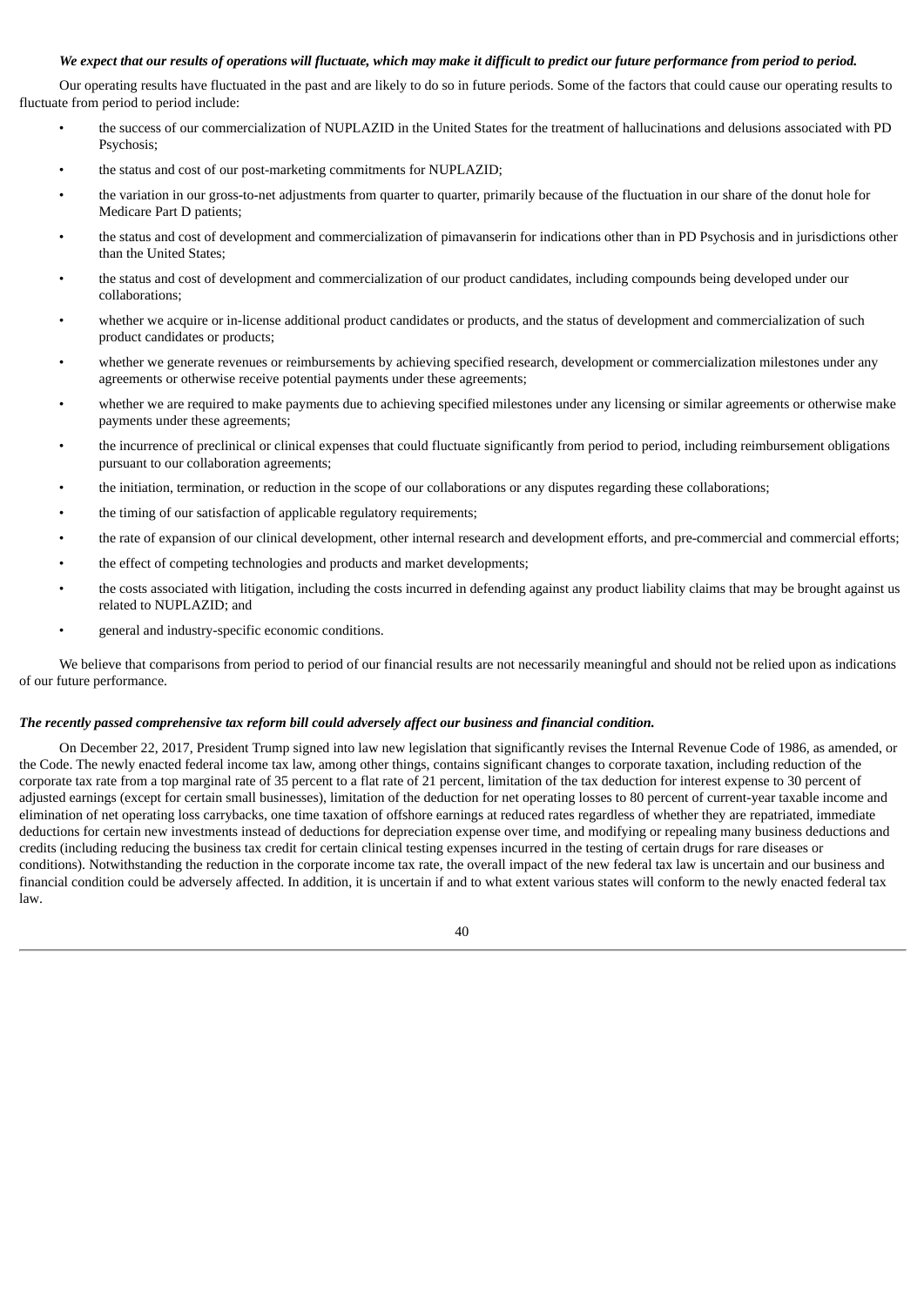***We expect that our results of operations will fluctuate, which may make it difficult to predict our future performance from period to period.***

Our operating results have fluctuated in the past and are likely to do so in future periods. Some of the factors that could cause our operating results to fluctuate from period to period include:

- the success of our commercialization of NUPLAZID in the United States for the treatment of hallucinations and delusions associated with PD Psychosis;
- the status and cost of our post-marketing commitments for NUPLAZID;
- the variation in our gross-to-net adjustments from quarter to quarter, primarily because of the fluctuation in our share of the donut hole for Medicare Part D patients;
- the status and cost of development and commercialization of pimavanserin for indications other than in PD Psychosis and in jurisdictions other than the United States;
- the status and cost of development and commercialization of our product candidates, including compounds being developed under our collaborations;
- whether we acquire or in-license additional product candidates or products, and the status of development and commercialization of such product candidates or products;
- whether we generate revenues or reimbursements by achieving specified research, development or commercialization milestones under any agreements or otherwise receive potential payments under these agreements;
- whether we are required to make payments due to achieving specified milestones under any licensing or similar agreements or otherwise make payments under these agreements;
- the incurrence of preclinical or clinical expenses that could fluctuate significantly from period to period, including reimbursement obligations pursuant to our collaboration agreements;
- the initiation, termination, or reduction in the scope of our collaborations or any disputes regarding these collaborations;
- the timing of our satisfaction of applicable regulatory requirements;
- the rate of expansion of our clinical development, other internal research and development efforts, and pre-commercial and commercial efforts;
- the effect of competing technologies and products and market developments;
- the costs associated with litigation, including the costs incurred in defending against any product liability claims that may be brought against us related to NUPLAZID; and
- general and industry-specific economic conditions.

We believe that comparisons from period to period of our financial results are not necessarily meaningful and should not be relied upon as indications of our future performance.

***The recently passed comprehensive tax reform bill could adversely affect our business and financial condition.***

On December 22, 2017, President Trump signed into law new legislation that significantly revises the Internal Revenue Code of 1986, as amended, or the Code. The newly enacted federal income tax law, among other things, contains significant changes to corporate taxation, including reduction of the corporate tax rate from a top marginal rate of 35 percent to a flat rate of 21 percent, limitation of the tax deduction for interest expense to 30 percent of adjusted earnings (except for certain small businesses), limitation of the deduction for net operating losses to 80 percent of current-year taxable income and elimination of net operating loss carrybacks, one time taxation of offshore earnings at reduced rates regardless of whether they are repatriated, immediate deductions for certain new investments instead of deductions for depreciation expense over time, and modifying or repealing many business deductions and credits (including reducing the business tax credit for certain clinical testing expenses incurred in the testing of certain drugs for rare diseases or conditions). Notwithstanding the reduction in the corporate income tax rate, the overall impact of the new federal tax law is uncertain and our business and financial condition could be adversely affected. In addition, it is uncertain if and to what extent various states will conform to the newly enacted federal tax law.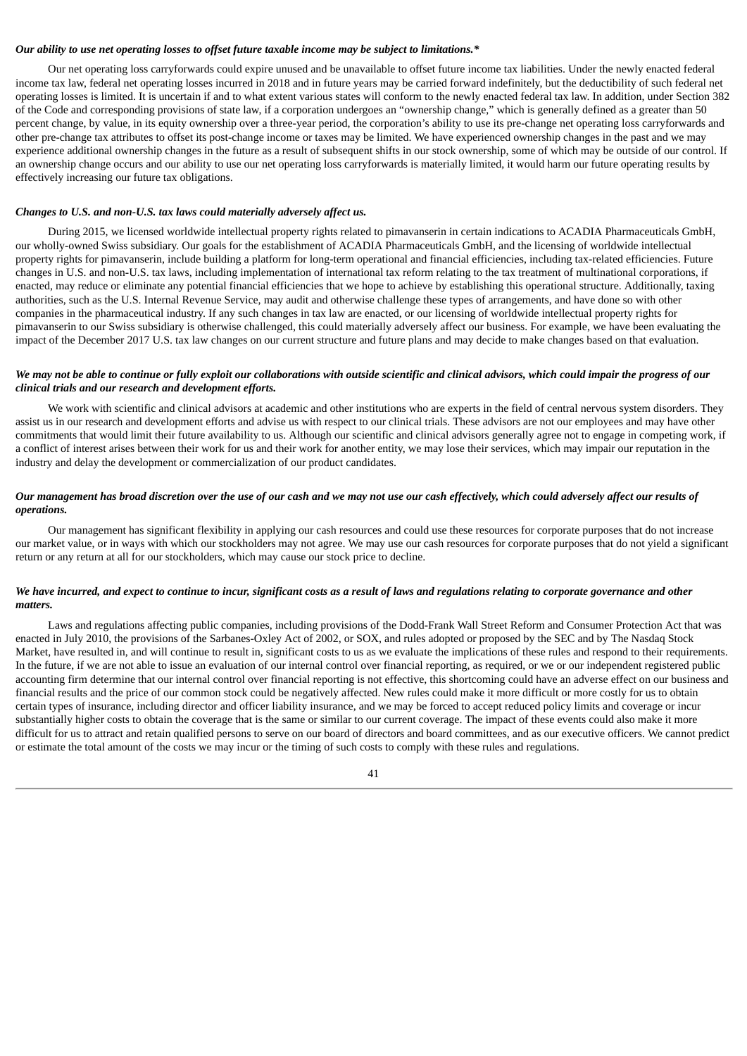***Our ability to use net operating losses to offset future taxable income may be subject to limitations.****

Our net operating loss carryforwards could expire unused and be unavailable to offset future income tax liabilities. Under the newly enacted federal income tax law, federal net operating losses incurred in 2018 and in future years may be carried forward indefinitely, but the deductibility of such federal net operating losses is limited. It is uncertain if and to what extent various states will conform to the newly enacted federal tax law. In addition, under Section 382 of the Code and corresponding provisions of state law, if a corporation undergoes an "ownership change," which is generally defined as a greater than 50 percent change, by value, in its equity ownership over a three-year period, the corporation's ability to use its pre-change net operating loss carryforwards and other pre-change tax attributes to offset its post-change income or taxes may be limited. We have experienced ownership changes in the past and we may experience additional ownership changes in the future as a result of subsequent shifts in our stock ownership, some of which may be outside of our control. If an ownership change occurs and our ability to use our net operating loss carryforwards is materially limited, it would harm our future operating results by effectively increasing our future tax obligations.

***Changes to U.S. and non-U.S. tax laws could materially adversely affect us.***

During 2015, we licensed worldwide intellectual property rights related to pimavanserin in certain indications to ACADIA Pharmaceuticals GmbH, our wholly-owned Swiss subsidiary. Our goals for the establishment of ACADIA Pharmaceuticals GmbH, and the licensing of worldwide intellectual property rights for pimavanserin, include building a platform for long-term operational and financial efficiencies, including tax-related efficiencies. Future changes in U.S. and non-U.S. tax laws, including implementation of international tax reform relating to the tax treatment of multinational corporations, if enacted, may reduce or eliminate any potential financial efficiencies that we hope to achieve by establishing this operational structure. Additionally, taxing authorities, such as the U.S. Internal Revenue Service, may audit and otherwise challenge these types of arrangements, and have done so with other companies in the pharmaceutical industry. If any such changes in tax law are enacted, or our licensing of worldwide intellectual property rights for pimavanserin to our Swiss subsidiary is otherwise challenged, this could materially adversely affect our business. For example, we have been evaluating the impact of the December 2017 U.S. tax law changes on our current structure and future plans and may decide to make changes based on that evaluation.

***We may not be able to continue or fully exploit our collaborations with outside scientific and clinical advisors, which could impair the progress of our clinical trials and our research and development efforts.***

We work with scientific and clinical advisors at academic and other institutions who are experts in the field of central nervous system disorders. They assist us in our research and development efforts and advise us with respect to our clinical trials. These advisors are not our employees and may have other commitments that would limit their future availability to us. Although our scientific and clinical advisors generally agree not to engage in competing work, if a conflict of interest arises between their work for us and their work for another entity, we may lose their services, which may impair our reputation in the industry and delay the development or commercialization of our product candidates.

***Our management has broad discretion over the use of our cash and we may not use our cash effectively, which could adversely affect our results of operations.***

Our management has significant flexibility in applying our cash resources and could use these resources for corporate purposes that do not increase our market value, or in ways with which our stockholders may not agree. We may use our cash resources for corporate purposes that do not yield a significant return or any return at all for our stockholders, which may cause our stock price to decline.

***We have incurred, and expect to continue to incur, significant costs as a result of laws and regulations relating to corporate governance and other matters.***

Laws and regulations affecting public companies, including provisions of the Dodd-Frank Wall Street Reform and Consumer Protection Act that was enacted in July 2010, the provisions of the Sarbanes-Oxley Act of 2002, or SOX, and rules adopted or proposed by the SEC and by The Nasdaq Stock Market, have resulted in, and will continue to result in, significant costs to us as we evaluate the implications of these rules and respond to their requirements. In the future, if we are not able to issue an evaluation of our internal control over financial reporting, as required, or we or our independent registered public accounting firm determine that our internal control over financial reporting is not effective, this shortcoming could have an adverse effect on our business and financial results and the price of our common stock could be negatively affected. New rules could make it more difficult or more costly for us to obtain certain types of insurance, including director and officer liability insurance, and we may be forced to accept reduced policy limits and coverage or incur substantially higher costs to obtain the coverage that is the same or similar to our current coverage. The impact of these events could also make it more difficult for us to attract and retain qualified persons to serve on our board of directors and board committees, and as our executive officers. We cannot predict or estimate the total amount of the costs we may incur or the timing of such costs to comply with these rules and regulations.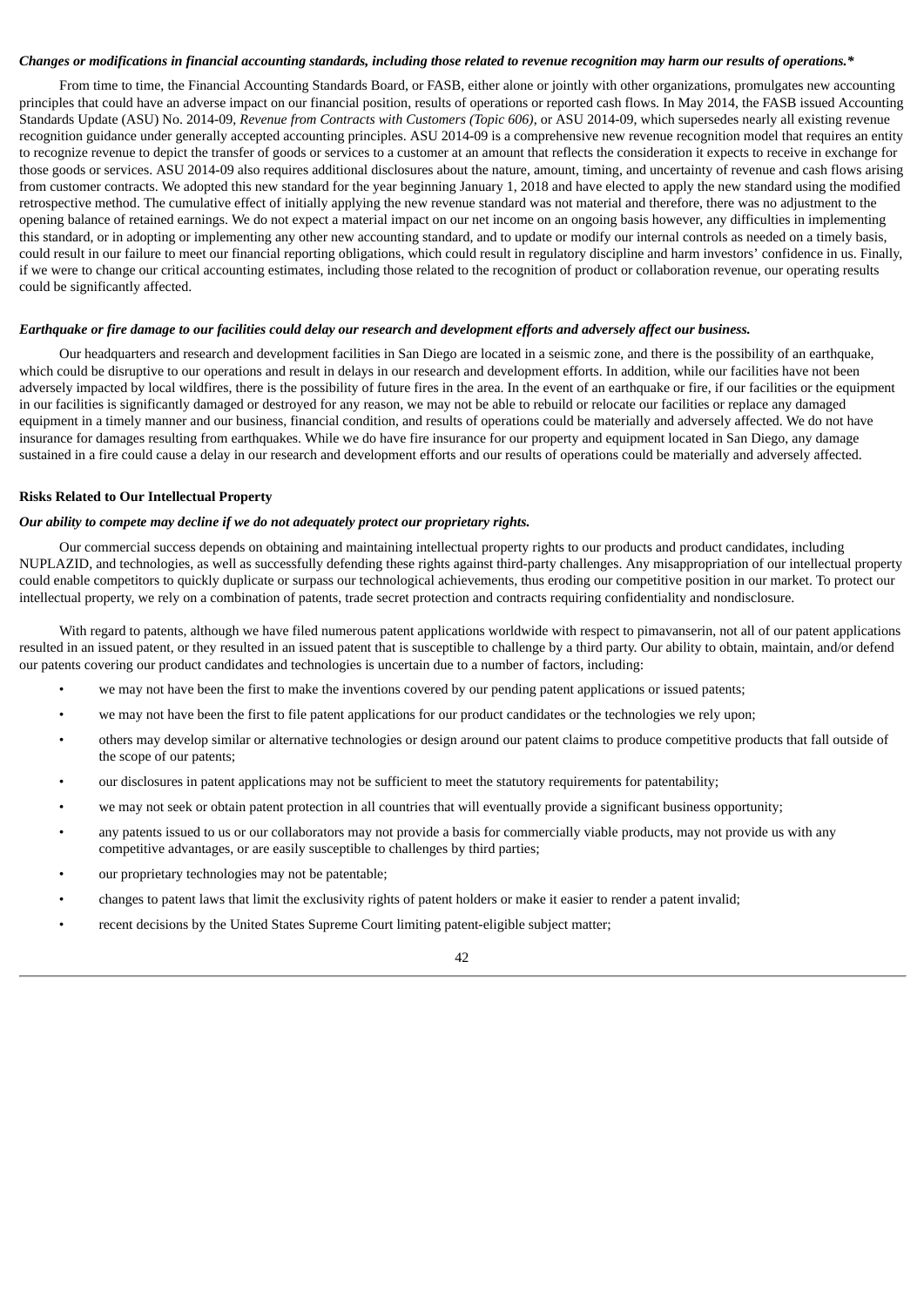***Changes or modifications in financial accounting standards, including those related to revenue recognition may harm our results of operations.****

From time to time, the Financial Accounting Standards Board, or FASB, either alone or jointly with other organizations, promulgates new accounting principles that could have an adverse impact on our financial position, results of operations or reported cash flows. In May 2014, the FASB issued Accounting Standards Update (ASU) No. 2014-09, *Revenue from Contracts with Customers (Topic 606)*, or ASU 2014-09, which supersedes nearly all existing revenue recognition guidance under generally accepted accounting principles. ASU 2014-09 is a comprehensive new revenue recognition model that requires an entity to recognize revenue to depict the transfer of goods or services to a customer at an amount that reflects the consideration it expects to receive in exchange for those goods or services. ASU 2014-09 also requires additional disclosures about the nature, amount, timing, and uncertainty of revenue and cash flows arising from customer contracts. We adopted this new standard for the year beginning January 1, 2018 and have elected to apply the new standard using the modified retrospective method. The cumulative effect of initially applying the new revenue standard was not material and therefore, there was no adjustment to the opening balance of retained earnings. We do not expect a material impact on our net income on an ongoing basis however, any difficulties in implementing this standard, or in adopting or implementing any other new accounting standard, and to update or modify our internal controls as needed on a timely basis, could result in our failure to meet our financial reporting obligations, which could result in regulatory discipline and harm investors' confidence in us. Finally, if we were to change our critical accounting estimates, including those related to the recognition of product or collaboration revenue, our operating results could be significantly affected.

***Earthquake or fire damage to our facilities could delay our research and development efforts and adversely affect our business.***

Our headquarters and research and development facilities in San Diego are located in a seismic zone, and there is the possibility of an earthquake, which could be disruptive to our operations and result in delays in our research and development efforts. In addition, while our facilities have not been adversely impacted by local wildfires, there is the possibility of future fires in the area. In the event of an earthquake or fire, if our facilities or the equipment in our facilities is significantly damaged or destroyed for any reason, we may not be able to rebuild or relocate our facilities or replace any damaged equipment in a timely manner and our business, financial condition, and results of operations could be materially and adversely affected. We do not have insurance for damages resulting from earthquakes. While we do have fire insurance for our property and equipment located in San Diego, any damage sustained in a fire could cause a delay in our research and development efforts and our results of operations could be materially and adversely affected.

**Risks Related to Our Intellectual Property**

***Our ability to compete may decline if we do not adequately protect our proprietary rights.***

Our commercial success depends on obtaining and maintaining intellectual property rights to our products and product candidates, including NUPLAZID, and technologies, as well as successfully defending these rights against third-party challenges. Any misappropriation of our intellectual property could enable competitors to quickly duplicate or surpass our technological achievements, thus eroding our competitive position in our market. To protect our intellectual property, we rely on a combination of patents, trade secret protection and contracts requiring confidentiality and nondisclosure.

With regard to patents, although we have filed numerous patent applications worldwide with respect to pimavanserin, not all of our patent applications resulted in an issued patent, or they resulted in an issued patent that is susceptible to challenge by a third party. Our ability to obtain, maintain, and/or defend our patents covering our product candidates and technologies is uncertain due to a number of factors, including:

- we may not have been the first to make the inventions covered by our pending patent applications or issued patents;
- we may not have been the first to file patent applications for our product candidates or the technologies we rely upon;
- others may develop similar or alternative technologies or design around our patent claims to produce competitive products that fall outside of the scope of our patents;
- our disclosures in patent applications may not be sufficient to meet the statutory requirements for patentability;
- we may not seek or obtain patent protection in all countries that will eventually provide a significant business opportunity;
- any patents issued to us or our collaborators may not provide a basis for commercially viable products, may not provide us with any competitive advantages, or are easily susceptible to challenges by third parties;
- our proprietary technologies may not be patentable;
- changes to patent laws that limit the exclusivity rights of patent holders or make it easier to render a patent invalid;
- recent decisions by the United States Supreme Court limiting patent-eligible subject matter;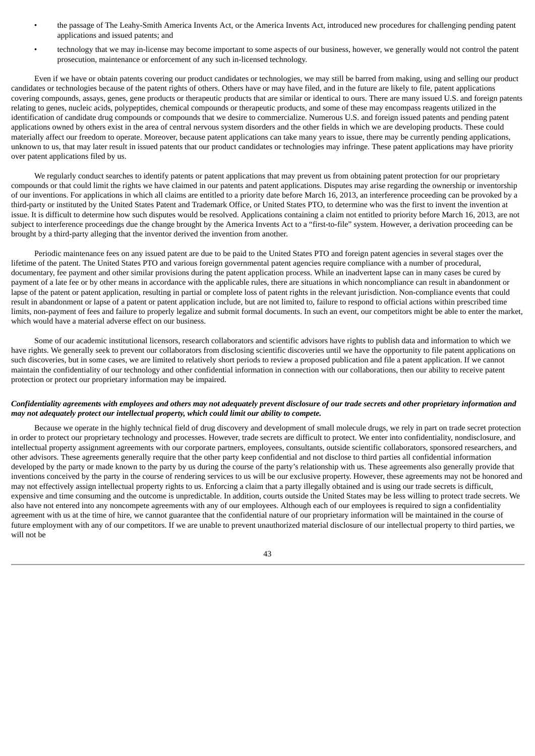- the passage of The Leahy-Smith America Invents Act, or the America Invents Act, introduced new procedures for challenging pending patent applications and issued patents; and
- technology that we may in-license may become important to some aspects of our business, however, we generally would not control the patent prosecution, maintenance or enforcement of any such in-licensed technology.

Even if we have or obtain patents covering our product candidates or technologies, we may still be barred from making, using and selling our product candidates or technologies because of the patent rights of others. Others have or may have filed, and in the future are likely to file, patent applications covering compounds, assays, genes, gene products or therapeutic products that are similar or identical to ours. There are many issued U.S. and foreign patents relating to genes, nucleic acids, polypeptides, chemical compounds or therapeutic products, and some of these may encompass reagents utilized in the identification of candidate drug compounds or compounds that we desire to commercialize. Numerous U.S. and foreign issued patents and pending patent applications owned by others exist in the area of central nervous system disorders and the other fields in which we are developing products. These could materially affect our freedom to operate. Moreover, because patent applications can take many years to issue, there may be currently pending applications, unknown to us, that may later result in issued patents that our product candidates or technologies may infringe. These patent applications may have priority over patent applications filed by us.

We regularly conduct searches to identify patents or patent applications that may prevent us from obtaining patent protection for our proprietary compounds or that could limit the rights we have claimed in our patents and patent applications. Disputes may arise regarding the ownership or inventorship of our inventions. For applications in which all claims are entitled to a priority date before March 16, 2013, an interference proceeding can be provoked by a third-party or instituted by the United States Patent and Trademark Office, or United States PTO, to determine who was the first to invent the invention at issue. It is difficult to determine how such disputes would be resolved. Applications containing a claim not entitled to priority before March 16, 2013, are not subject to interference proceedings due the change brought by the America Invents Act to a "first-to-file" system. However, a derivation proceeding can be brought by a third-party alleging that the inventor derived the invention from another.

Periodic maintenance fees on any issued patent are due to be paid to the United States PTO and foreign patent agencies in several stages over the lifetime of the patent. The United States PTO and various foreign governmental patent agencies require compliance with a number of procedural, documentary, fee payment and other similar provisions during the patent application process. While an inadvertent lapse can in many cases be cured by payment of a late fee or by other means in accordance with the applicable rules, there are situations in which noncompliance can result in abandonment or lapse of the patent or patent application, resulting in partial or complete loss of patent rights in the relevant jurisdiction. Non-compliance events that could result in abandonment or lapse of a patent or patent application include, but are not limited to, failure to respond to official actions within prescribed time limits, non-payment of fees and failure to properly legalize and submit formal documents. In such an event, our competitors might be able to enter the market, which would have a material adverse effect on our business.

Some of our academic institutional licensors, research collaborators and scientific advisors have rights to publish data and information to which we have rights. We generally seek to prevent our collaborators from disclosing scientific discoveries until we have the opportunity to file patent applications on such discoveries, but in some cases, we are limited to relatively short periods to review a proposed publication and file a patent application. If we cannot maintain the confidentiality of our technology and other confidential information in connection with our collaborations, then our ability to receive patent protection or protect our proprietary information may be impaired.

***Confidentiality agreements with employees and others may not adequately prevent disclosure of our trade secrets and other proprietary information and may not adequately protect our intellectual property, which could limit our ability to compete.***

Because we operate in the highly technical field of drug discovery and development of small molecule drugs, we rely in part on trade secret protection in order to protect our proprietary technology and processes. However, trade secrets are difficult to protect. We enter into confidentiality, nondisclosure, and intellectual property assignment agreements with our corporate partners, employees, consultants, outside scientific collaborators, sponsored researchers, and other advisors. These agreements generally require that the other party keep confidential and not disclose to third parties all confidential information developed by the party or made known to the party by us during the course of the party's relationship with us. These agreements also generally provide that inventions conceived by the party in the course of rendering services to us will be our exclusive property. However, these agreements may not be honored and may not effectively assign intellectual property rights to us. Enforcing a claim that a party illegally obtained and is using our trade secrets is difficult, expensive and time consuming and the outcome is unpredictable. In addition, courts outside the United States may be less willing to protect trade secrets. We also have not entered into any noncompete agreements with any of our employees. Although each of our employees is required to sign a confidentiality agreement with us at the time of hire, we cannot guarantee that the confidential nature of our proprietary information will be maintained in the course of future employment with any of our competitors. If we are unable to prevent unauthorized material disclosure of our intellectual property to third parties, we will not be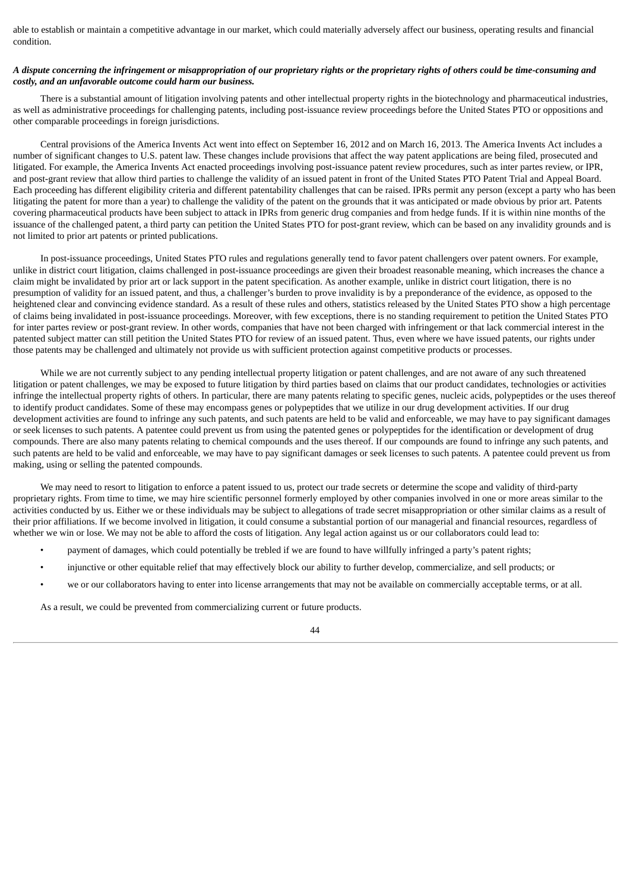able to establish or maintain a competitive advantage in our market, which could materially adversely affect our business, operating results and financial condition.

***A dispute concerning the infringement or misappropriation of our proprietary rights or the proprietary rights of others could be time-consuming and costly, and an unfavorable outcome could harm our business.***

There is a substantial amount of litigation involving patents and other intellectual property rights in the biotechnology and pharmaceutical industries, as well as administrative proceedings for challenging patents, including post-issuance review proceedings before the United States PTO or oppositions and other comparable proceedings in foreign jurisdictions.

Central provisions of the America Invents Act went into effect on September 16, 2012 and on March 16, 2013. The America Invents Act includes a number of significant changes to U.S. patent law. These changes include provisions that affect the way patent applications are being filed, prosecuted and litigated. For example, the America Invents Act enacted proceedings involving post-issuance patent review procedures, such as inter partes review, or IPR, and post-grant review that allow third parties to challenge the validity of an issued patent in front of the United States PTO Patent Trial and Appeal Board. Each proceeding has different eligibility criteria and different patentability challenges that can be raised. IPRs permit any person (except a party who has been litigating the patent for more than a year) to challenge the validity of the patent on the grounds that it was anticipated or made obvious by prior art. Patents covering pharmaceutical products have been subject to attack in IPRs from generic drug companies and from hedge funds. If it is within nine months of the issuance of the challenged patent, a third party can petition the United States PTO for post-grant review, which can be based on any invalidity grounds and is not limited to prior art patents or printed publications.

In post-issuance proceedings, United States PTO rules and regulations generally tend to favor patent challengers over patent owners. For example, unlike in district court litigation, claims challenged in post-issuance proceedings are given their broadest reasonable meaning, which increases the chance a claim might be invalidated by prior art or lack support in the patent specification. As another example, unlike in district court litigation, there is no presumption of validity for an issued patent, and thus, a challenger's burden to prove invalidity is by a preponderance of the evidence, as opposed to the heightened clear and convincing evidence standard. As a result of these rules and others, statistics released by the United States PTO show a high percentage of claims being invalidated in post-issuance proceedings. Moreover, with few exceptions, there is no standing requirement to petition the United States PTO for inter partes review or post-grant review. In other words, companies that have not been charged with infringement or that lack commercial interest in the patented subject matter can still petition the United States PTO for review of an issued patent. Thus, even where we have issued patents, our rights under those patents may be challenged and ultimately not provide us with sufficient protection against competitive products or processes.

While we are not currently subject to any pending intellectual property litigation or patent challenges, and are not aware of any such threatened litigation or patent challenges, we may be exposed to future litigation by third parties based on claims that our product candidates, technologies or activities infringe the intellectual property rights of others. In particular, there are many patents relating to specific genes, nucleic acids, polypeptides or the uses thereof to identify product candidates. Some of these may encompass genes or polypeptides that we utilize in our drug development activities. If our drug development activities are found to infringe any such patents, and such patents are held to be valid and enforceable, we may have to pay significant damages or seek licenses to such patents. A patentee could prevent us from using the patented genes or polypeptides for the identification or development of drug compounds. There are also many patents relating to chemical compounds and the uses thereof. If our compounds are found to infringe any such patents, and such patents are held to be valid and enforceable, we may have to pay significant damages or seek licenses to such patents. A patentee could prevent us from making, using or selling the patented compounds.

We may need to resort to litigation to enforce a patent issued to us, protect our trade secrets or determine the scope and validity of third-party proprietary rights. From time to time, we may hire scientific personnel formerly employed by other companies involved in one or more areas similar to the activities conducted by us. Either we or these individuals may be subject to allegations of trade secret misappropriation or other similar claims as a result of their prior affiliations. If we become involved in litigation, it could consume a substantial portion of our managerial and financial resources, regardless of whether we win or lose. We may not be able to afford the costs of litigation. Any legal action against us or our collaborators could lead to:

- payment of damages, which could potentially be trebled if we are found to have willfully infringed a party's patent rights;
- injunctive or other equitable relief that may effectively block our ability to further develop, commercialize, and sell products; or
- we or our collaborators having to enter into license arrangements that may not be available on commercially acceptable terms, or at all.

As a result, we could be prevented from commercializing current or future products.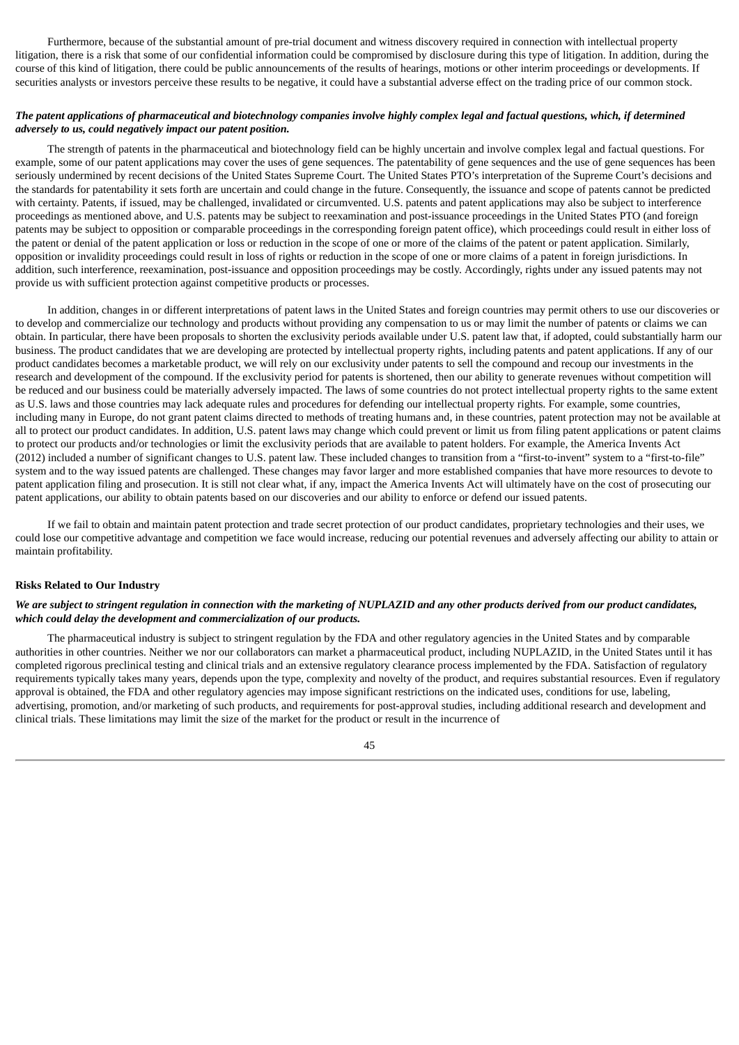Furthermore, because of the substantial amount of pre-trial document and witness discovery required in connection with intellectual property litigation, there is a risk that some of our confidential information could be compromised by disclosure during this type of litigation. In addition, during the course of this kind of litigation, there could be public announcements of the results of hearings, motions or other interim proceedings or developments. If securities analysts or investors perceive these results to be negative, it could have a substantial adverse effect on the trading price of our common stock.

***The patent applications of pharmaceutical and biotechnology companies involve highly complex legal and factual questions, which, if determined adversely to us, could negatively impact our patent position.***

The strength of patents in the pharmaceutical and biotechnology field can be highly uncertain and involve complex legal and factual questions. For example, some of our patent applications may cover the uses of gene sequences. The patentability of gene sequences and the use of gene sequences has been seriously undermined by recent decisions of the United States Supreme Court. The United States PTO's interpretation of the Supreme Court's decisions and the standards for patentability it sets forth are uncertain and could change in the future. Consequently, the issuance and scope of patents cannot be predicted with certainty. Patents, if issued, may be challenged, invalidated or circumvented. U.S. patents and patent applications may also be subject to interference proceedings as mentioned above, and U.S. patents may be subject to reexamination and post-issuance proceedings in the United States PTO (and foreign patents may be subject to opposition or comparable proceedings in the corresponding foreign patent office), which proceedings could result in either loss of the patent or denial of the patent application or loss or reduction in the scope of one or more of the claims of the patent or patent application. Similarly, opposition or invalidity proceedings could result in loss of rights or reduction in the scope of one or more claims of a patent in foreign jurisdictions. In addition, such interference, reexamination, post-issuance and opposition proceedings may be costly. Accordingly, rights under any issued patents may not provide us with sufficient protection against competitive products or processes.

In addition, changes in or different interpretations of patent laws in the United States and foreign countries may permit others to use our discoveries or to develop and commercialize our technology and products without providing any compensation to us or may limit the number of patents or claims we can obtain. In particular, there have been proposals to shorten the exclusivity periods available under U.S. patent law that, if adopted, could substantially harm our business. The product candidates that we are developing are protected by intellectual property rights, including patents and patent applications. If any of our product candidates becomes a marketable product, we will rely on our exclusivity under patents to sell the compound and recoup our investments in the research and development of the compound. If the exclusivity period for patents is shortened, then our ability to generate revenues without competition will be reduced and our business could be materially adversely impacted. The laws of some countries do not protect intellectual property rights to the same extent as U.S. laws and those countries may lack adequate rules and procedures for defending our intellectual property rights. For example, some countries, including many in Europe, do not grant patent claims directed to methods of treating humans and, in these countries, patent protection may not be available at all to protect our product candidates. In addition, U.S. patent laws may change which could prevent or limit us from filing patent applications or patent claims to protect our products and/or technologies or limit the exclusivity periods that are available to patent holders. For example, the America Invents Act (2012) included a number of significant changes to U.S. patent law. These included changes to transition from a "first-to-invent" system to a "first-to-file" system and to the way issued patents are challenged. These changes may favor larger and more established companies that have more resources to devote to patent application filing and prosecution. It is still not clear what, if any, impact the America Invents Act will ultimately have on the cost of prosecuting our patent applications, our ability to obtain patents based on our discoveries and our ability to enforce or defend our issued patents.

If we fail to obtain and maintain patent protection and trade secret protection of our product candidates, proprietary technologies and their uses, we could lose our competitive advantage and competition we face would increase, reducing our potential revenues and adversely affecting our ability to attain or maintain profitability.

**Risks Related to Our Industry**

***We are subject to stringent regulation in connection with the marketing of NUPLAZID and any other products derived from our product candidates, which could delay the development and commercialization of our products.***

The pharmaceutical industry is subject to stringent regulation by the FDA and other regulatory agencies in the United States and by comparable authorities in other countries. Neither we nor our collaborators can market a pharmaceutical product, including NUPLAZID, in the United States until it has completed rigorous preclinical testing and clinical trials and an extensive regulatory clearance process implemented by the FDA. Satisfaction of regulatory requirements typically takes many years, depends upon the type, complexity and novelty of the product, and requires substantial resources. Even if regulatory approval is obtained, the FDA and other regulatory agencies may impose significant restrictions on the indicated uses, conditions for use, labeling, advertising, promotion, and/or marketing of such products, and requirements for post-approval studies, including additional research and development and clinical trials. These limitations may limit the size of the market for the product or result in the incurrence of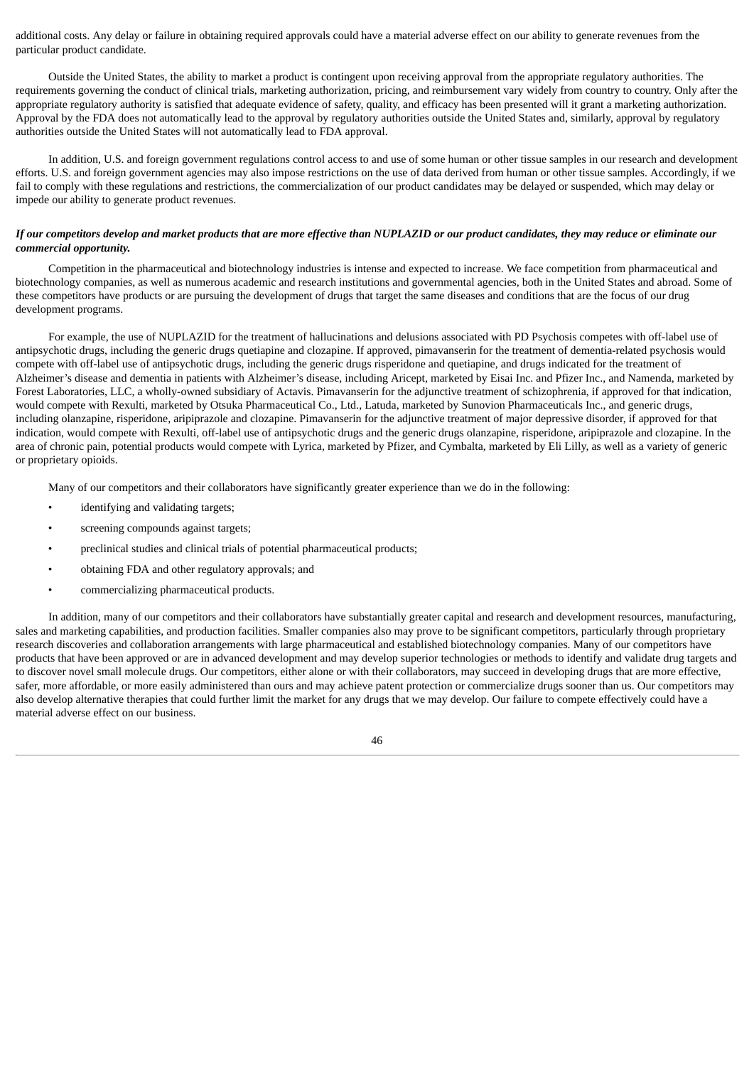additional costs. Any delay or failure in obtaining required approvals could have a material adverse effect on our ability to generate revenues from the particular product candidate.

Outside the United States, the ability to market a product is contingent upon receiving approval from the appropriate regulatory authorities. The requirements governing the conduct of clinical trials, marketing authorization, pricing, and reimbursement vary widely from country to country. Only after the appropriate regulatory authority is satisfied that adequate evidence of safety, quality, and efficacy has been presented will it grant a marketing authorization. Approval by the FDA does not automatically lead to the approval by regulatory authorities outside the United States and, similarly, approval by regulatory authorities outside the United States will not automatically lead to FDA approval.

In addition, U.S. and foreign government regulations control access to and use of some human or other tissue samples in our research and development efforts. U.S. and foreign government agencies may also impose restrictions on the use of data derived from human or other tissue samples. Accordingly, if we fail to comply with these regulations and restrictions, the commercialization of our product candidates may be delayed or suspended, which may delay or impede our ability to generate product revenues.

***If our competitors develop and market products that are more effective than NUPLAZID or our product candidates, they may reduce or eliminate our commercial opportunity.***

Competition in the pharmaceutical and biotechnology industries is intense and expected to increase. We face competition from pharmaceutical and biotechnology companies, as well as numerous academic and research institutions and governmental agencies, both in the United States and abroad. Some of these competitors have products or are pursuing the development of drugs that target the same diseases and conditions that are the focus of our drug development programs.

For example, the use of NUPLAZID for the treatment of hallucinations and delusions associated with PD Psychosis competes with off-label use of antipsychotic drugs, including the generic drugs quetiapine and clozapine. If approved, pimavanserin for the treatment of dementia-related psychosis would compete with off-label use of antipsychotic drugs, including the generic drugs risperidone and quetiapine, and drugs indicated for the treatment of Alzheimer's disease and dementia in patients with Alzheimer's disease, including Aricept, marketed by Eisai Inc. and Pfizer Inc., and Namenda, marketed by Forest Laboratories, LLC, a wholly-owned subsidiary of Actavis. Pimavanserin for the adjunctive treatment of schizophrenia, if approved for that indication, would compete with Rexulti, marketed by Otsuka Pharmaceutical Co., Ltd., Latuda, marketed by Sunovion Pharmaceuticals Inc., and generic drugs, including olanzapine, risperidone, aripiprazole and clozapine. Pimavanserin for the adjunctive treatment of major depressive disorder, if approved for that indication, would compete with Rexulti, off-label use of antipsychotic drugs and the generic drugs olanzapine, risperidone, aripiprazole and clozapine. In the area of chronic pain, potential products would compete with Lyrica, marketed by Pfizer, and Cymbalta, marketed by Eli Lilly, as well as a variety of generic or proprietary opioids.

Many of our competitors and their collaborators have significantly greater experience than we do in the following:

- identifying and validating targets;
- screening compounds against targets;
- preclinical studies and clinical trials of potential pharmaceutical products;
- obtaining FDA and other regulatory approvals; and
- commercializing pharmaceutical products.

In addition, many of our competitors and their collaborators have substantially greater capital and research and development resources, manufacturing, sales and marketing capabilities, and production facilities. Smaller companies also may prove to be significant competitors, particularly through proprietary research discoveries and collaboration arrangements with large pharmaceutical and established biotechnology companies. Many of our competitors have products that have been approved or are in advanced development and may develop superior technologies or methods to identify and validate drug targets and to discover novel small molecule drugs. Our competitors, either alone or with their collaborators, may succeed in developing drugs that are more effective, safer, more affordable, or more easily administered than ours and may achieve patent protection or commercialize drugs sooner than us. Our competitors may also develop alternative therapies that could further limit the market for any drugs that we may develop. Our failure to compete effectively could have a material adverse effect on our business.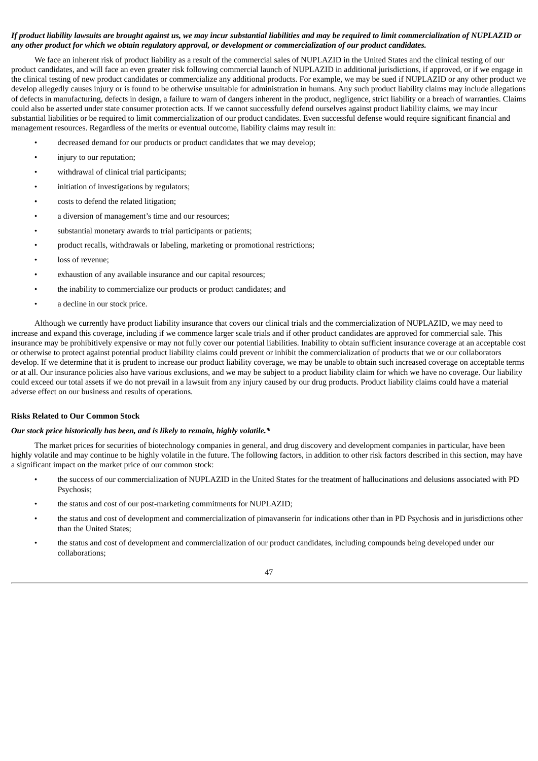***If product liability lawsuits are brought against us, we may incur substantial liabilities and may be required to limit commercialization of NUPLAZID or any other product for which we obtain regulatory approval, or development or commercialization of our product candidates.***

We face an inherent risk of product liability as a result of the commercial sales of NUPLAZID in the United States and the clinical testing of our product candidates, and will face an even greater risk following commercial launch of NUPLAZID in additional jurisdictions, if approved, or if we engage in the clinical testing of new product candidates or commercialize any additional products. For example, we may be sued if NUPLAZID or any other product we develop allegedly causes injury or is found to be otherwise unsuitable for administration in humans. Any such product liability claims may include allegations of defects in manufacturing, defects in design, a failure to warn of dangers inherent in the product, negligence, strict liability or a breach of warranties. Claims could also be asserted under state consumer protection acts. If we cannot successfully defend ourselves against product liability claims, we may incur substantial liabilities or be required to limit commercialization of our product candidates. Even successful defense would require significant financial and management resources. Regardless of the merits or eventual outcome, liability claims may result in:

- decreased demand for our products or product candidates that we may develop;
- injury to our reputation;
- withdrawal of clinical trial participants;
- initiation of investigations by regulators;
- costs to defend the related litigation;
- a diversion of management's time and our resources;
- substantial monetary awards to trial participants or patients;
- product recalls, withdrawals or labeling, marketing or promotional restrictions;
- loss of revenue;
- exhaustion of any available insurance and our capital resources;
- the inability to commercialize our products or product candidates; and
- a decline in our stock price.

Although we currently have product liability insurance that covers our clinical trials and the commercialization of NUPLAZID, we may need to increase and expand this coverage, including if we commence larger scale trials and if other product candidates are approved for commercial sale. This insurance may be prohibitively expensive or may not fully cover our potential liabilities. Inability to obtain sufficient insurance coverage at an acceptable cost or otherwise to protect against potential product liability claims could prevent or inhibit the commercialization of products that we or our collaborators develop. If we determine that it is prudent to increase our product liability coverage, we may be unable to obtain such increased coverage on acceptable terms or at all. Our insurance policies also have various exclusions, and we may be subject to a product liability claim for which we have no coverage. Our liability could exceed our total assets if we do not prevail in a lawsuit from any injury caused by our drug products. Product liability claims could have a material adverse effect on our business and results of operations.

**Risks Related to Our Common Stock**

***Our stock price historically has been, and is likely to remain, highly volatile.****

The market prices for securities of biotechnology companies in general, and drug discovery and development companies in particular, have been highly volatile and may continue to be highly volatile in the future. The following factors, in addition to other risk factors described in this section, may have a significant impact on the market price of our common stock:

- the success of our commercialization of NUPLAZID in the United States for the treatment of hallucinations and delusions associated with PD Psychosis;
- the status and cost of our post-marketing commitments for NUPLAZID;
- the status and cost of development and commercialization of pimavanserin for indications other than in PD Psychosis and in jurisdictions other than the United States;
- the status and cost of development and commercialization of our product candidates, including compounds being developed under our collaborations;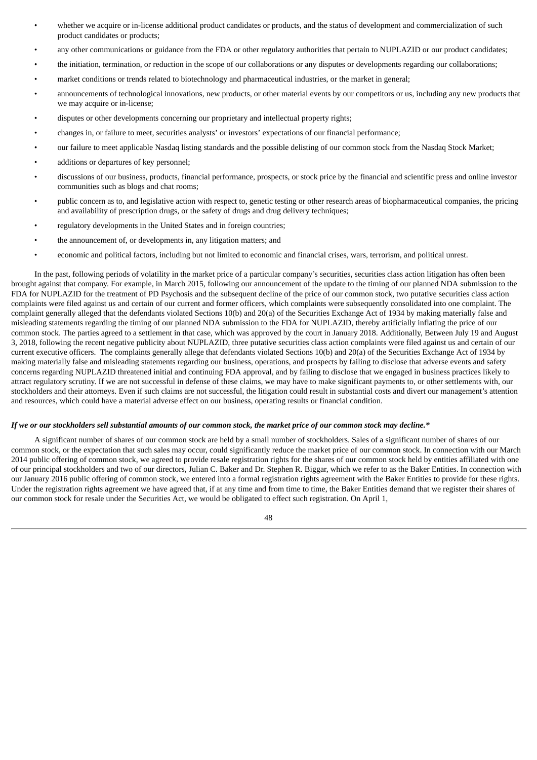- whether we acquire or in-license additional product candidates or products, and the status of development and commercialization of such product candidates or products;
- any other communications or guidance from the FDA or other regulatory authorities that pertain to NUPLAZID or our product candidates;
- the initiation, termination, or reduction in the scope of our collaborations or any disputes or developments regarding our collaborations;
- market conditions or trends related to biotechnology and pharmaceutical industries, or the market in general;
- announcements of technological innovations, new products, or other material events by our competitors or us, including any new products that we may acquire or in-license;
- disputes or other developments concerning our proprietary and intellectual property rights;
- changes in, or failure to meet, securities analysts' or investors' expectations of our financial performance;
- our failure to meet applicable Nasdaq listing standards and the possible delisting of our common stock from the Nasdaq Stock Market;
- additions or departures of key personnel;
- discussions of our business, products, financial performance, prospects, or stock price by the financial and scientific press and online investor communities such as blogs and chat rooms;
- public concern as to, and legislative action with respect to, genetic testing or other research areas of biopharmaceutical companies, the pricing and availability of prescription drugs, or the safety of drugs and drug delivery techniques;
- regulatory developments in the United States and in foreign countries;
- the announcement of, or developments in, any litigation matters; and
- economic and political factors, including but not limited to economic and financial crises, wars, terrorism, and political unrest.

In the past, following periods of volatility in the market price of a particular company's securities, securities class action litigation has often been brought against that company. For example, in March 2015, following our announcement of the update to the timing of our planned NDA submission to the FDA for NUPLAZID for the treatment of PD Psychosis and the subsequent decline of the price of our common stock, two putative securities class action complaints were filed against us and certain of our current and former officers, which complaints were subsequently consolidated into one complaint. The complaint generally alleged that the defendants violated Sections 10(b) and 20(a) of the Securities Exchange Act of 1934 by making materially false and misleading statements regarding the timing of our planned NDA submission to the FDA for NUPLAZID, thereby artificially inflating the price of our common stock. The parties agreed to a settlement in that case, which was approved by the court in January 2018. Additionally, Between July 19 and August 3, 2018, following the recent negative publicity about NUPLAZID, three putative securities class action complaints were filed against us and certain of our current executive officers. The complaints generally allege that defendants violated Sections 10(b) and 20(a) of the Securities Exchange Act of 1934 by making materially false and misleading statements regarding our business, operations, and prospects by failing to disclose that adverse events and safety concerns regarding NUPLAZID threatened initial and continuing FDA approval, and by failing to disclose that we engaged in business practices likely to attract regulatory scrutiny. If we are not successful in defense of these claims, we may have to make significant payments to, or other settlements with, our stockholders and their attorneys. Even if such claims are not successful, the litigation could result in substantial costs and divert our management's attention and resources, which could have a material adverse effect on our business, operating results or financial condition.

***If we or our stockholders sell substantial amounts of our common stock, the market price of our common stock may decline.****

A significant number of shares of our common stock are held by a small number of stockholders. Sales of a significant number of shares of our common stock, or the expectation that such sales may occur, could significantly reduce the market price of our common stock. In connection with our March 2014 public offering of common stock, we agreed to provide resale registration rights for the shares of our common stock held by entities affiliated with one of our principal stockholders and two of our directors, Julian C. Baker and Dr. Stephen R. Biggar, which we refer to as the Baker Entities. In connection with our January 2016 public offering of common stock, we entered into a formal registration rights agreement with the Baker Entities to provide for these rights. Under the registration rights agreement we have agreed that, if at any time and from time to time, the Baker Entities demand that we register their shares of our common stock for resale under the Securities Act, we would be obligated to effect such registration. On April 1,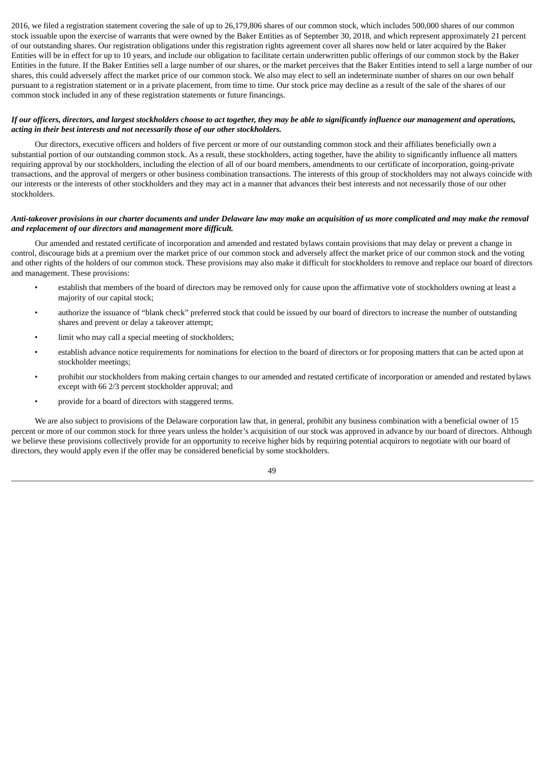2016, we filed a registration statement covering the sale of up to 26,179,806 shares of our common stock, which includes 500,000 shares of our common stock issuable upon the exercise of warrants that were owned by the Baker Entities as of September 30, 2018, and which represent approximately 21 percent of our outstanding shares. Our registration obligations under this registration rights agreement cover all shares now held or later acquired by the Baker Entities will be in effect for up to 10 years, and include our obligation to facilitate certain underwritten public offerings of our common stock by the Baker Entities in the future. If the Baker Entities sell a large number of our shares, or the market perceives that the Baker Entities intend to sell a large number of our shares, this could adversely affect the market price of our common stock. We also may elect to sell an indeterminate number of shares on our own behalf pursuant to a registration statement or in a private placement, from time to time. Our stock price may decline as a result of the sale of the shares of our common stock included in any of these registration statements or future financings.

***If our officers, directors, and largest stockholders choose to act together, they may be able to significantly influence our management and operations, acting in their best interests and not necessarily those of our other stockholders.***

Our directors, executive officers and holders of five percent or more of our outstanding common stock and their affiliates beneficially own a substantial portion of our outstanding common stock. As a result, these stockholders, acting together, have the ability to significantly influence all matters requiring approval by our stockholders, including the election of all of our board members, amendments to our certificate of incorporation, going-private transactions, and the approval of mergers or other business combination transactions. The interests of this group of stockholders may not always coincide with our interests or the interests of other stockholders and they may act in a manner that advances their best interests and not necessarily those of our other stockholders.

***Anti-takeover provisions in our charter documents and under Delaware law may make an acquisition of us more complicated and may make the removal and replacement of our directors and management more difficult.***

Our amended and restated certificate of incorporation and amended and restated bylaws contain provisions that may delay or prevent a change in control, discourage bids at a premium over the market price of our common stock and adversely affect the market price of our common stock and the voting and other rights of the holders of our common stock. These provisions may also make it difficult for stockholders to remove and replace our board of directors and management. These provisions:

- establish that members of the board of directors may be removed only for cause upon the affirmative vote of stockholders owning at least a majority of our capital stock;
- authorize the issuance of "blank check" preferred stock that could be issued by our board of directors to increase the number of outstanding shares and prevent or delay a takeover attempt;
- limit who may call a special meeting of stockholders;
- establish advance notice requirements for nominations for election to the board of directors or for proposing matters that can be acted upon at stockholder meetings;
- prohibit our stockholders from making certain changes to our amended and restated certificate of incorporation or amended and restated bylaws except with 66 2/3 percent stockholder approval; and
- provide for a board of directors with staggered terms.

We are also subject to provisions of the Delaware corporation law that, in general, prohibit any business combination with a beneficial owner of 15 percent or more of our common stock for three years unless the holder's acquisition of our stock was approved in advance by our board of directors. Although we believe these provisions collectively provide for an opportunity to receive higher bids by requiring potential acquirors to negotiate with our board of directors, they would apply even if the offer may be considered beneficial by some stockholders.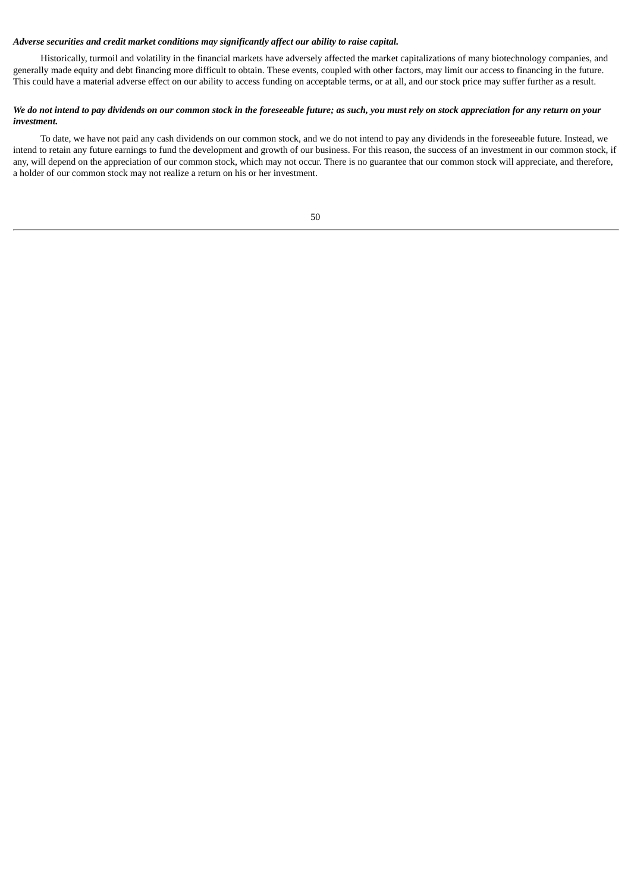***Adverse securities and credit market conditions may significantly affect our ability to raise capital.***

Historically, turmoil and volatility in the financial markets have adversely affected the market capitalizations of many biotechnology companies, and generally made equity and debt financing more difficult to obtain. These events, coupled with other factors, may limit our access to financing in the future. This could have a material adverse effect on our ability to access funding on acceptable terms, or at all, and our stock price may suffer further as a result.

***We do not intend to pay dividends on our common stock in the foreseeable future; as such, you must rely on stock appreciation for any return on your investment.***

To date, we have not paid any cash dividends on our common stock, and we do not intend to pay any dividends in the foreseeable future. Instead, we intend to retain any future earnings to fund the development and growth of our business. For this reason, the success of an investment in our common stock, if any, will depend on the appreciation of our common stock, which may not occur. There is no guarantee that our common stock will appreciate, and therefore, a holder of our common stock may not realize a return on his or her investment.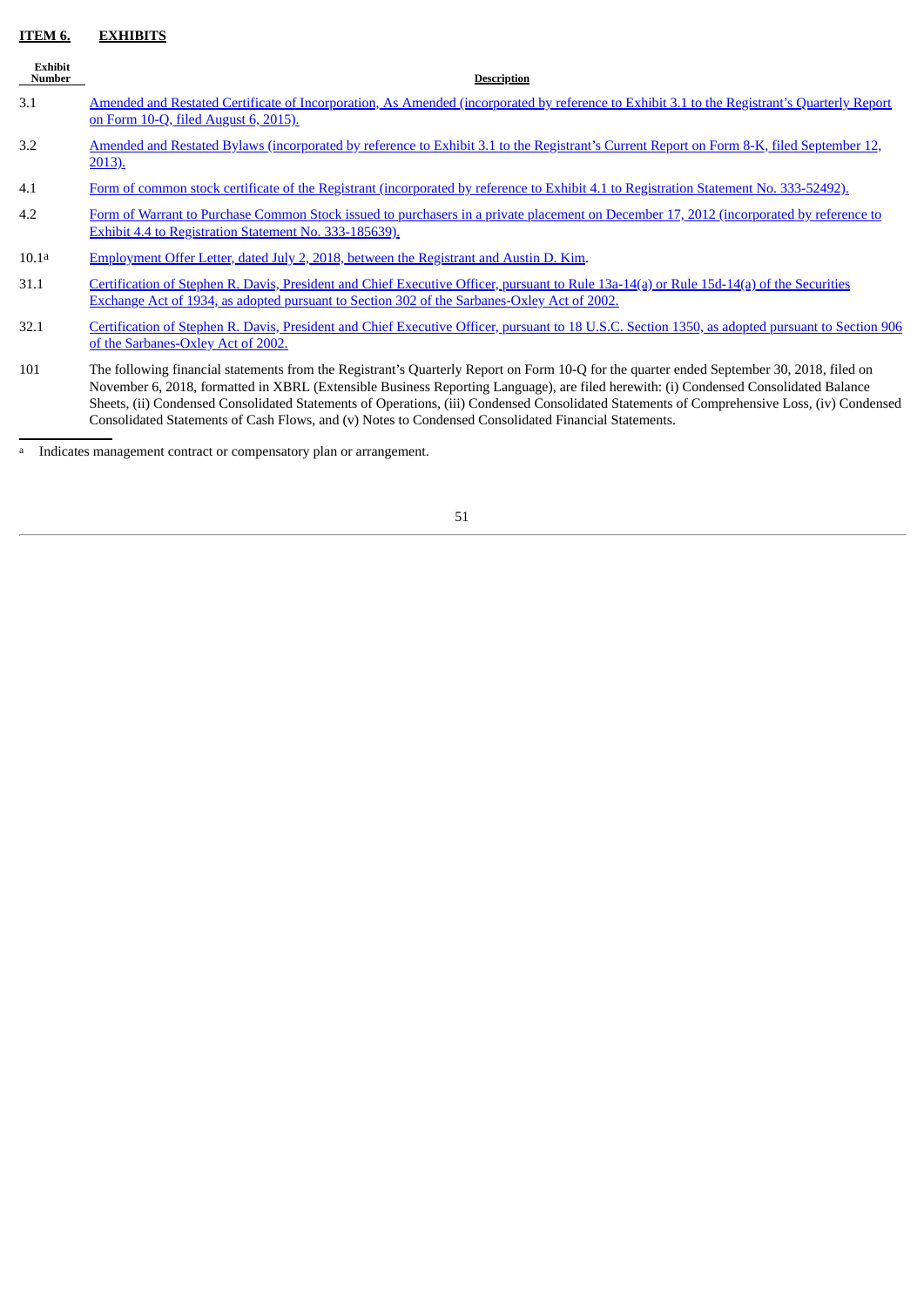## ITEM 6. EXHIBITS

| Exhibit Number | Description |
|---|---|
| 3.1 | Amended and Restated Certificate of Incorporation, As Amended (incorporated by reference to Exhibit 3.1 to the Registrant's Quarterly Report on Form 10-Q, filed August 6, 2015). |
| 3.2 | Amended and Restated Bylaws (incorporated by reference to Exhibit 3.1 to the Registrant's Current Report on Form 8-K, filed September 12, 2013). |
| 4.1 | Form of common stock certificate of the Registrant (incorporated by reference to Exhibit 4.1 to Registration Statement No. 333-52492). |
| 4.2 | Form of Warrant to Purchase Common Stock issued to purchasers in a private placement on December 17, 2012 (incorporated by reference to Exhibit 4.4 to Registration Statement No. 333-185639). |
| 10.1[a] | Employment Offer Letter, dated July 2, 2018, between the Registrant and Austin D. Kim. |
| 31.1 | Certification of Stephen R. Davis, President and Chief Executive Officer, pursuant to Rule 13a-14(a) or Rule 15d-14(a) of the Securities Exchange Act of 1934, as adopted pursuant to Section 302 of the Sarbanes-Oxley Act of 2002. |
| 32.1 | Certification of Stephen R. Davis, President and Chief Executive Officer, pursuant to 18 U.S.C. Section 1350, as adopted pursuant to Section 906 of the Sarbanes-Oxley Act of 2002. |
| 101 | The following financial statements from the Registrant's Quarterly Report on Form 10-Q for the quarter ended September 30, 2018, filed on November 6, 2018, formatted in XBRL (Extensible Business Reporting Language), are filed herewith: (i) Condensed Consolidated Balance Sheets, (ii) Condensed Consolidated Statements of Operations, (iii) Condensed Consolidated Statements of Comprehensive Loss, (iv) Condensed Consolidated Statements of Cash Flows, and (v) Notes to Condensed Consolidated Financial Statements. |

[a] Indicates management contract or compensatory plan or arrangement.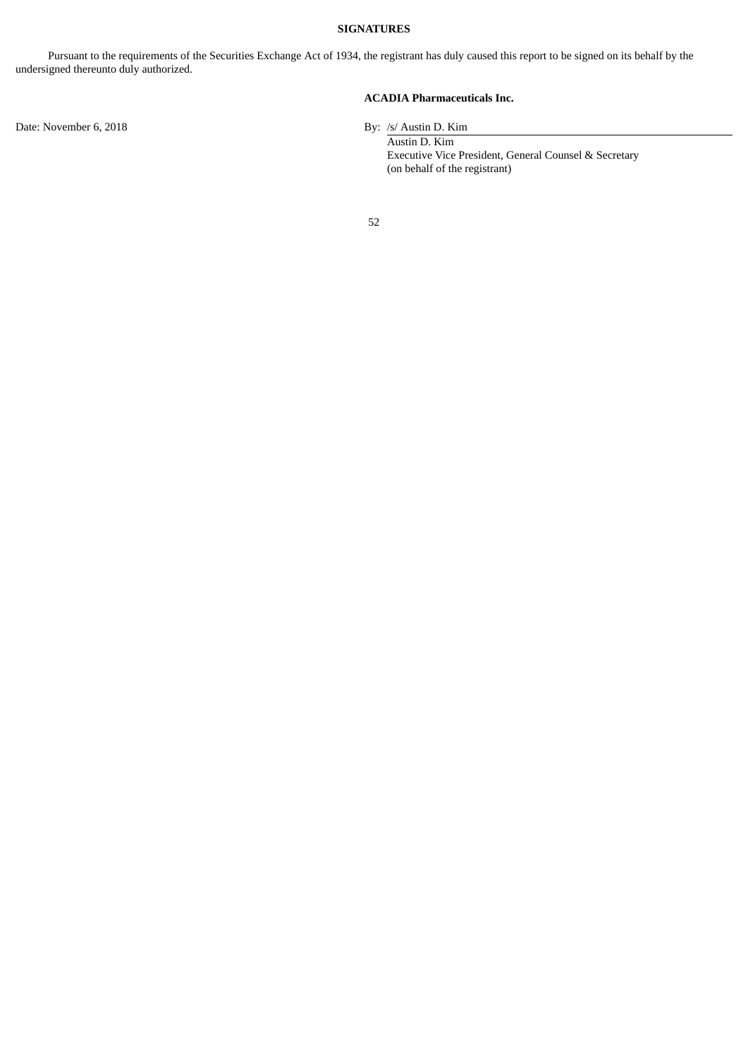**SIGNATURES**

Pursuant to the requirements of the Securities Exchange Act of 1934, the registrant has duly caused this report to be signed on its behalf by the undersigned thereunto duly authorized.

**ACADIA Pharmaceuticals Inc.**

Date: November 6, 2018

By: /s/ Austin D. Kim
Austin D. Kim
Executive Vice President, General Counsel & Secretary
(on behalf of the registrant)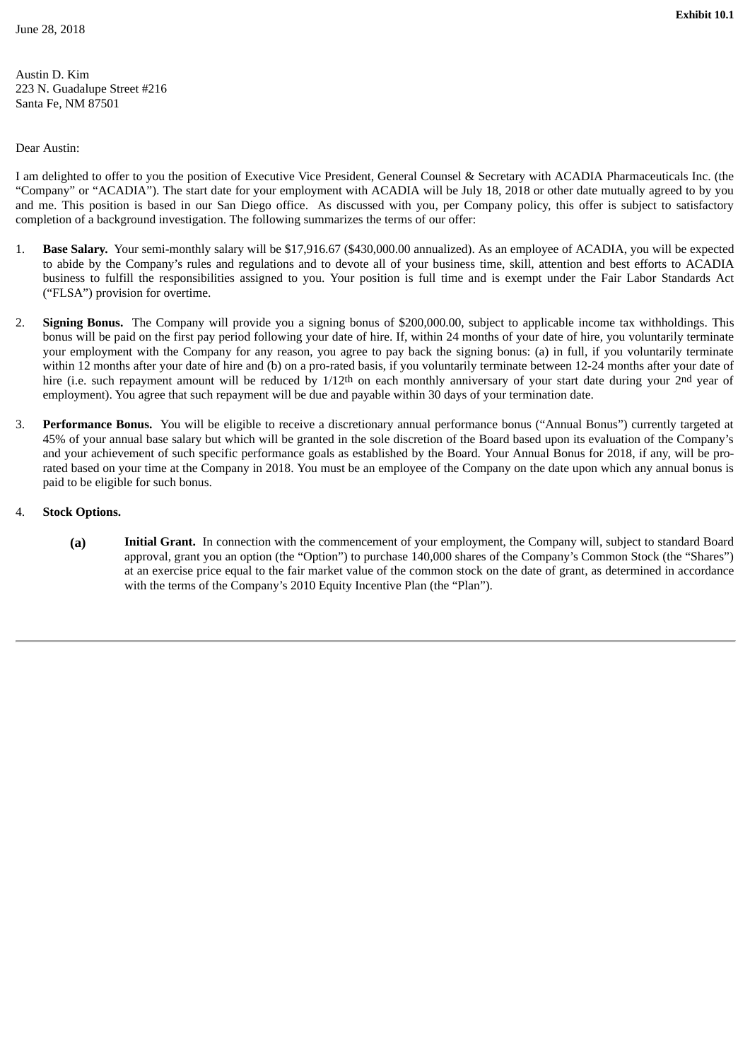**Exhibit 10.1**

June 28, 2018

Austin D. Kim
223 N. Guadalupe Street #216
Santa Fe, NM 87501

Dear Austin:

I am delighted to offer to you the position of Executive Vice President, General Counsel & Secretary with ACADIA Pharmaceuticals Inc. (the "Company" or "ACADIA"). The start date for your employment with ACADIA will be July 18, 2018 or other date mutually agreed to by you and me. This position is based in our San Diego office. As discussed with you, per Company policy, this offer is subject to satisfactory completion of a background investigation. The following summarizes the terms of our offer:

1. **Base Salary.** Your semi-monthly salary will be $17,916.67 ($430,000.00 annualized). As an employee of ACADIA, you will be expected to abide by the Company's rules and regulations and to devote all of your business time, skill, attention and best efforts to ACADIA business to fulfill the responsibilities assigned to you. Your position is full time and is exempt under the Fair Labor Standards Act ("FLSA") provision for overtime.

2. **Signing Bonus.** The Company will provide you a signing bonus of $200,000.00, subject to applicable income tax withholdings. This bonus will be paid on the first pay period following your date of hire. If, within 24 months of your date of hire, you voluntarily terminate your employment with the Company for any reason, you agree to pay back the signing bonus: (a) in full, if you voluntarily terminate within 12 months after your date of hire and (b) on a pro-rated basis, if you voluntarily terminate between 12-24 months after your date of hire (i.e. such repayment amount will be reduced by 1/12th on each monthly anniversary of your start date during your 2nd year of employment). You agree that such repayment will be due and payable within 30 days of your termination date.

3. **Performance Bonus.** You will be eligible to receive a discretionary annual performance bonus ("Annual Bonus") currently targeted at 45% of your annual base salary but which will be granted in the sole discretion of the Board based upon its evaluation of the Company's and your achievement of such specific performance goals as established by the Board. Your Annual Bonus for 2018, if any, will be pro-rated based on your time at the Company in 2018. You must be an employee of the Company on the date upon which any annual bonus is paid to be eligible for such bonus.

4. **Stock Options.**

   **(a)** **Initial Grant.** In connection with the commencement of your employment, the Company will, subject to standard Board approval, grant you an option (the "Option") to purchase 140,000 shares of the Company's Common Stock (the "Shares") at an exercise price equal to the fair market value of the common stock on the date of grant, as determined in accordance with the terms of the Company's 2010 Equity Incentive Plan (the "Plan").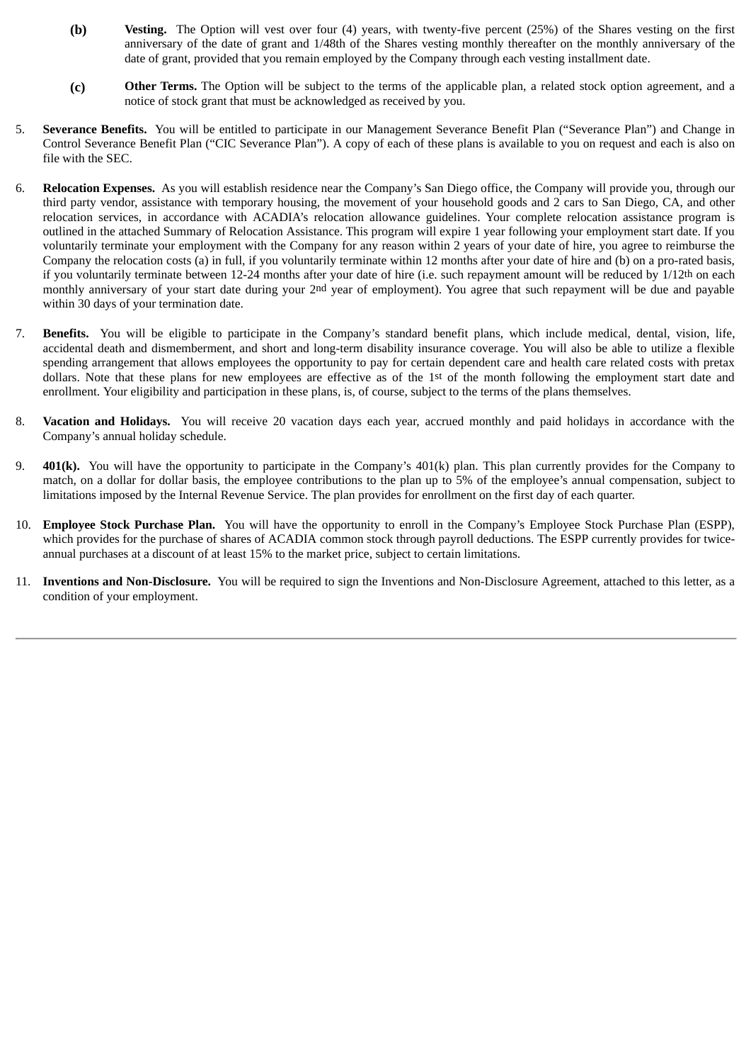(b) **Vesting.** The Option will vest over four (4) years, with twenty-five percent (25%) of the Shares vesting on the first anniversary of the date of grant and 1/48th of the Shares vesting monthly thereafter on the monthly anniversary of the date of grant, provided that you remain employed by the Company through each vesting installment date.

(c) **Other Terms.** The Option will be subject to the terms of the applicable plan, a related stock option agreement, and a notice of stock grant that must be acknowledged as received by you.

5. **Severance Benefits.** You will be entitled to participate in our Management Severance Benefit Plan ("Severance Plan") and Change in Control Severance Benefit Plan ("CIC Severance Plan"). A copy of each of these plans is available to you on request and each is also on file with the SEC.

6. **Relocation Expenses.** As you will establish residence near the Company's San Diego office, the Company will provide you, through our third party vendor, assistance with temporary housing, the movement of your household goods and 2 cars to San Diego, CA, and other relocation services, in accordance with ACADIA's relocation allowance guidelines. Your complete relocation assistance program is outlined in the attached Summary of Relocation Assistance. This program will expire 1 year following your employment start date. If you voluntarily terminate your employment with the Company for any reason within 2 years of your date of hire, you agree to reimburse the Company the relocation costs (a) in full, if you voluntarily terminate within 12 months after your date of hire and (b) on a pro-rated basis, if you voluntarily terminate between 12-24 months after your date of hire (i.e. such repayment amount will be reduced by 1/12th on each monthly anniversary of your start date during your 2nd year of employment). You agree that such repayment will be due and payable within 30 days of your termination date.

7. **Benefits.** You will be eligible to participate in the Company's standard benefit plans, which include medical, dental, vision, life, accidental death and dismemberment, and short and long-term disability insurance coverage. You will also be able to utilize a flexible spending arrangement that allows employees the opportunity to pay for certain dependent care and health care related costs with pretax dollars. Note that these plans for new employees are effective as of the 1st of the month following the employment start date and enrollment. Your eligibility and participation in these plans, is, of course, subject to the terms of the plans themselves.

8. **Vacation and Holidays.** You will receive 20 vacation days each year, accrued monthly and paid holidays in accordance with the Company's annual holiday schedule.

9. **401(k).** You will have the opportunity to participate in the Company's 401(k) plan. This plan currently provides for the Company to match, on a dollar for dollar basis, the employee contributions to the plan up to 5% of the employee's annual compensation, subject to limitations imposed by the Internal Revenue Service. The plan provides for enrollment on the first day of each quarter.

10. **Employee Stock Purchase Plan.** You will have the opportunity to enroll in the Company's Employee Stock Purchase Plan (ESPP), which provides for the purchase of shares of ACADIA common stock through payroll deductions. The ESPP currently provides for twice-annual purchases at a discount of at least 15% to the market price, subject to certain limitations.

11. **Inventions and Non-Disclosure.** You will be required to sign the Inventions and Non-Disclosure Agreement, attached to this letter, as a condition of your employment.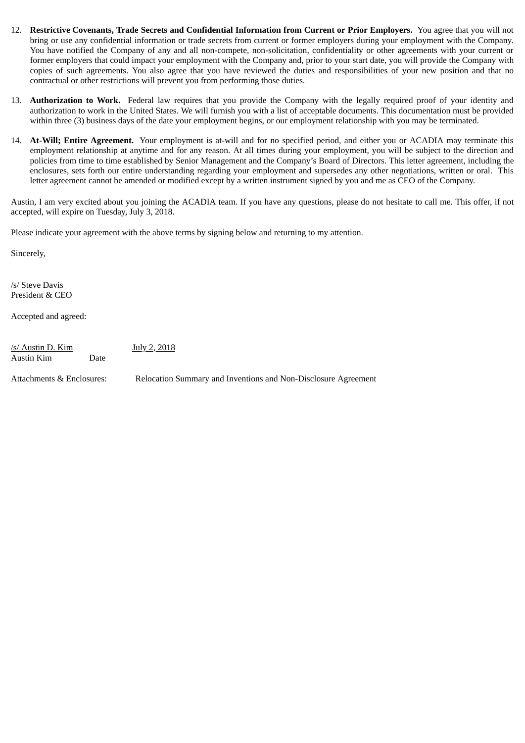12. **Restrictive Covenants, Trade Secrets and Confidential Information from Current or Prior Employers.** You agree that you will not bring or use any confidential information or trade secrets from current or former employers during your employment with the Company. You have notified the Company of any and all non-compete, non-solicitation, confidentiality or other agreements with your current or former employers that could impact your employment with the Company and, prior to your start date, you will provide the Company with copies of such agreements. You also agree that you have reviewed the duties and responsibilities of your new position and that no contractual or other restrictions will prevent you from performing those duties.

13. **Authorization to Work.** Federal law requires that you provide the Company with the legally required proof of your identity and authorization to work in the United States. We will furnish you with a list of acceptable documents. This documentation must be provided within three (3) business days of the date your employment begins, or our employment relationship with you may be terminated.

14. **At-Will; Entire Agreement.** Your employment is at-will and for no specified period, and either you or ACADIA may terminate this employment relationship at anytime and for any reason. At all times during your employment, you will be subject to the direction and policies from time to time established by Senior Management and the Company's Board of Directors. This letter agreement, including the enclosures, sets forth our entire understanding regarding your employment and supersedes any other negotiations, written or oral. This letter agreement cannot be amended or modified except by a written instrument signed by you and me as CEO of the Company.

Austin, I am very excited about you joining the ACADIA team. If you have any questions, please do not hesitate to call me. This offer, if not accepted, will expire on Tuesday, July 3, 2018.

Please indicate your agreement with the above terms by signing below and returning to my attention.

Sincerely,

/s/ Steve Davis
President & CEO

Accepted and agreed:

/s/ Austin D. Kim July 2, 2018
Austin Kim Date

Attachments & Enclosures: Relocation Summary and Inventions and Non-Disclosure Agreement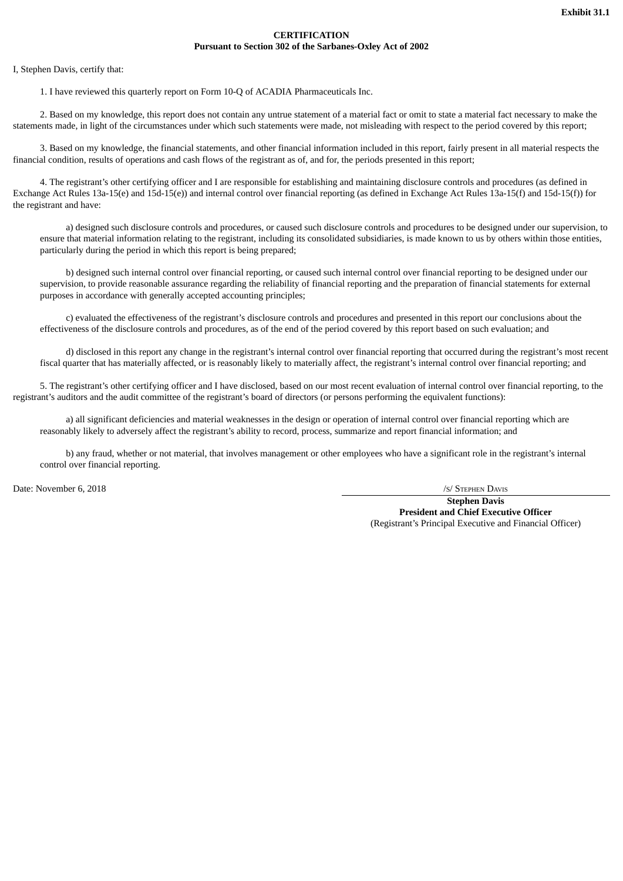**Exhibit 31.1**

**CERTIFICATION**
**Pursuant to Section 302 of the Sarbanes-Oxley Act of 2002**

I, Stephen Davis, certify that:

1. I have reviewed this quarterly report on Form 10-Q of ACADIA Pharmaceuticals Inc.

2. Based on my knowledge, this report does not contain any untrue statement of a material fact or omit to state a material fact necessary to make the statements made, in light of the circumstances under which such statements were made, not misleading with respect to the period covered by this report;

3. Based on my knowledge, the financial statements, and other financial information included in this report, fairly present in all material respects the financial condition, results of operations and cash flows of the registrant as of, and for, the periods presented in this report;

4. The registrant's other certifying officer and I are responsible for establishing and maintaining disclosure controls and procedures (as defined in Exchange Act Rules 13a-15(e) and 15d-15(e)) and internal control over financial reporting (as defined in Exchange Act Rules 13a-15(f) and 15d-15(f)) for the registrant and have:

a) designed such disclosure controls and procedures, or caused such disclosure controls and procedures to be designed under our supervision, to ensure that material information relating to the registrant, including its consolidated subsidiaries, is made known to us by others within those entities, particularly during the period in which this report is being prepared;

b) designed such internal control over financial reporting, or caused such internal control over financial reporting to be designed under our supervision, to provide reasonable assurance regarding the reliability of financial reporting and the preparation of financial statements for external purposes in accordance with generally accepted accounting principles;

c) evaluated the effectiveness of the registrant's disclosure controls and procedures and presented in this report our conclusions about the effectiveness of the disclosure controls and procedures, as of the end of the period covered by this report based on such evaluation; and

d) disclosed in this report any change in the registrant's internal control over financial reporting that occurred during the registrant's most recent fiscal quarter that has materially affected, or is reasonably likely to materially affect, the registrant's internal control over financial reporting; and

5. The registrant's other certifying officer and I have disclosed, based on our most recent evaluation of internal control over financial reporting, to the registrant's auditors and the audit committee of the registrant's board of directors (or persons performing the equivalent functions):

a) all significant deficiencies and material weaknesses in the design or operation of internal control over financial reporting which are reasonably likely to adversely affect the registrant's ability to record, process, summarize and report financial information; and

b) any fraud, whether or not material, that involves management or other employees who have a significant role in the registrant's internal control over financial reporting.

Date: November 6, 2018

/s/ Stephen Davis

**Stephen Davis**
**President and Chief Executive Officer**
(Registrant's Principal Executive and Financial Officer)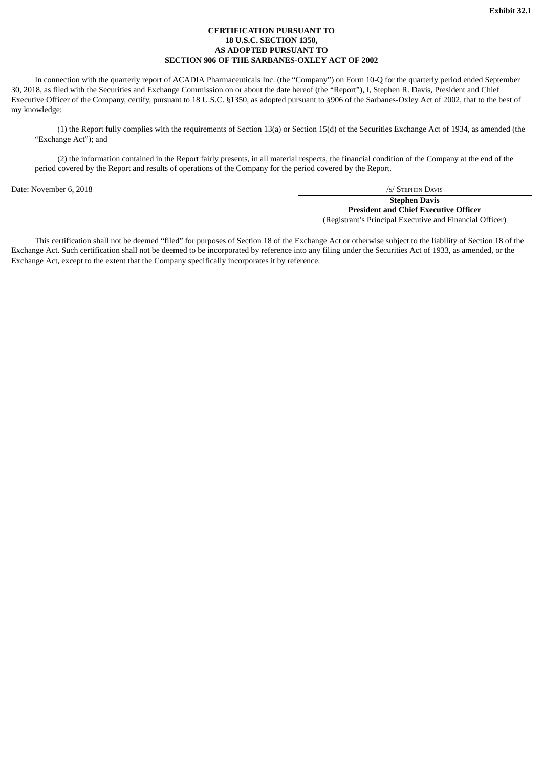**Exhibit 32.1**

**CERTIFICATION PURSUANT TO
18 U.S.C. SECTION 1350,
AS ADOPTED PURSUANT TO
SECTION 906 OF THE SARBANES-OXLEY ACT OF 2002**

In connection with the quarterly report of ACADIA Pharmaceuticals Inc. (the "Company") on Form 10-Q for the quarterly period ended September 30, 2018, as filed with the Securities and Exchange Commission on or about the date hereof (the "Report"), I, Stephen R. Davis, President and Chief Executive Officer of the Company, certify, pursuant to 18 U.S.C. §1350, as adopted pursuant to §906 of the Sarbanes-Oxley Act of 2002, that to the best of my knowledge:

(1) the Report fully complies with the requirements of Section 13(a) or Section 15(d) of the Securities Exchange Act of 1934, as amended (the "Exchange Act"); and

(2) the information contained in the Report fairly presents, in all material respects, the financial condition of the Company at the end of the period covered by the Report and results of operations of the Company for the period covered by the Report.

Date: November 6, 2018

/s/ Stephen Davis

**Stephen Davis**
**President and Chief Executive Officer**
(Registrant's Principal Executive and Financial Officer)

This certification shall not be deemed "filed" for purposes of Section 18 of the Exchange Act or otherwise subject to the liability of Section 18 of the Exchange Act. Such certification shall not be deemed to be incorporated by reference into any filing under the Securities Act of 1933, as amended, or the Exchange Act, except to the extent that the Company specifically incorporates it by reference.